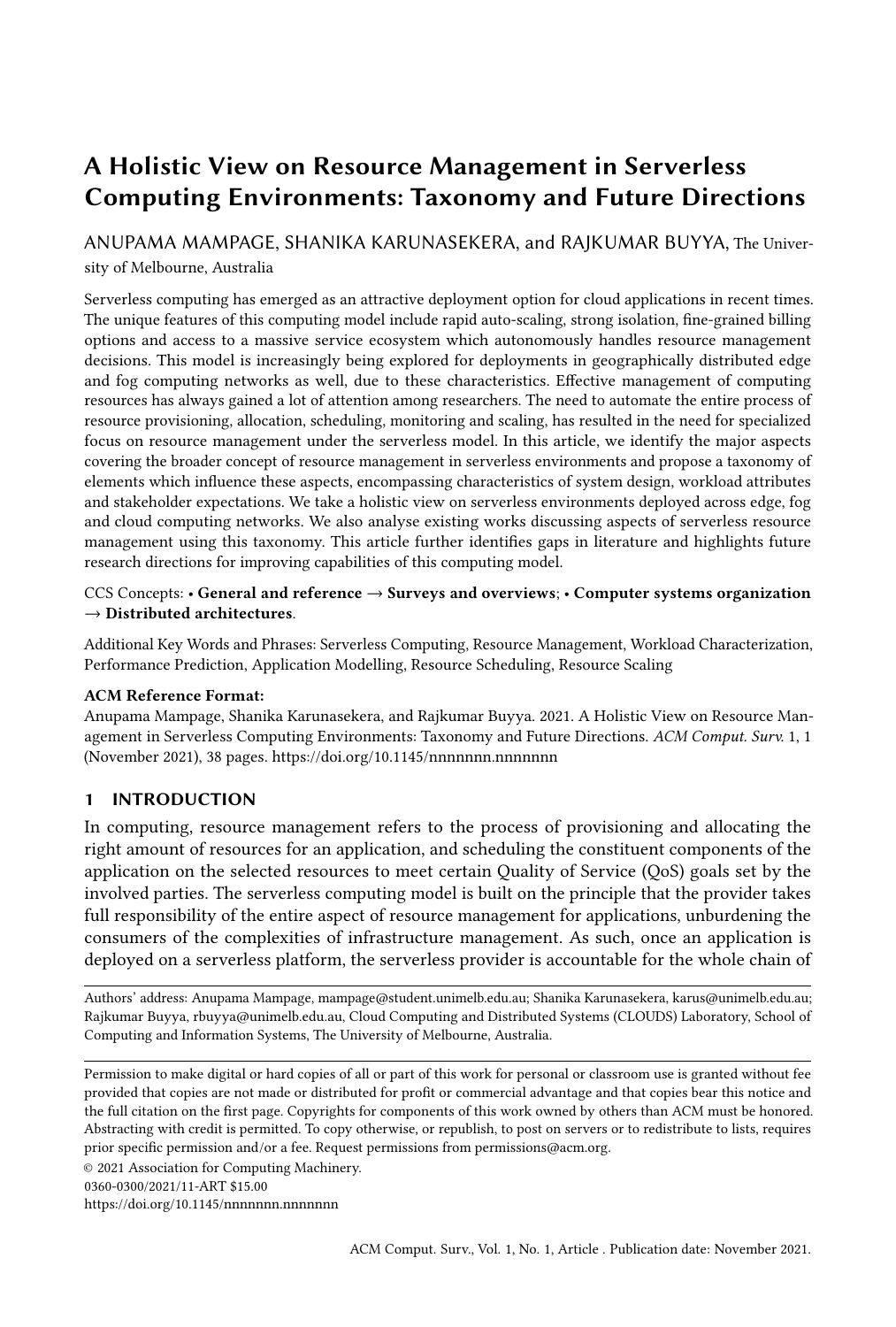# A Holistic View on Resource Management in Serverless Computing Environments: Taxonomy and Future Directions

ANUPAMA MAMPAGE, SHANIKA KARUNASEKERA, and RAJKUMAR BUYYA, The University of Melbourne, Australia

Serverless computing has emerged as an attractive deployment option for cloud applications in recent times. The unique features of this computing model include rapid auto-scaling, strong isolation, fine-grained billing options and access to a massive service ecosystem which autonomously handles resource management decisions. This model is increasingly being explored for deployments in geographically distributed edge and fog computing networks as well, due to these characteristics. Effective management of computing resources has always gained a lot of attention among researchers. The need to automate the entire process of resource provisioning, allocation, scheduling, monitoring and scaling, has resulted in the need for specialized focus on resource management under the serverless model. In this article, we identify the major aspects covering the broader concept of resource management in serverless environments and propose a taxonomy of elements which influence these aspects, encompassing characteristics of system design, workload attributes and stakeholder expectations. We take a holistic view on serverless environments deployed across edge, fog and cloud computing networks. We also analyse existing works discussing aspects of serverless resource management using this taxonomy. This article further identifies gaps in literature and highlights future research directions for improving capabilities of this computing model.

CCS Concepts: • **General and reference → Surveys and overviews**; • **Computer systems organization → Distributed architectures**.

Additional Key Words and Phrases: Serverless Computing, Resource Management, Workload Characterization, Performance Prediction, Application Modelling, Resource Scheduling, Resource Scaling

**ACM Reference Format:**

Anupama Mampage, Shanika Karunasekera, and Rajkumar Buyya. 2021. A Holistic View on Resource Management in Serverless Computing Environments: Taxonomy and Future Directions. *ACM Comput. Surv.* 1, 1 (November 2021), 38 pages. https://doi.org/10.1145/nnnnnnn.nnnnnnn

## 1 INTRODUCTION

In computing, resource management refers to the process of provisioning and allocating the right amount of resources for an application, and scheduling the constituent components of the application on the selected resources to meet certain Quality of Service (QoS) goals set by the involved parties. The serverless computing model is built on the principle that the provider takes full responsibility of the entire aspect of resource management for applications, unburdening the consumers of the complexities of infrastructure management. As such, once an application is deployed on a serverless platform, the serverless provider is accountable for the whole chain of

Authors' address: Anupama Mampage, mampage@student.unimelb.edu.au; Shanika Karunasekera, karus@unimelb.edu.au; Rajkumar Buyya, rbuyya@unimelb.edu.au, Cloud Computing and Distributed Systems (CLOUDS) Laboratory, School of Computing and Information Systems, The University of Melbourne, Australia.

Permission to make digital or hard copies of all or part of this work for personal or classroom use is granted without fee provided that copies are not made or distributed for profit or commercial advantage and that copies bear this notice and the full citation on the first page. Copyrights for components of this work owned by others than ACM must be honored. Abstracting with credit is permitted. To copy otherwise, or republish, to post on servers or to redistribute to lists, requires prior specific permission and/or a fee. Request permissions from permissions@acm.org.

© 2021 Association for Computing Machinery.

0360-0300/2021/11-ART $15.00

https://doi.org/10.1145/nnnnnnn.nnnnnnn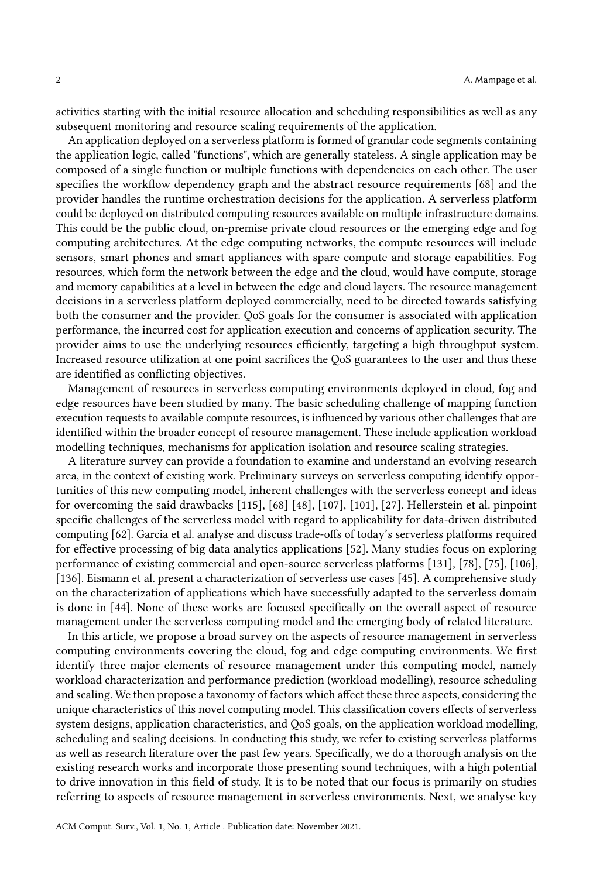activities starting with the initial resource allocation and scheduling responsibilities as well as any subsequent monitoring and resource scaling requirements of the application.

An application deployed on a serverless platform is formed of granular code segments containing the application logic, called "functions", which are generally stateless. A single application may be composed of a single function or multiple functions with dependencies on each other. The user specifies the workflow dependency graph and the abstract resource requirements [68] and the provider handles the runtime orchestration decisions for the application. A serverless platform could be deployed on distributed computing resources available on multiple infrastructure domains. This could be the public cloud, on-premise private cloud resources or the emerging edge and fog computing architectures. At the edge computing networks, the compute resources will include sensors, smart phones and smart appliances with spare compute and storage capabilities. Fog resources, which form the network between the edge and the cloud, would have compute, storage and memory capabilities at a level in between the edge and cloud layers. The resource management decisions in a serverless platform deployed commercially, need to be directed towards satisfying both the consumer and the provider. QoS goals for the consumer is associated with application performance, the incurred cost for application execution and concerns of application security. The provider aims to use the underlying resources efficiently, targeting a high throughput system. Increased resource utilization at one point sacrifices the QoS guarantees to the user and thus these are identified as conflicting objectives.

Management of resources in serverless computing environments deployed in cloud, fog and edge resources have been studied by many. The basic scheduling challenge of mapping function execution requests to available compute resources, is influenced by various other challenges that are identified within the broader concept of resource management. These include application workload modelling techniques, mechanisms for application isolation and resource scaling strategies.

A literature survey can provide a foundation to examine and understand an evolving research area, in the context of existing work. Preliminary surveys on serverless computing identify opportunities of this new computing model, inherent challenges with the serverless concept and ideas for overcoming the said drawbacks [115], [68] [48], [107], [101], [27]. Hellerstein et al. pinpoint specific challenges of the serverless model with regard to applicability for data-driven distributed computing [62]. Garcia et al. analyse and discuss trade-offs of today's serverless platforms required for effective processing of big data analytics applications [52]. Many studies focus on exploring performance of existing commercial and open-source serverless platforms [131], [78], [75], [106], [136]. Eismann et al. present a characterization of serverless use cases [45]. A comprehensive study on the characterization of applications which have successfully adapted to the serverless domain is done in [44]. None of these works are focused specifically on the overall aspect of resource management under the serverless computing model and the emerging body of related literature.

In this article, we propose a broad survey on the aspects of resource management in serverless computing environments covering the cloud, fog and edge computing environments. We first identify three major elements of resource management under this computing model, namely workload characterization and performance prediction (workload modelling), resource scheduling and scaling. We then propose a taxonomy of factors which affect these three aspects, considering the unique characteristics of this novel computing model. This classification covers effects of serverless system designs, application characteristics, and QoS goals, on the application workload modelling, scheduling and scaling decisions. In conducting this study, we refer to existing serverless platforms as well as research literature over the past few years. Specifically, we do a thorough analysis on the existing research works and incorporate those presenting sound techniques, with a high potential to drive innovation in this field of study. It is to be noted that our focus is primarily on studies referring to aspects of resource management in serverless environments. Next, we analyse key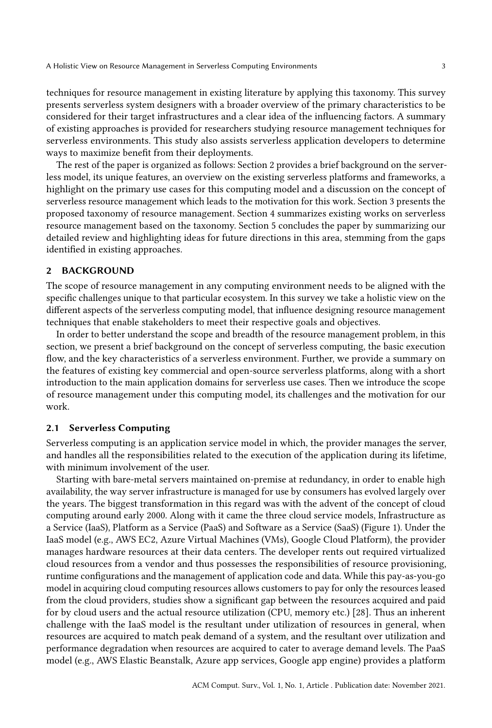techniques for resource management in existing literature by applying this taxonomy. This survey presents serverless system designers with a broader overview of the primary characteristics to be considered for their target infrastructures and a clear idea of the influencing factors. A summary of existing approaches is provided for researchers studying resource management techniques for serverless environments. This study also assists serverless application developers to determine ways to maximize benefit from their deployments.

The rest of the paper is organized as follows: Section 2 provides a brief background on the serverless model, its unique features, an overview on the existing serverless platforms and frameworks, a highlight on the primary use cases for this computing model and a discussion on the concept of serverless resource management which leads to the motivation for this work. Section 3 presents the proposed taxonomy of resource management. Section 4 summarizes existing works on serverless resource management based on the taxonomy. Section 5 concludes the paper by summarizing our detailed review and highlighting ideas for future directions in this area, stemming from the gaps identified in existing approaches.

## 2 BACKGROUND

The scope of resource management in any computing environment needs to be aligned with the specific challenges unique to that particular ecosystem. In this survey we take a holistic view on the different aspects of the serverless computing model, that influence designing resource management techniques that enable stakeholders to meet their respective goals and objectives.

In order to better understand the scope and breadth of the resource management problem, in this section, we present a brief background on the concept of serverless computing, the basic execution flow, and the key characteristics of a serverless environment. Further, we provide a summary on the features of existing key commercial and open-source serverless platforms, along with a short introduction to the main application domains for serverless use cases. Then we introduce the scope of resource management under this computing model, its challenges and the motivation for our work.

### 2.1 Serverless Computing

Serverless computing is an application service model in which, the provider manages the server, and handles all the responsibilities related to the execution of the application during its lifetime, with minimum involvement of the user.

Starting with bare-metal servers maintained on-premise at redundancy, in order to enable high availability, the way server infrastructure is managed for use by consumers has evolved largely over the years. The biggest transformation in this regard was with the advent of the concept of cloud computing around early 2000. Along with it came the three cloud service models, Infrastructure as a Service (IaaS), Platform as a Service (PaaS) and Software as a Service (SaaS) (Figure 1). Under the IaaS model (e.g., AWS EC2, Azure Virtual Machines (VMs), Google Cloud Platform), the provider manages hardware resources at their data centers. The developer rents out required virtualized cloud resources from a vendor and thus possesses the responsibilities of resource provisioning, runtime configurations and the management of application code and data. While this pay-as-you-go model in acquiring cloud computing resources allows customers to pay for only the resources leased from the cloud providers, studies show a significant gap between the resources acquired and paid for by cloud users and the actual resource utilization (CPU, memory etc.) [28]. Thus an inherent challenge with the IaaS model is the resultant under utilization of resources in general, when resources are acquired to match peak demand of a system, and the resultant over utilization and performance degradation when resources are acquired to cater to average demand levels. The PaaS model (e.g., AWS Elastic Beanstalk, Azure app services, Google app engine) provides a platform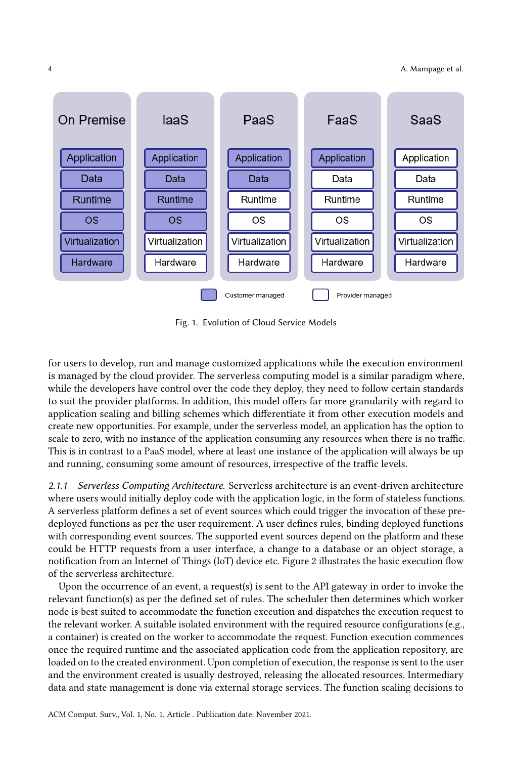| On Premise | IaaS | PaaS | FaaS | SaaS |
|---|---|---|---|---|
| Application | Application | Application | Application | Application |
| Data | Data | Data | Data | Data |
| Runtime | Runtime | Runtime | Runtime | Runtime |
| OS | OS | OS | OS | OS |
| Virtualization | Virtualization | Virtualization | Virtualization | Virtualization |
| Hardware | Hardware | Hardware | Hardware | Hardware |

Customer managed: On Premise (Application, Data, Runtime, OS, Virtualization, Hardware); IaaS (Application, Data, Runtime, OS); PaaS (Application, Data); FaaS (Application). All other layers: Provider managed.

Fig. 1. Evolution of Cloud Service Models

for users to develop, run and manage customized applications while the execution environment is managed by the cloud provider. The serverless computing model is a similar paradigm where, while the developers have control over the code they deploy, they need to follow certain standards to suit the provider platforms. In addition, this model offers far more granularity with regard to application scaling and billing schemes which differentiate it from other execution models and create new opportunities. For example, under the serverless model, an application has the option to scale to zero, with no instance of the application consuming any resources when there is no traffic. This is in contrast to a PaaS model, where at least one instance of the application will always be up and running, consuming some amount of resources, irrespective of the traffic levels.

#### 2.1.1 *Serverless Computing Architecture.*

Serverless architecture is an event-driven architecture where users would initially deploy code with the application logic, in the form of stateless functions. A serverless platform defines a set of event sources which could trigger the invocation of these pre-deployed functions as per the user requirement. A user defines rules, binding deployed functions with corresponding event sources. The supported event sources depend on the platform and these could be HTTP requests from a user interface, a change to a database or an object storage, a notification from an Internet of Things (IoT) device etc. Figure 2 illustrates the basic execution flow of the serverless architecture.

Upon the occurrence of an event, a request(s) is sent to the API gateway in order to invoke the relevant function(s) as per the defined set of rules. The scheduler then determines which worker node is best suited to accommodate the function execution and dispatches the execution request to the relevant worker. A suitable isolated environment with the required resource configurations (e.g., a container) is created on the worker to accommodate the request. Function execution commences once the required runtime and the associated application code from the application repository, are loaded on to the created environment. Upon completion of execution, the response is sent to the user and the environment created is usually destroyed, releasing the allocated resources. Intermediary data and state management is done via external storage services. The function scaling decisions to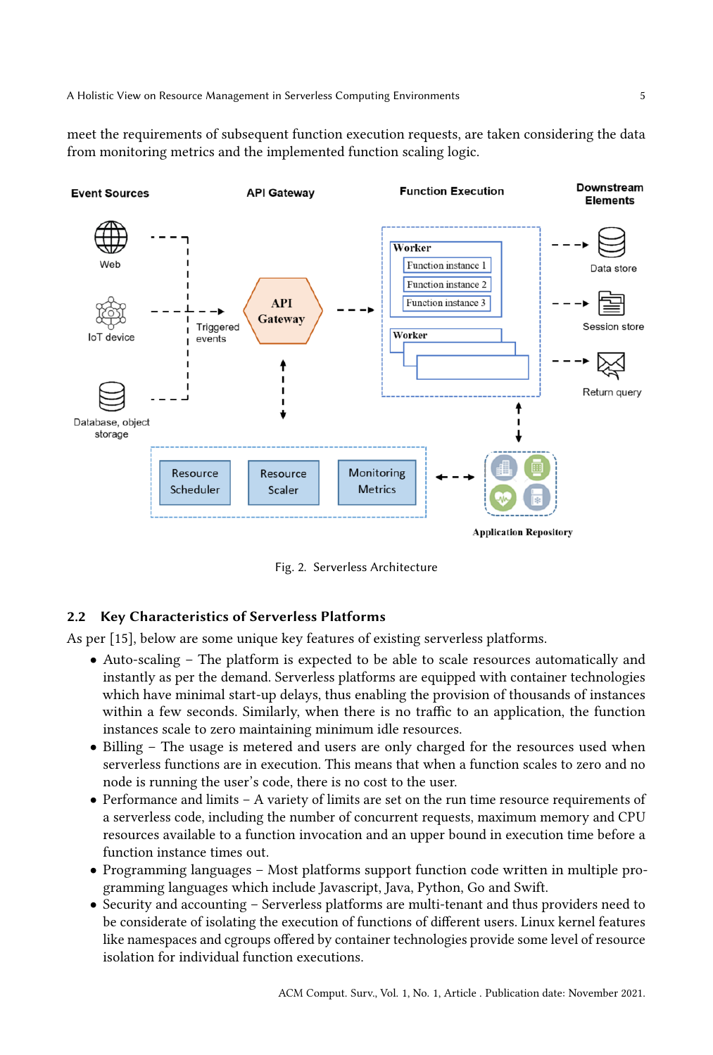meet the requirements of subsequent function execution requests, are taken considering the data from monitoring metrics and the implemented function scaling logic.

Fig. 2. Serverless Architecture

## 2.2 Key Characteristics of Serverless Platforms

As per [15], below are some unique key features of existing serverless platforms.

- Auto-scaling – The platform is expected to be able to scale resources automatically and instantly as per the demand. Serverless platforms are equipped with container technologies which have minimal start-up delays, thus enabling the provision of thousands of instances within a few seconds. Similarly, when there is no traffic to an application, the function instances scale to zero maintaining minimum idle resources.
- Billing – The usage is metered and users are only charged for the resources used when serverless functions are in execution. This means that when a function scales to zero and no node is running the user's code, there is no cost to the user.
- Performance and limits – A variety of limits are set on the run time resource requirements of a serverless code, including the number of concurrent requests, maximum memory and CPU resources available to a function invocation and an upper bound in execution time before a function instance times out.
- Programming languages – Most platforms support function code written in multiple programming languages which include Javascript, Java, Python, Go and Swift.
- Security and accounting – Serverless platforms are multi-tenant and thus providers need to be considerate of isolating the execution of functions of different users. Linux kernel features like namespaces and cgroups offered by container technologies provide some level of resource isolation for individual function executions.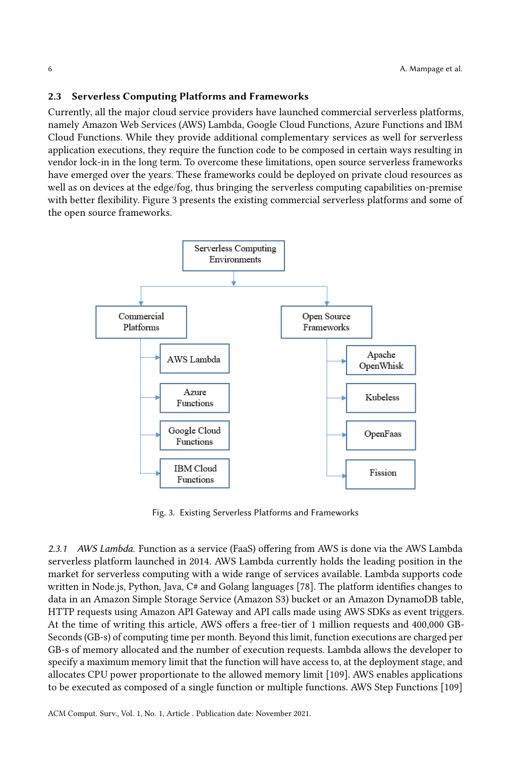## 2.3 Serverless Computing Platforms and Frameworks

Currently, all the major cloud service providers have launched commercial serverless platforms, namely Amazon Web Services (AWS) Lambda, Google Cloud Functions, Azure Functions and IBM Cloud Functions. While they provide additional complementary services as well for serverless application executions, they require the function code to be composed in certain ways resulting in vendor lock-in in the long term. To overcome these limitations, open source serverless frameworks have emerged over the years. These frameworks could be deployed on private cloud resources as well as on devices at the edge/fog, thus bringing the serverless computing capabilities on-premise with better flexibility. Figure 3 presents the existing commercial serverless platforms and some of the open source frameworks.

Fig. 3. Existing Serverless Platforms and Frameworks

*2.3.1 AWS Lambda.* Function as a service (FaaS) offering from AWS is done via the AWS Lambda serverless platform launched in 2014. AWS Lambda currently holds the leading position in the market for serverless computing with a wide range of services available. Lambda supports code written in Node.js, Python, Java, C# and Golang languages [78]. The platform identifies changes to data in an Amazon Simple Storage Service (Amazon S3) bucket or an Amazon DynamoDB table, HTTP requests using Amazon API Gateway and API calls made using AWS SDKs as event triggers. At the time of writing this article, AWS offers a free-tier of 1 million requests and 400,000 GB-Seconds (GB-s) of computing time per month. Beyond this limit, function executions are charged per GB-s of memory allocated and the number of execution requests. Lambda allows the developer to specify a maximum memory limit that the function will have access to, at the deployment stage, and allocates CPU power proportionate to the allowed memory limit [109]. AWS enables applications to be executed as composed of a single function or multiple functions. AWS Step Functions [109]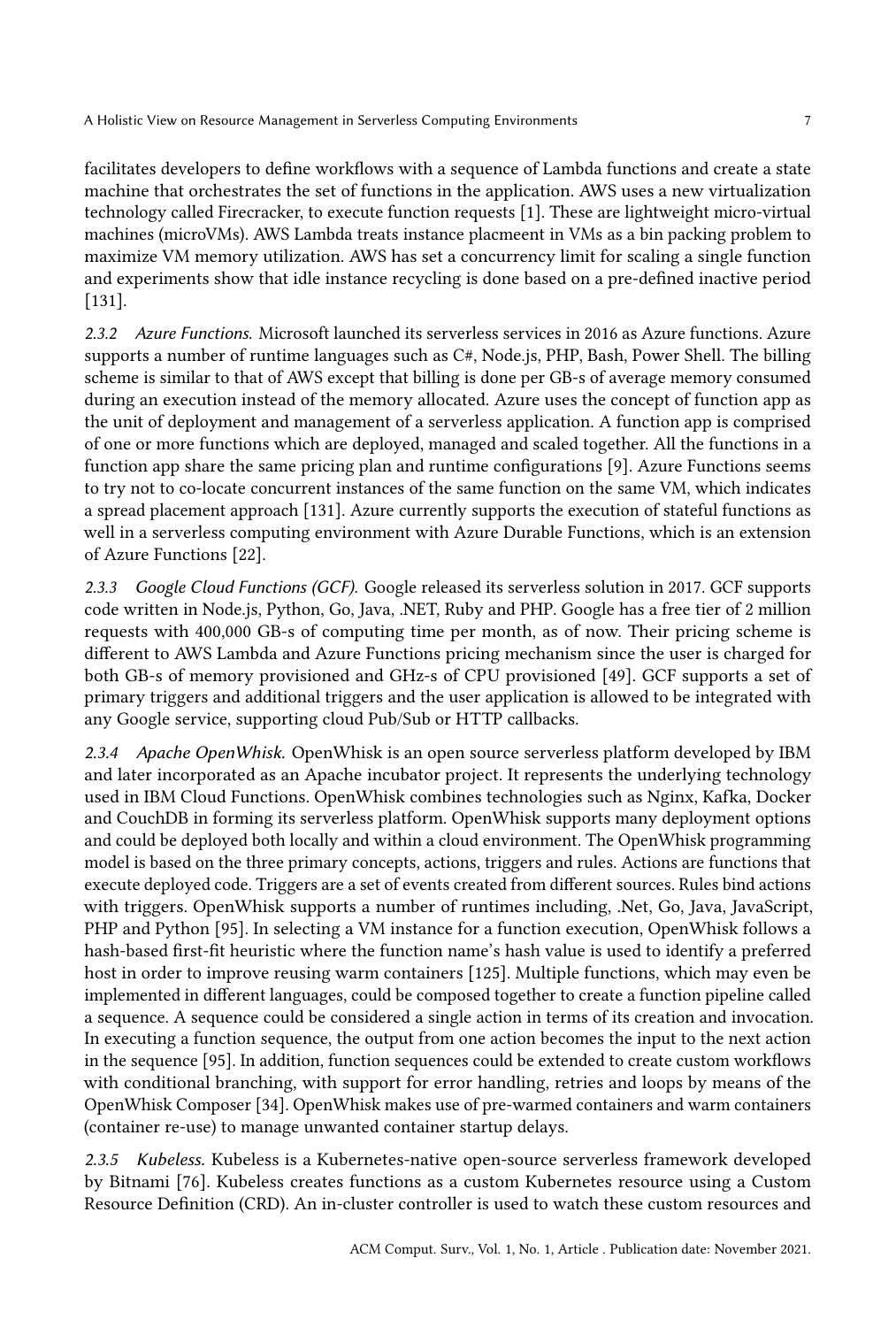facilitates developers to define workflows with a sequence of Lambda functions and create a state machine that orchestrates the set of functions in the application. AWS uses a new virtualization technology called Firecracker, to execute function requests [1]. These are lightweight micro-virtual machines (microVMs). AWS Lambda treats instance placmeent in VMs as a bin packing problem to maximize VM memory utilization. AWS has set a concurrency limit for scaling a single function and experiments show that idle instance recycling is done based on a pre-defined inactive period [131].

#### 2.3.2 *Azure Functions.*

Microsoft launched its serverless services in 2016 as Azure functions. Azure supports a number of runtime languages such as C#, Node.js, PHP, Bash, Power Shell. The billing scheme is similar to that of AWS except that billing is done per GB-s of average memory consumed during an execution instead of the memory allocated. Azure uses the concept of function app as the unit of deployment and management of a serverless application. A function app is comprised of one or more functions which are deployed, managed and scaled together. All the functions in a function app share the same pricing plan and runtime configurations [9]. Azure Functions seems to try not to co-locate concurrent instances of the same function on the same VM, which indicates a spread placement approach [131]. Azure currently supports the execution of stateful functions as well in a serverless computing environment with Azure Durable Functions, which is an extension of Azure Functions [22].

#### 2.3.3 *Google Cloud Functions (GCF).*

Google released its serverless solution in 2017. GCF supports code written in Node.js, Python, Go, Java, .NET, Ruby and PHP. Google has a free tier of 2 million requests with 400,000 GB-s of computing time per month, as of now. Their pricing scheme is different to AWS Lambda and Azure Functions pricing mechanism since the user is charged for both GB-s of memory provisioned and GHz-s of CPU provisioned [49]. GCF supports a set of primary triggers and additional triggers and the user application is allowed to be integrated with any Google service, supporting cloud Pub/Sub or HTTP callbacks.

#### 2.3.4 *Apache OpenWhisk.*

OpenWhisk is an open source serverless platform developed by IBM and later incorporated as an Apache incubator project. It represents the underlying technology used in IBM Cloud Functions. OpenWhisk combines technologies such as Nginx, Kafka, Docker and CouchDB in forming its serverless platform. OpenWhisk supports many deployment options and could be deployed both locally and within a cloud environment. The OpenWhisk programming model is based on the three primary concepts, actions, triggers and rules. Actions are functions that execute deployed code. Triggers are a set of events created from different sources. Rules bind actions with triggers. OpenWhisk supports a number of runtimes including, .Net, Go, Java, JavaScript, PHP and Python [95]. In selecting a VM instance for a function execution, OpenWhisk follows a hash-based first-fit heuristic where the function name's hash value is used to identify a preferred host in order to improve reusing warm containers [125]. Multiple functions, which may even be implemented in different languages, could be composed together to create a function pipeline called a sequence. A sequence could be considered a single action in terms of its creation and invocation. In executing a function sequence, the output from one action becomes the input to the next action in the sequence [95]. In addition, function sequences could be extended to create custom workflows with conditional branching, with support for error handling, retries and loops by means of the OpenWhisk Composer [34]. OpenWhisk makes use of pre-warmed containers and warm containers (container re-use) to manage unwanted container startup delays.

#### 2.3.5 *Kubeless.*

Kubeless is a Kubernetes-native open-source serverless framework developed by Bitnami [76]. Kubeless creates functions as a custom Kubernetes resource using a Custom Resource Definition (CRD). An in-cluster controller is used to watch these custom resources and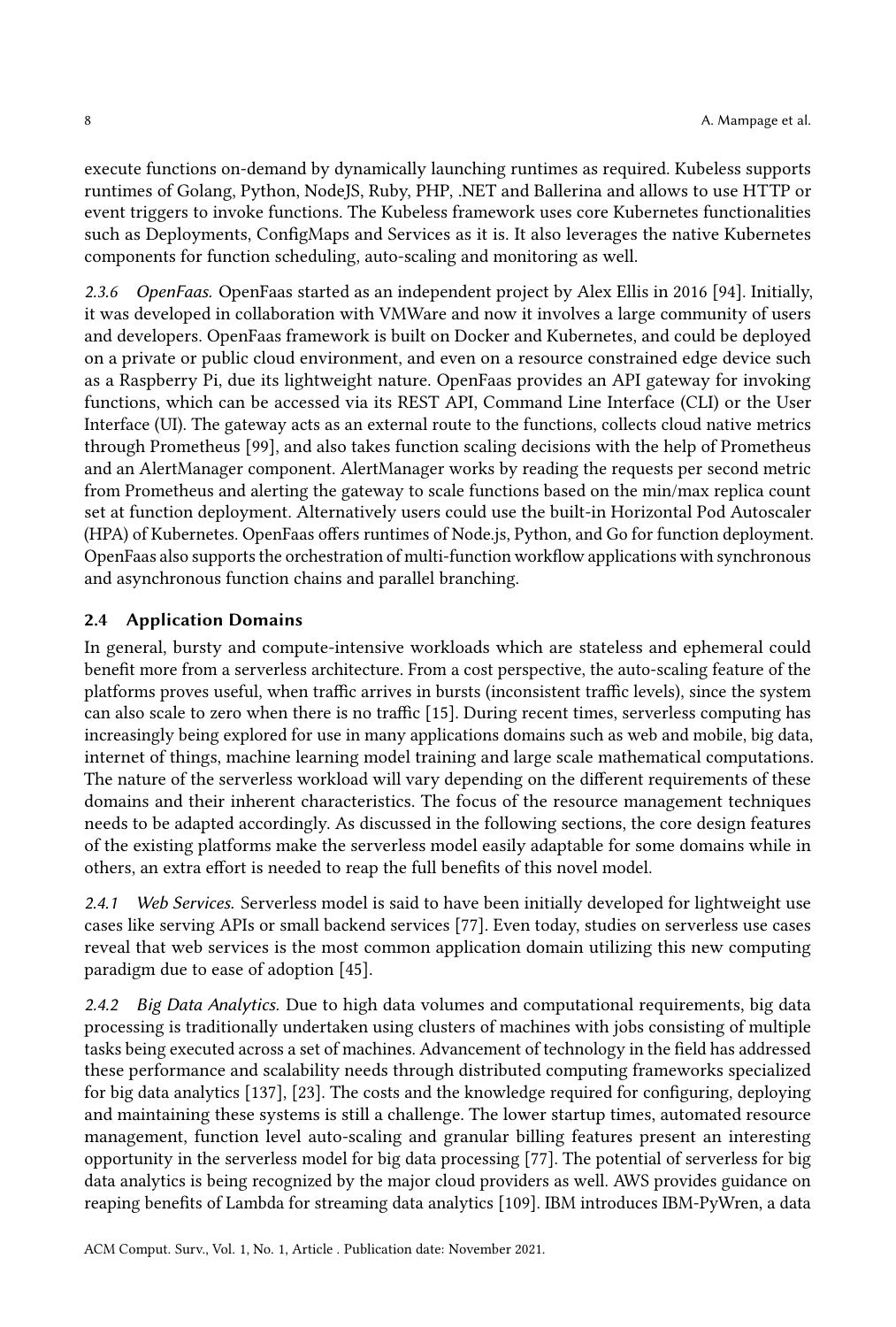execute functions on-demand by dynamically launching runtimes as required. Kubeless supports runtimes of Golang, Python, NodeJS, Ruby, PHP, .NET and Ballerina and allows to use HTTP or event triggers to invoke functions. The Kubeless framework uses core Kubernetes functionalities such as Deployments, ConfigMaps and Services as it is. It also leverages the native Kubernetes components for function scheduling, auto-scaling and monitoring as well.

#### 2.3.6 *OpenFaas.*

OpenFaas started as an independent project by Alex Ellis in 2016 [94]. Initially, it was developed in collaboration with VMWare and now it involves a large community of users and developers. OpenFaas framework is built on Docker and Kubernetes, and could be deployed on a private or public cloud environment, and even on a resource constrained edge device such as a Raspberry Pi, due its lightweight nature. OpenFaas provides an API gateway for invoking functions, which can be accessed via its REST API, Command Line Interface (CLI) or the User Interface (UI). The gateway acts as an external route to the functions, collects cloud native metrics through Prometheus [99], and also takes function scaling decisions with the help of Prometheus and an AlertManager component. AlertManager works by reading the requests per second metric from Prometheus and alerting the gateway to scale functions based on the min/max replica count set at function deployment. Alternatively users could use the built-in Horizontal Pod Autoscaler (HPA) of Kubernetes. OpenFaas offers runtimes of Node.js, Python, and Go for function deployment. OpenFaas also supports the orchestration of multi-function workflow applications with synchronous and asynchronous function chains and parallel branching.

### 2.4 Application Domains

In general, bursty and compute-intensive workloads which are stateless and ephemeral could benefit more from a serverless architecture. From a cost perspective, the auto-scaling feature of the platforms proves useful, when traffic arrives in bursts (inconsistent traffic levels), since the system can also scale to zero when there is no traffic [15]. During recent times, serverless computing has increasingly being explored for use in many applications domains such as web and mobile, big data, internet of things, machine learning model training and large scale mathematical computations. The nature of the serverless workload will vary depending on the different requirements of these domains and their inherent characteristics. The focus of the resource management techniques needs to be adapted accordingly. As discussed in the following sections, the core design features of the existing platforms make the serverless model easily adaptable for some domains while in others, an extra effort is needed to reap the full benefits of this novel model.

#### 2.4.1 *Web Services.*

Serverless model is said to have been initially developed for lightweight use cases like serving APIs or small backend services [77]. Even today, studies on serverless use cases reveal that web services is the most common application domain utilizing this new computing paradigm due to ease of adoption [45].

#### 2.4.2 *Big Data Analytics.*

Due to high data volumes and computational requirements, big data processing is traditionally undertaken using clusters of machines with jobs consisting of multiple tasks being executed across a set of machines. Advancement of technology in the field has addressed these performance and scalability needs through distributed computing frameworks specialized for big data analytics [137], [23]. The costs and the knowledge required for configuring, deploying and maintaining these systems is still a challenge. The lower startup times, automated resource management, function level auto-scaling and granular billing features present an interesting opportunity in the serverless model for big data processing [77]. The potential of serverless for big data analytics is being recognized by the major cloud providers as well. AWS provides guidance on reaping benefits of Lambda for streaming data analytics [109]. IBM introduces IBM-PyWren, a data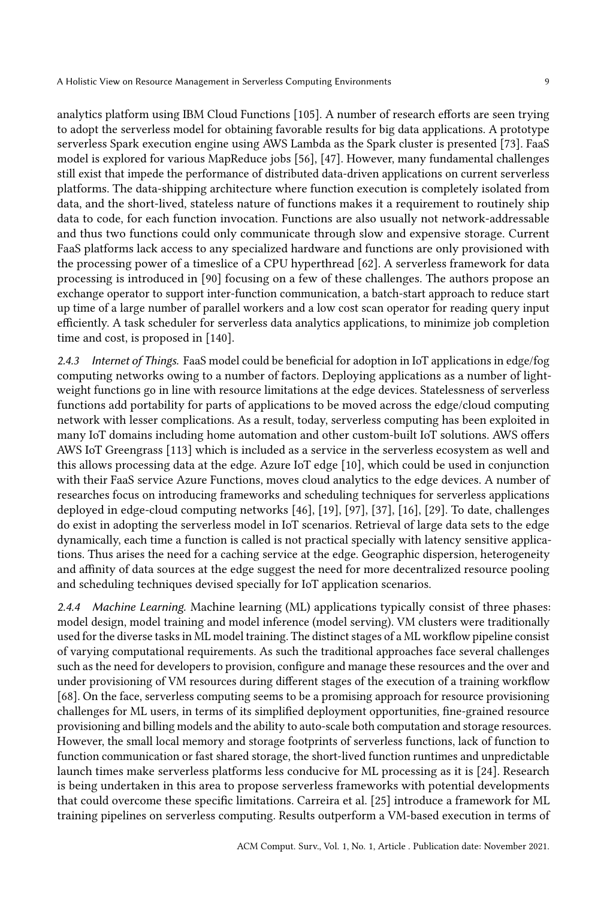analytics platform using IBM Cloud Functions [105]. A number of research efforts are seen trying to adopt the serverless model for obtaining favorable results for big data applications. A prototype serverless Spark execution engine using AWS Lambda as the Spark cluster is presented [73]. FaaS model is explored for various MapReduce jobs [56], [47]. However, many fundamental challenges still exist that impede the performance of distributed data-driven applications on current serverless platforms. The data-shipping architecture where function execution is completely isolated from data, and the short-lived, stateless nature of functions makes it a requirement to routinely ship data to code, for each function invocation. Functions are also usually not network-addressable and thus two functions could only communicate through slow and expensive storage. Current FaaS platforms lack access to any specialized hardware and functions are only provisioned with the processing power of a timeslice of a CPU hyperthread [62]. A serverless framework for data processing is introduced in [90] focusing on a few of these challenges. The authors propose an exchange operator to support inter-function communication, a batch-start approach to reduce start up time of a large number of parallel workers and a low cost scan operator for reading query input efficiently. A task scheduler for serverless data analytics applications, to minimize job completion time and cost, is proposed in [140].

*2.4.3 Internet of Things.* FaaS model could be beneficial for adoption in IoT applications in edge/fog computing networks owing to a number of factors. Deploying applications as a number of light-weight functions go in line with resource limitations at the edge devices. Statelessness of serverless functions add portability for parts of applications to be moved across the edge/cloud computing network with lesser complications. As a result, today, serverless computing has been exploited in many IoT domains including home automation and other custom-built IoT solutions. AWS offers AWS IoT Greengrass [113] which is included as a service in the serverless ecosystem as well and this allows processing data at the edge. Azure IoT edge [10], which could be used in conjunction with their FaaS service Azure Functions, moves cloud analytics to the edge devices. A number of researches focus on introducing frameworks and scheduling techniques for serverless applications deployed in edge-cloud computing networks [46], [19], [97], [37], [16], [29]. To date, challenges do exist in adopting the serverless model in IoT scenarios. Retrieval of large data sets to the edge dynamically, each time a function is called is not practical specially with latency sensitive applications. Thus arises the need for a caching service at the edge. Geographic dispersion, heterogeneity and affinity of data sources at the edge suggest the need for more decentralized resource pooling and scheduling techniques devised specially for IoT application scenarios.

*2.4.4 Machine Learning.* Machine learning (ML) applications typically consist of three phases: model design, model training and model inference (model serving). VM clusters were traditionally used for the diverse tasks in ML model training. The distinct stages of a ML workflow pipeline consist of varying computational requirements. As such the traditional approaches face several challenges such as the need for developers to provision, configure and manage these resources and the over and under provisioning of VM resources during different stages of the execution of a training workflow [68]. On the face, serverless computing seems to be a promising approach for resource provisioning challenges for ML users, in terms of its simplified deployment opportunities, fine-grained resource provisioning and billing models and the ability to auto-scale both computation and storage resources. However, the small local memory and storage footprints of serverless functions, lack of function to function communication or fast shared storage, the short-lived function runtimes and unpredictable launch times make serverless platforms less conducive for ML processing as it is [24]. Research is being undertaken in this area to propose serverless frameworks with potential developments that could overcome these specific limitations. Carreira et al. [25] introduce a framework for ML training pipelines on serverless computing. Results outperform a VM-based execution in terms of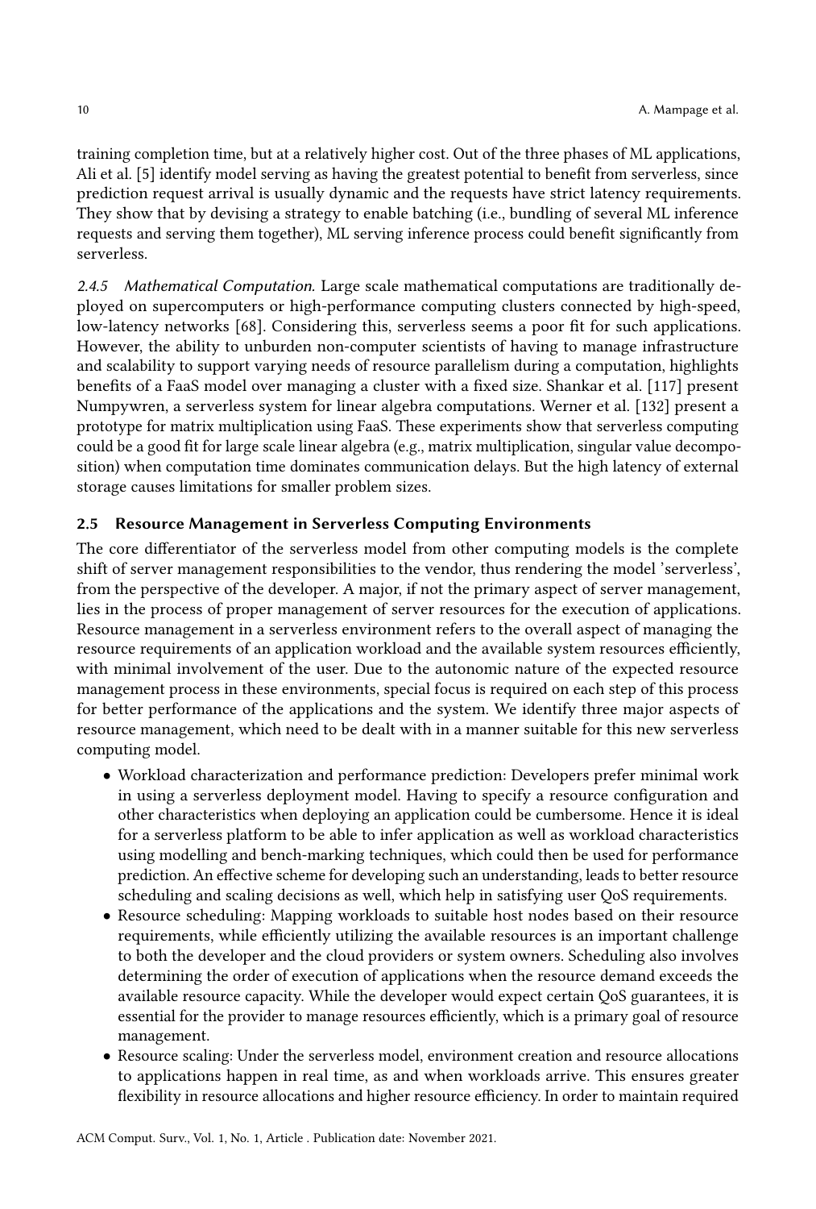training completion time, but at a relatively higher cost. Out of the three phases of ML applications, Ali et al. [5] identify model serving as having the greatest potential to benefit from serverless, since prediction request arrival is usually dynamic and the requests have strict latency requirements. They show that by devising a strategy to enable batching (i.e., bundling of several ML inference requests and serving them together), ML serving inference process could benefit significantly from serverless.

*2.4.5 Mathematical Computation.* Large scale mathematical computations are traditionally deployed on supercomputers or high-performance computing clusters connected by high-speed, low-latency networks [68]. Considering this, serverless seems a poor fit for such applications. However, the ability to unburden non-computer scientists of having to manage infrastructure and scalability to support varying needs of resource parallelism during a computation, highlights benefits of a FaaS model over managing a cluster with a fixed size. Shankar et al. [117] present Numpywren, a serverless system for linear algebra computations. Werner et al. [132] present a prototype for matrix multiplication using FaaS. These experiments show that serverless computing could be a good fit for large scale linear algebra (e.g., matrix multiplication, singular value decomposition) when computation time dominates communication delays. But the high latency of external storage causes limitations for smaller problem sizes.

### 2.5 Resource Management in Serverless Computing Environments

The core differentiator of the serverless model from other computing models is the complete shift of server management responsibilities to the vendor, thus rendering the model 'serverless', from the perspective of the developer. A major, if not the primary aspect of server management, lies in the process of proper management of server resources for the execution of applications. Resource management in a serverless environment refers to the overall aspect of managing the resource requirements of an application workload and the available system resources efficiently, with minimal involvement of the user. Due to the autonomic nature of the expected resource management process in these environments, special focus is required on each step of this process for better performance of the applications and the system. We identify three major aspects of resource management, which need to be dealt with in a manner suitable for this new serverless computing model.

- Workload characterization and performance prediction: Developers prefer minimal work in using a serverless deployment model. Having to specify a resource configuration and other characteristics when deploying an application could be cumbersome. Hence it is ideal for a serverless platform to be able to infer application as well as workload characteristics using modelling and bench-marking techniques, which could then be used for performance prediction. An effective scheme for developing such an understanding, leads to better resource scheduling and scaling decisions as well, which help in satisfying user QoS requirements.
- Resource scheduling: Mapping workloads to suitable host nodes based on their resource requirements, while efficiently utilizing the available resources is an important challenge to both the developer and the cloud providers or system owners. Scheduling also involves determining the order of execution of applications when the resource demand exceeds the available resource capacity. While the developer would expect certain QoS guarantees, it is essential for the provider to manage resources efficiently, which is a primary goal of resource management.
- Resource scaling: Under the serverless model, environment creation and resource allocations to applications happen in real time, as and when workloads arrive. This ensures greater flexibility in resource allocations and higher resource efficiency. In order to maintain required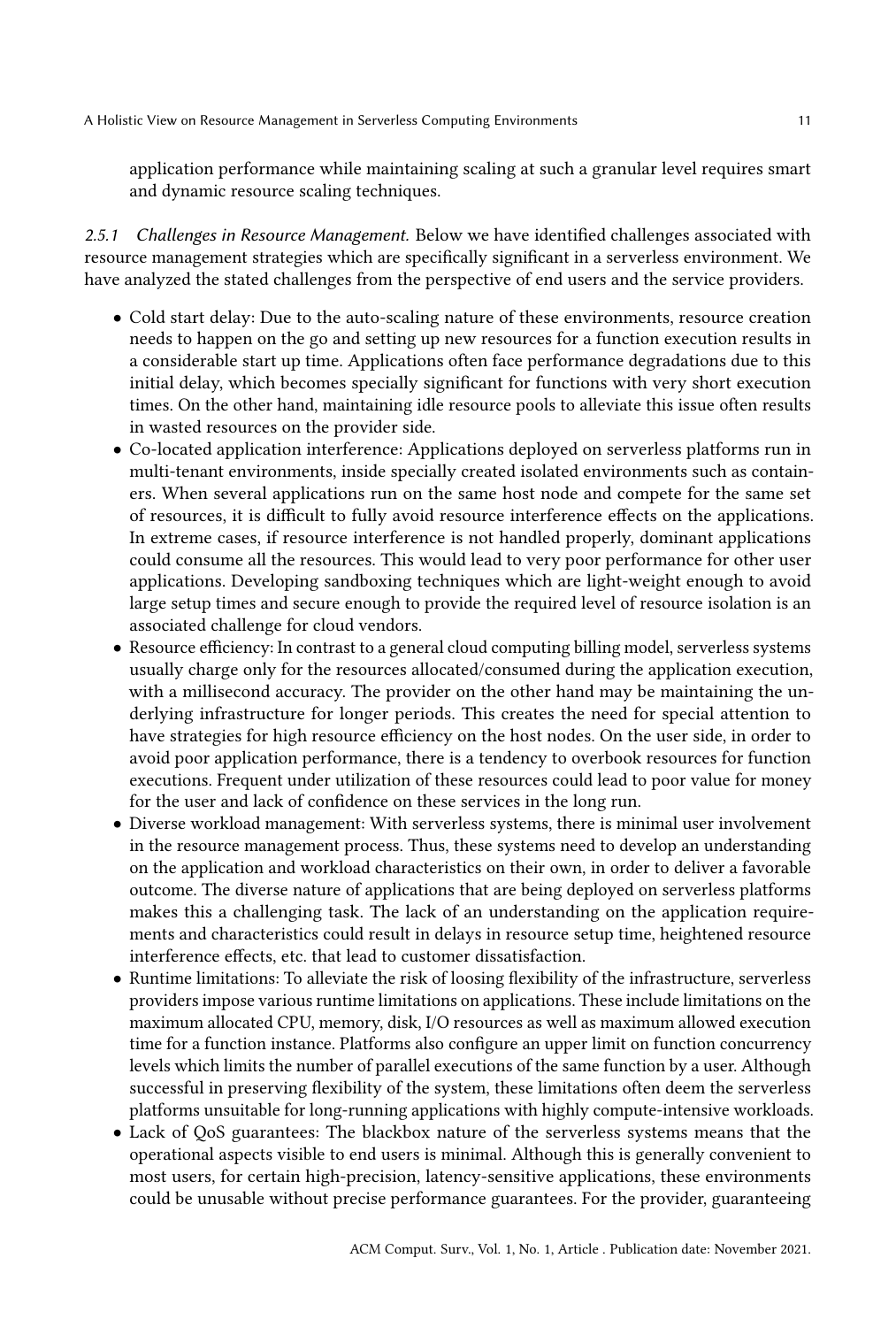application performance while maintaining scaling at such a granular level requires smart and dynamic resource scaling techniques.

#### 2.5.1 Challenges in Resource Management.

Below we have identified challenges associated with resource management strategies which are specifically significant in a serverless environment. We have analyzed the stated challenges from the perspective of end users and the service providers.

- Cold start delay: Due to the auto-scaling nature of these environments, resource creation needs to happen on the go and setting up new resources for a function execution results in a considerable start up time. Applications often face performance degradations due to this initial delay, which becomes specially significant for functions with very short execution times. On the other hand, maintaining idle resource pools to alleviate this issue often results in wasted resources on the provider side.
- Co-located application interference: Applications deployed on serverless platforms run in multi-tenant environments, inside specially created isolated environments such as containers. When several applications run on the same host node and compete for the same set of resources, it is difficult to fully avoid resource interference effects on the applications. In extreme cases, if resource interference is not handled properly, dominant applications could consume all the resources. This would lead to very poor performance for other user applications. Developing sandboxing techniques which are light-weight enough to avoid large setup times and secure enough to provide the required level of resource isolation is an associated challenge for cloud vendors.
- Resource efficiency: In contrast to a general cloud computing billing model, serverless systems usually charge only for the resources allocated/consumed during the application execution, with a millisecond accuracy. The provider on the other hand may be maintaining the underlying infrastructure for longer periods. This creates the need for special attention to have strategies for high resource efficiency on the host nodes. On the user side, in order to avoid poor application performance, there is a tendency to overbook resources for function executions. Frequent under utilization of these resources could lead to poor value for money for the user and lack of confidence on these services in the long run.
- Diverse workload management: With serverless systems, there is minimal user involvement in the resource management process. Thus, these systems need to develop an understanding on the application and workload characteristics on their own, in order to deliver a favorable outcome. The diverse nature of applications that are being deployed on serverless platforms makes this a challenging task. The lack of an understanding on the application requirements and characteristics could result in delays in resource setup time, heightened resource interference effects, etc. that lead to customer dissatisfaction.
- Runtime limitations: To alleviate the risk of loosing flexibility of the infrastructure, serverless providers impose various runtime limitations on applications. These include limitations on the maximum allocated CPU, memory, disk, I/O resources as well as maximum allowed execution time for a function instance. Platforms also configure an upper limit on function concurrency levels which limits the number of parallel executions of the same function by a user. Although successful in preserving flexibility of the system, these limitations often deem the serverless platforms unsuitable for long-running applications with highly compute-intensive workloads.
- Lack of QoS guarantees: The blackbox nature of the serverless systems means that the operational aspects visible to end users is minimal. Although this is generally convenient to most users, for certain high-precision, latency-sensitive applications, these environments could be unusable without precise performance guarantees. For the provider, guaranteeing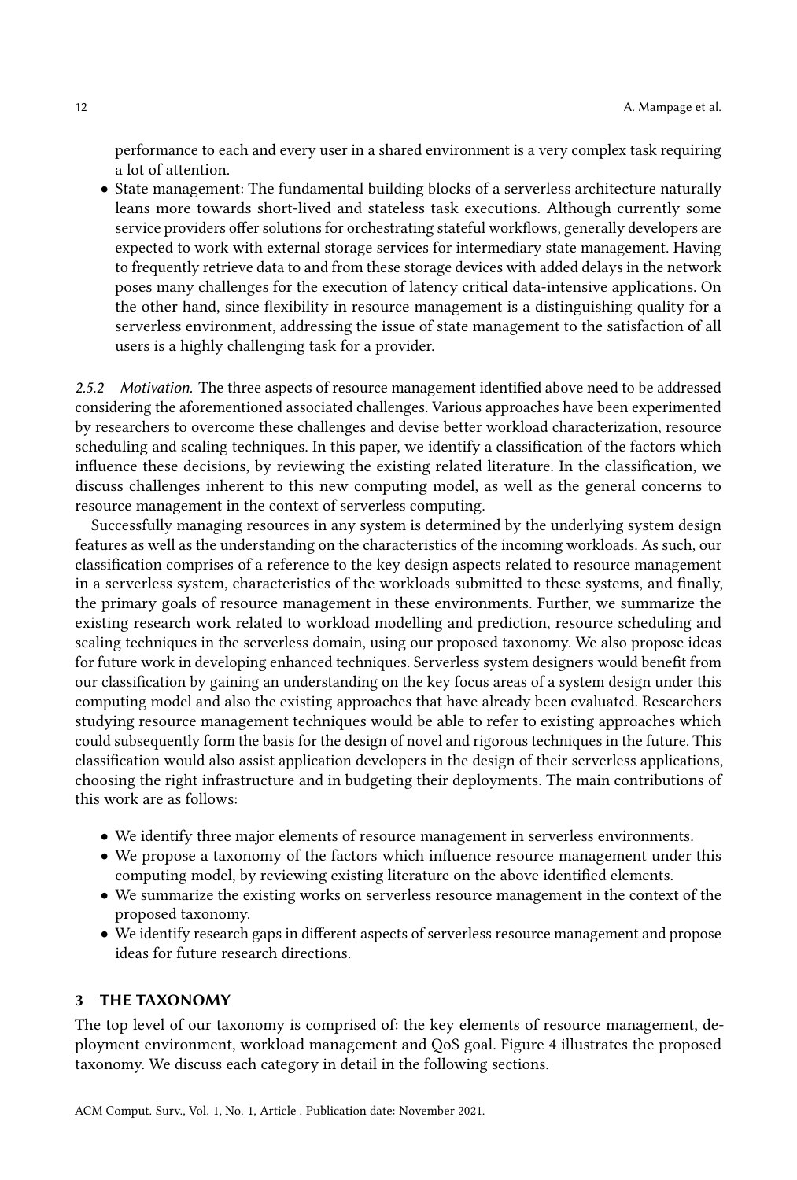performance to each and every user in a shared environment is a very complex task requiring a lot of attention.

- State management: The fundamental building blocks of a serverless architecture naturally leans more towards short-lived and stateless task executions. Although currently some service providers offer solutions for orchestrating stateful workflows, generally developers are expected to work with external storage services for intermediary state management. Having to frequently retrieve data to and from these storage devices with added delays in the network poses many challenges for the execution of latency critical data-intensive applications. On the other hand, since flexibility in resource management is a distinguishing quality for a serverless environment, addressing the issue of state management to the satisfaction of all users is a highly challenging task for a provider.

#### 2.5.2 Motivation.

The three aspects of resource management identified above need to be addressed considering the aforementioned associated challenges. Various approaches have been experimented by researchers to overcome these challenges and devise better workload characterization, resource scheduling and scaling techniques. In this paper, we identify a classification of the factors which influence these decisions, by reviewing the existing related literature. In the classification, we discuss challenges inherent to this new computing model, as well as the general concerns to resource management in the context of serverless computing.

Successfully managing resources in any system is determined by the underlying system design features as well as the understanding on the characteristics of the incoming workloads. As such, our classification comprises of a reference to the key design aspects related to resource management in a serverless system, characteristics of the workloads submitted to these systems, and finally, the primary goals of resource management in these environments. Further, we summarize the existing research work related to workload modelling and prediction, resource scheduling and scaling techniques in the serverless domain, using our proposed taxonomy. We also propose ideas for future work in developing enhanced techniques. Serverless system designers would benefit from our classification by gaining an understanding on the key focus areas of a system design under this computing model and also the existing approaches that have already been evaluated. Researchers studying resource management techniques would be able to refer to existing approaches which could subsequently form the basis for the design of novel and rigorous techniques in the future. This classification would also assist application developers in the design of their serverless applications, choosing the right infrastructure and in budgeting their deployments. The main contributions of this work are as follows:

- We identify three major elements of resource management in serverless environments.
- We propose a taxonomy of the factors which influence resource management under this computing model, by reviewing existing literature on the above identified elements.
- We summarize the existing works on serverless resource management in the context of the proposed taxonomy.
- We identify research gaps in different aspects of serverless resource management and propose ideas for future research directions.

## 3 THE TAXONOMY

The top level of our taxonomy is comprised of: the key elements of resource management, deployment environment, workload management and QoS goal. Figure 4 illustrates the proposed taxonomy. We discuss each category in detail in the following sections.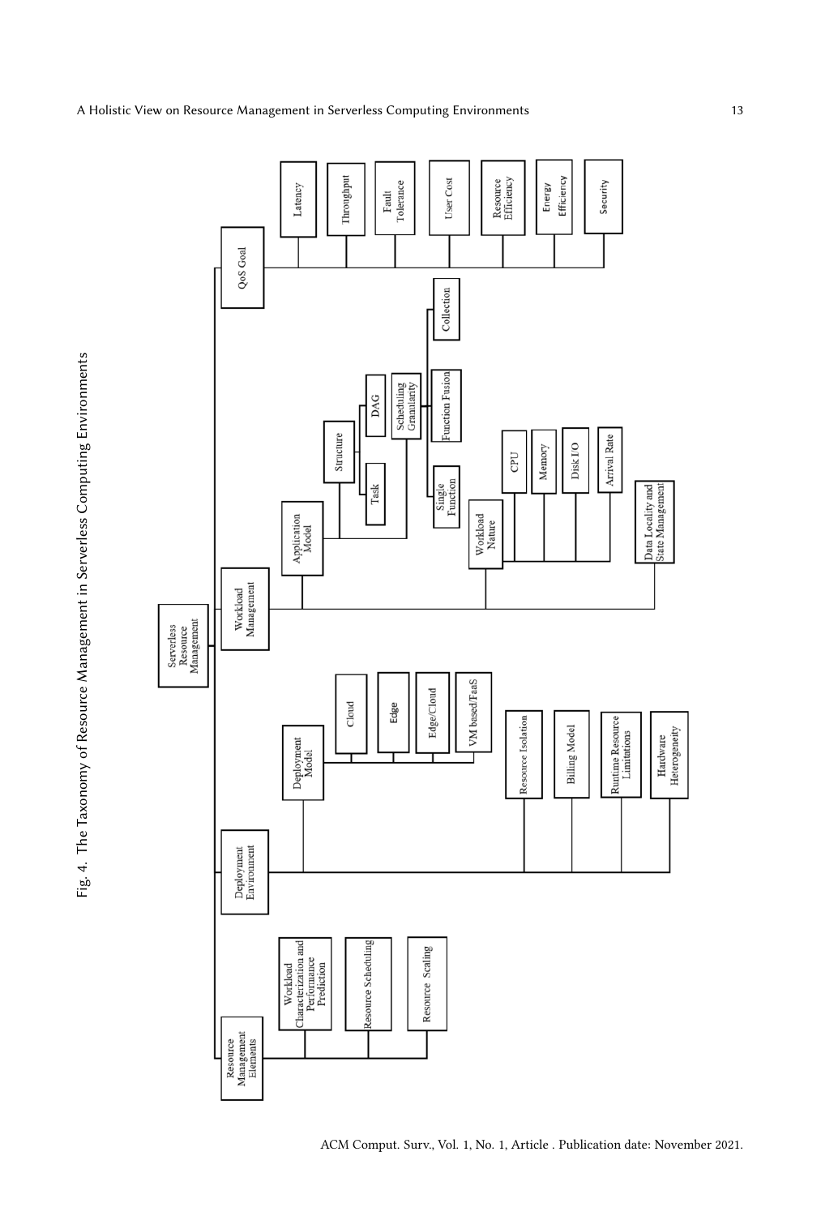Fig. 4. The Taxonomy of Resource Management in Serverless Computing Environments

- Serverless Resource Management
  - Resource Management Elements
    - Workload Characterization and Performance Prediction
    - Resource Scheduling
    - Resource Scaling
  - Deployment Environment
    - Deployment Model
      - Cloud
      - Edge
      - Edge/Cloud
      - VM based FaaS
    - Resource Isolation
    - Billing Model
    - Runtime Resource Limitations
    - Hardware Heterogeneity
  - Workload Management
    - Application Model
      - Structure
        - Task
        - DAG
      - Scheduling Granularity
        - Single Function
        - Function Fusion
        - Collection
    - Workload Nature
      - CPU
      - Memory
      - Disk I/O
      - Arrival Rate
    - Data Locality and State Management
  - QoS Goal
    - Latency
    - Throughput
    - Fault Tolerance
    - User Cost
    - Resource Efficiency
    - Energy Efficiency
    - Security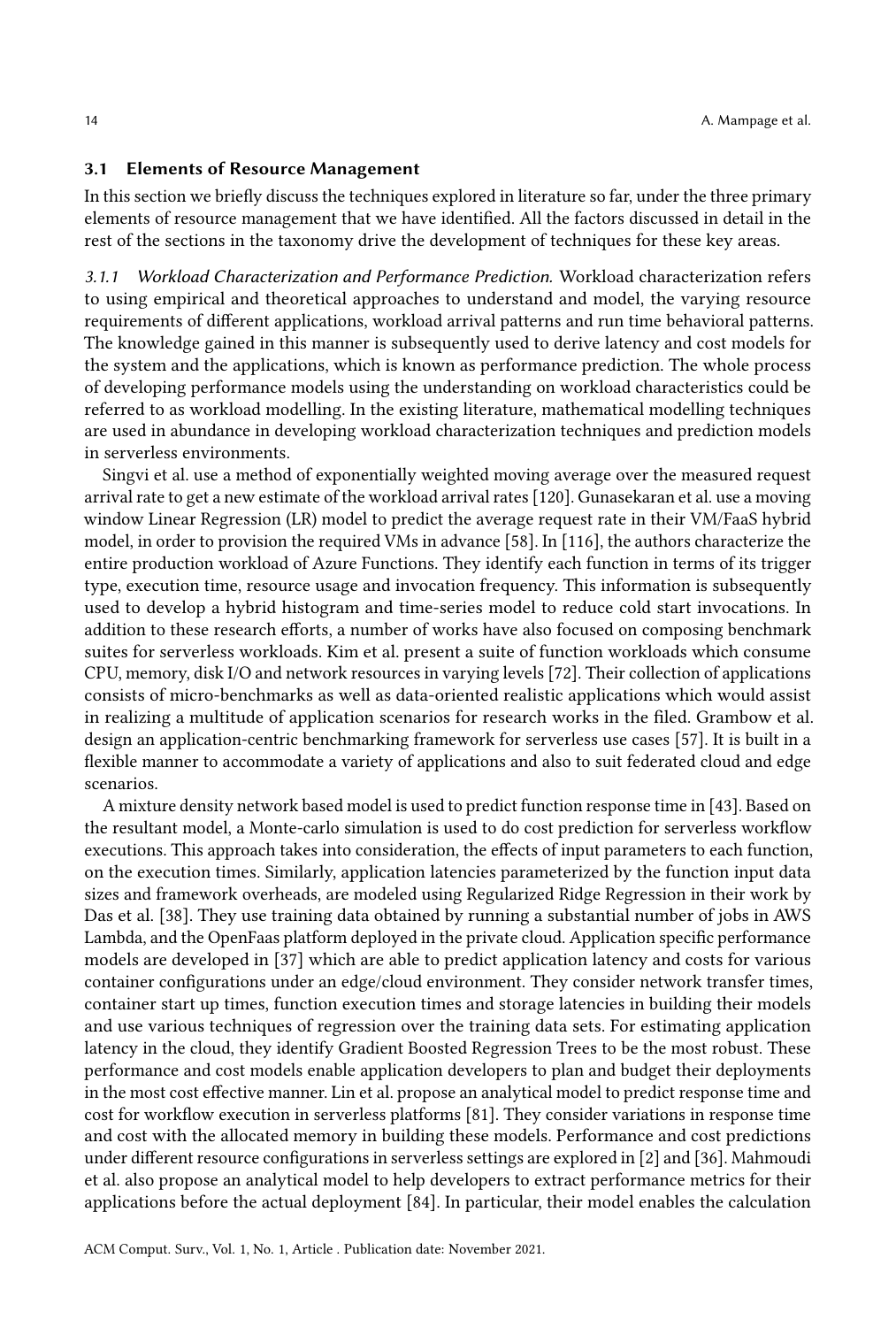### 3.1 Elements of Resource Management

In this section we briefly discuss the techniques explored in literature so far, under the three primary elements of resource management that we have identified. All the factors discussed in detail in the rest of the sections in the taxonomy drive the development of techniques for these key areas.

*3.1.1 Workload Characterization and Performance Prediction.* Workload characterization refers to using empirical and theoretical approaches to understand and model, the varying resource requirements of different applications, workload arrival patterns and run time behavioral patterns. The knowledge gained in this manner is subsequently used to derive latency and cost models for the system and the applications, which is known as performance prediction. The whole process of developing performance models using the understanding on workload characteristics could be referred to as workload modelling. In the existing literature, mathematical modelling techniques are used in abundance in developing workload characterization techniques and prediction models in serverless environments.

Singvi et al. use a method of exponentially weighted moving average over the measured request arrival rate to get a new estimate of the workload arrival rates [120]. Gunasekaran et al. use a moving window Linear Regression (LR) model to predict the average request rate in their VM/FaaS hybrid model, in order to provision the required VMs in advance [58]. In [116], the authors characterize the entire production workload of Azure Functions. They identify each function in terms of its trigger type, execution time, resource usage and invocation frequency. This information is subsequently used to develop a hybrid histogram and time-series model to reduce cold start invocations. In addition to these research efforts, a number of works have also focused on composing benchmark suites for serverless workloads. Kim et al. present a suite of function workloads which consume CPU, memory, disk I/O and network resources in varying levels [72]. Their collection of applications consists of micro-benchmarks as well as data-oriented realistic applications which would assist in realizing a multitude of application scenarios for research works in the filed. Grambow et al. design an application-centric benchmarking framework for serverless use cases [57]. It is built in a flexible manner to accommodate a variety of applications and also to suit federated cloud and edge scenarios.

A mixture density network based model is used to predict function response time in [43]. Based on the resultant model, a Monte-carlo simulation is used to do cost prediction for serverless workflow executions. This approach takes into consideration, the effects of input parameters to each function, on the execution times. Similarly, application latencies parameterized by the function input data sizes and framework overheads, are modeled using Regularized Ridge Regression in their work by Das et al. [38]. They use training data obtained by running a substantial number of jobs in AWS Lambda, and the OpenFaas platform deployed in the private cloud. Application specific performance models are developed in [37] which are able to predict application latency and costs for various container configurations under an edge/cloud environment. They consider network transfer times, container start up times, function execution times and storage latencies in building their models and use various techniques of regression over the training data sets. For estimating application latency in the cloud, they identify Gradient Boosted Regression Trees to be the most robust. These performance and cost models enable application developers to plan and budget their deployments in the most cost effective manner. Lin et al. propose an analytical model to predict response time and cost for workflow execution in serverless platforms [81]. They consider variations in response time and cost with the allocated memory in building these models. Performance and cost predictions under different resource configurations in serverless settings are explored in [2] and [36]. Mahmoudi et al. also propose an analytical model to help developers to extract performance metrics for their applications before the actual deployment [84]. In particular, their model enables the calculation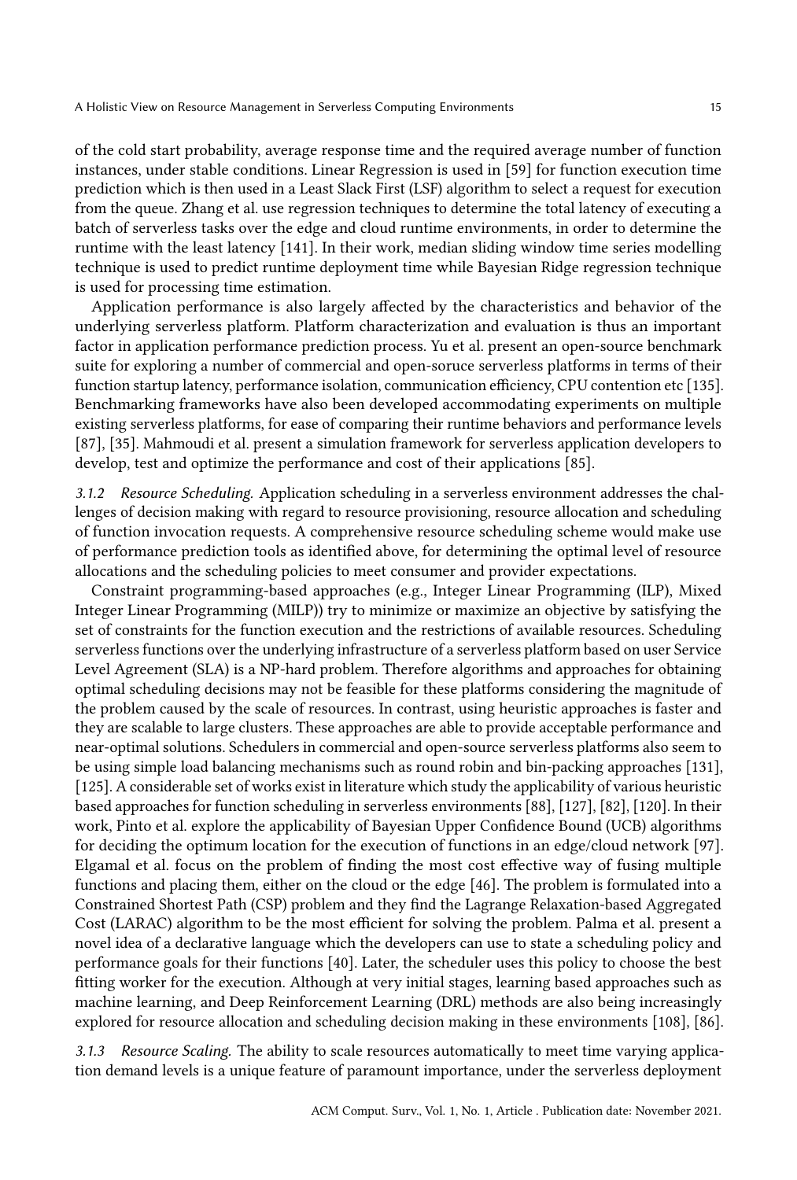of the cold start probability, average response time and the required average number of function instances, under stable conditions. Linear Regression is used in [59] for function execution time prediction which is then used in a Least Slack First (LSF) algorithm to select a request for execution from the queue. Zhang et al. use regression techniques to determine the total latency of executing a batch of serverless tasks over the edge and cloud runtime environments, in order to determine the runtime with the least latency [141]. In their work, median sliding window time series modelling technique is used to predict runtime deployment time while Bayesian Ridge regression technique is used for processing time estimation.

Application performance is also largely affected by the characteristics and behavior of the underlying serverless platform. Platform characterization and evaluation is thus an important factor in application performance prediction process. Yu et al. present an open-source benchmark suite for exploring a number of commercial and open-soruce serverless platforms in terms of their function startup latency, performance isolation, communication efficiency, CPU contention etc [135]. Benchmarking frameworks have also been developed accommodating experiments on multiple existing serverless platforms, for ease of comparing their runtime behaviors and performance levels [87], [35]. Mahmoudi et al. present a simulation framework for serverless application developers to develop, test and optimize the performance and cost of their applications [85].

*3.1.2 Resource Scheduling.* Application scheduling in a serverless environment addresses the challenges of decision making with regard to resource provisioning, resource allocation and scheduling of function invocation requests. A comprehensive resource scheduling scheme would make use of performance prediction tools as identified above, for determining the optimal level of resource allocations and the scheduling policies to meet consumer and provider expectations.

Constraint programming-based approaches (e.g., Integer Linear Programming (ILP), Mixed Integer Linear Programming (MILP)) try to minimize or maximize an objective by satisfying the set of constraints for the function execution and the restrictions of available resources. Scheduling serverless functions over the underlying infrastructure of a serverless platform based on user Service Level Agreement (SLA) is a NP-hard problem. Therefore algorithms and approaches for obtaining optimal scheduling decisions may not be feasible for these platforms considering the magnitude of the problem caused by the scale of resources. In contrast, using heuristic approaches is faster and they are scalable to large clusters. These approaches are able to provide acceptable performance and near-optimal solutions. Schedulers in commercial and open-source serverless platforms also seem to be using simple load balancing mechanisms such as round robin and bin-packing approaches [131], [125]. A considerable set of works exist in literature which study the applicability of various heuristic based approaches for function scheduling in serverless environments [88], [127], [82], [120]. In their work, Pinto et al. explore the applicability of Bayesian Upper Confidence Bound (UCB) algorithms for deciding the optimum location for the execution of functions in an edge/cloud network [97]. Elgamal et al. focus on the problem of finding the most cost effective way of fusing multiple functions and placing them, either on the cloud or the edge [46]. The problem is formulated into a Constrained Shortest Path (CSP) problem and they find the Lagrange Relaxation-based Aggregated Cost (LARAC) algorithm to be the most efficient for solving the problem. Palma et al. present a novel idea of a declarative language which the developers can use to state a scheduling policy and performance goals for their functions [40]. Later, the scheduler uses this policy to choose the best fitting worker for the execution. Although at very initial stages, learning based approaches such as machine learning, and Deep Reinforcement Learning (DRL) methods are also being increasingly explored for resource allocation and scheduling decision making in these environments [108], [86].

*3.1.3 Resource Scaling.* The ability to scale resources automatically to meet time varying application demand levels is a unique feature of paramount importance, under the serverless deployment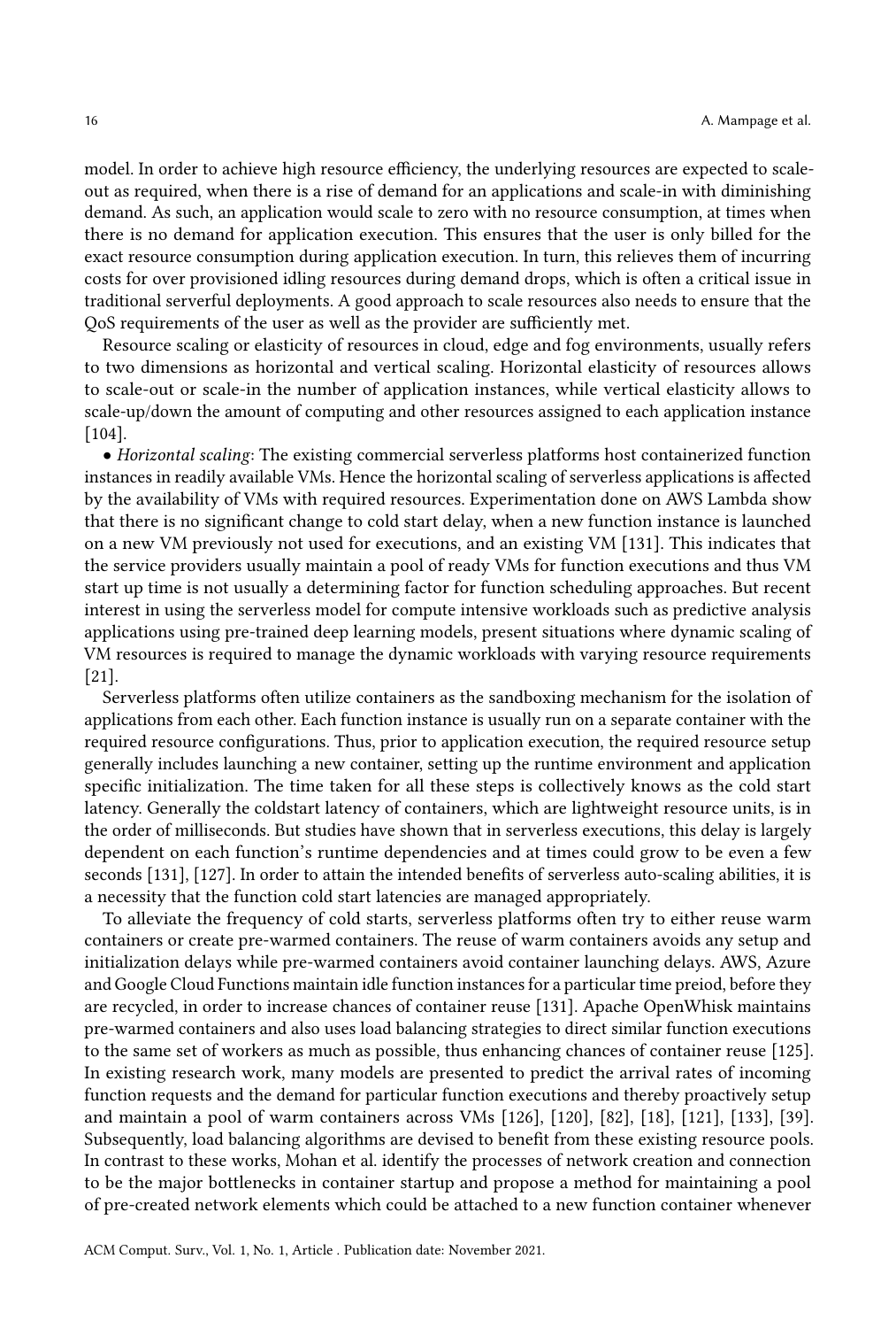model. In order to achieve high resource efficiency, the underlying resources are expected to scale-out as required, when there is a rise of demand for an applications and scale-in with diminishing demand. As such, an application would scale to zero with no resource consumption, at times when there is no demand for application execution. This ensures that the user is only billed for the exact resource consumption during application execution. In turn, this relieves them of incurring costs for over provisioned idling resources during demand drops, which is often a critical issue in traditional serverful deployments. A good approach to scale resources also needs to ensure that the QoS requirements of the user as well as the provider are sufficiently met.

Resource scaling or elasticity of resources in cloud, edge and fog environments, usually refers to two dimensions as horizontal and vertical scaling. Horizontal elasticity of resources allows to scale-out or scale-in the number of application instances, while vertical elasticity allows to scale-up/down the amount of computing and other resources assigned to each application instance [104].

• *Horizontal scaling*: The existing commercial serverless platforms host containerized function instances in readily available VMs. Hence the horizontal scaling of serverless applications is affected by the availability of VMs with required resources. Experimentation done on AWS Lambda show that there is no significant change to cold start delay, when a new function instance is launched on a new VM previously not used for executions, and an existing VM [131]. This indicates that the service providers usually maintain a pool of ready VMs for function executions and thus VM start up time is not usually a determining factor for function scheduling approaches. But recent interest in using the serverless model for compute intensive workloads such as predictive analysis applications using pre-trained deep learning models, present situations where dynamic scaling of VM resources is required to manage the dynamic workloads with varying resource requirements [21].

Serverless platforms often utilize containers as the sandboxing mechanism for the isolation of applications from each other. Each function instance is usually run on a separate container with the required resource configurations. Thus, prior to application execution, the required resource setup generally includes launching a new container, setting up the runtime environment and application specific initialization. The time taken for all these steps is collectively knows as the cold start latency. Generally the coldstart latency of containers, which are lightweight resource units, is in the order of milliseconds. But studies have shown that in serverless executions, this delay is largely dependent on each function's runtime dependencies and at times could grow to be even a few seconds [131], [127]. In order to attain the intended benefits of serverless auto-scaling abilities, it is a necessity that the function cold start latencies are managed appropriately.

To alleviate the frequency of cold starts, serverless platforms often try to either reuse warm containers or create pre-warmed containers. The reuse of warm containers avoids any setup and initialization delays while pre-warmed containers avoid container launching delays. AWS, Azure and Google Cloud Functions maintain idle function instances for a particular time preiod, before they are recycled, in order to increase chances of container reuse [131]. Apache OpenWhisk maintains pre-warmed containers and also uses load balancing strategies to direct similar function executions to the same set of workers as much as possible, thus enhancing chances of container reuse [125]. In existing research work, many models are presented to predict the arrival rates of incoming function requests and the demand for particular function executions and thereby proactively setup and maintain a pool of warm containers across VMs [126], [120], [82], [18], [121], [133], [39]. Subsequently, load balancing algorithms are devised to benefit from these existing resource pools. In contrast to these works, Mohan et al. identify the processes of network creation and connection to be the major bottlenecks in container startup and propose a method for maintaining a pool of pre-created network elements which could be attached to a new function container whenever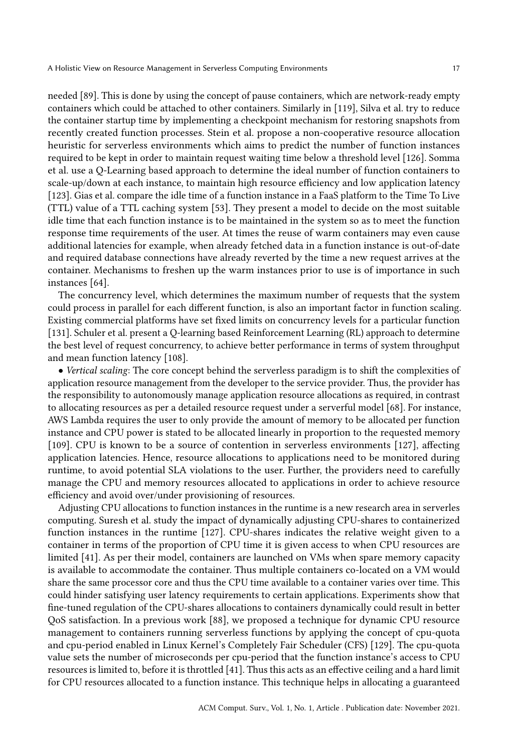needed [89]. This is done by using the concept of pause containers, which are network-ready empty containers which could be attached to other containers. Similarly in [119], Silva et al. try to reduce the container startup time by implementing a checkpoint mechanism for restoring snapshots from recently created function processes. Stein et al. propose a non-cooperative resource allocation heuristic for serverless environments which aims to predict the number of function instances required to be kept in order to maintain request waiting time below a threshold level [126]. Somma et al. use a Q-Learning based approach to determine the ideal number of function containers to scale-up/down at each instance, to maintain high resource efficiency and low application latency [123]. Gias et al. compare the idle time of a function instance in a FaaS platform to the Time To Live (TTL) value of a TTL caching system [53]. They present a model to decide on the most suitable idle time that each function instance is to be maintained in the system so as to meet the function response time requirements of the user. At times the reuse of warm containers may even cause additional latencies for example, when already fetched data in a function instance is out-of-date and required database connections have already reverted by the time a new request arrives at the container. Mechanisms to freshen up the warm instances prior to use is of importance in such instances [64].

The concurrency level, which determines the maximum number of requests that the system could process in parallel for each different function, is also an important factor in function scaling. Existing commercial platforms have set fixed limits on concurrency levels for a particular function [131]. Schuler et al. present a Q-learning based Reinforcement Learning (RL) approach to determine the best level of request concurrency, to achieve better performance in terms of system throughput and mean function latency [108].

• *Vertical scaling*: The core concept behind the serverless paradigm is to shift the complexities of application resource management from the developer to the service provider. Thus, the provider has the responsibility to autonomously manage application resource allocations as required, in contrast to allocating resources as per a detailed resource request under a serverful model [68]. For instance, AWS Lambda requires the user to only provide the amount of memory to be allocated per function instance and CPU power is stated to be allocated linearly in proportion to the requested memory [109]. CPU is known to be a source of contention in serverless environments [127], affecting application latencies. Hence, resource allocations to applications need to be monitored during runtime, to avoid potential SLA violations to the user. Further, the providers need to carefully manage the CPU and memory resources allocated to applications in order to achieve resource efficiency and avoid over/under provisioning of resources.

Adjusting CPU allocations to function instances in the runtime is a new research area in serverles computing. Suresh et al. study the impact of dynamically adjusting CPU-shares to containerized function instances in the runtime [127]. CPU-shares indicates the relative weight given to a container in terms of the proportion of CPU time it is given access to when CPU resources are limited [41]. As per their model, containers are launched on VMs when spare memory capacity is available to accommodate the container. Thus multiple containers co-located on a VM would share the same processor core and thus the CPU time available to a container varies over time. This could hinder satisfying user latency requirements to certain applications. Experiments show that fine-tuned regulation of the CPU-shares allocations to containers dynamically could result in better QoS satisfaction. In a previous work [88], we proposed a technique for dynamic CPU resource management to containers running serverless functions by applying the concept of cpu-quota and cpu-period enabled in Linux Kernel's Completely Fair Scheduler (CFS) [129]. The cpu-quota value sets the number of microseconds per cpu-period that the function instance's access to CPU resources is limited to, before it is throttled [41]. Thus this acts as an effective ceiling and a hard limit for CPU resources allocated to a function instance. This technique helps in allocating a guaranteed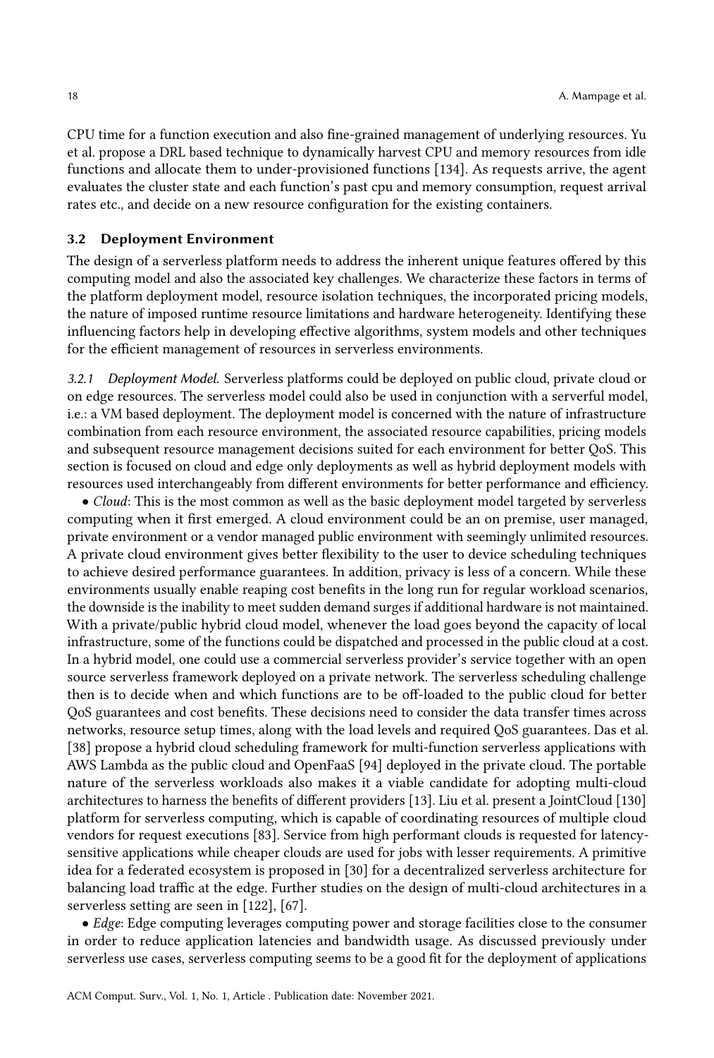CPU time for a function execution and also fine-grained management of underlying resources. Yu et al. propose a DRL based technique to dynamically harvest CPU and memory resources from idle functions and allocate them to under-provisioned functions [134]. As requests arrive, the agent evaluates the cluster state and each function's past cpu and memory consumption, request arrival rates etc., and decide on a new resource configuration for the existing containers.

## 3.2 Deployment Environment

The design of a serverless platform needs to address the inherent unique features offered by this computing model and also the associated key challenges. We characterize these factors in terms of the platform deployment model, resource isolation techniques, the incorporated pricing models, the nature of imposed runtime resource limitations and hardware heterogeneity. Identifying these influencing factors help in developing effective algorithms, system models and other techniques for the efficient management of resources in serverless environments.

*3.2.1 Deployment Model.* Serverless platforms could be deployed on public cloud, private cloud or on edge resources. The serverless model could also be used in conjunction with a serverful model, i.e.: a VM based deployment. The deployment model is concerned with the nature of infrastructure combination from each resource environment, the associated resource capabilities, pricing models and subsequent resource management decisions suited for each environment for better QoS. This section is focused on cloud and edge only deployments as well as hybrid deployment models with resources used interchangeably from different environments for better performance and efficiency.

• *Cloud*: This is the most common as well as the basic deployment model targeted by serverless computing when it first emerged. A cloud environment could be an on premise, user managed, private environment or a vendor managed public environment with seemingly unlimited resources. A private cloud environment gives better flexibility to the user to device scheduling techniques to achieve desired performance guarantees. In addition, privacy is less of a concern. While these environments usually enable reaping cost benefits in the long run for regular workload scenarios, the downside is the inability to meet sudden demand surges if additional hardware is not maintained. With a private/public hybrid cloud model, whenever the load goes beyond the capacity of local infrastructure, some of the functions could be dispatched and processed in the public cloud at a cost. In a hybrid model, one could use a commercial serverless provider's service together with an open source serverless framework deployed on a private network. The serverless scheduling challenge then is to decide when and which functions are to be off-loaded to the public cloud for better QoS guarantees and cost benefits. These decisions need to consider the data transfer times across networks, resource setup times, along with the load levels and required QoS guarantees. Das et al. [38] propose a hybrid cloud scheduling framework for multi-function serverless applications with AWS Lambda as the public cloud and OpenFaaS [94] deployed in the private cloud. The portable nature of the serverless workloads also makes it a viable candidate for adopting multi-cloud architectures to harness the benefits of different providers [13]. Liu et al. present a JointCloud [130] platform for serverless computing, which is capable of coordinating resources of multiple cloud vendors for request executions [83]. Service from high performant clouds is requested for latency-sensitive applications while cheaper clouds are used for jobs with lesser requirements. A primitive idea for a federated ecosystem is proposed in [30] for a decentralized serverless architecture for balancing load traffic at the edge. Further studies on the design of multi-cloud architectures in a serverless setting are seen in [122], [67].

• *Edge*: Edge computing leverages computing power and storage facilities close to the consumer in order to reduce application latencies and bandwidth usage. As discussed previously under serverless use cases, serverless computing seems to be a good fit for the deployment of applications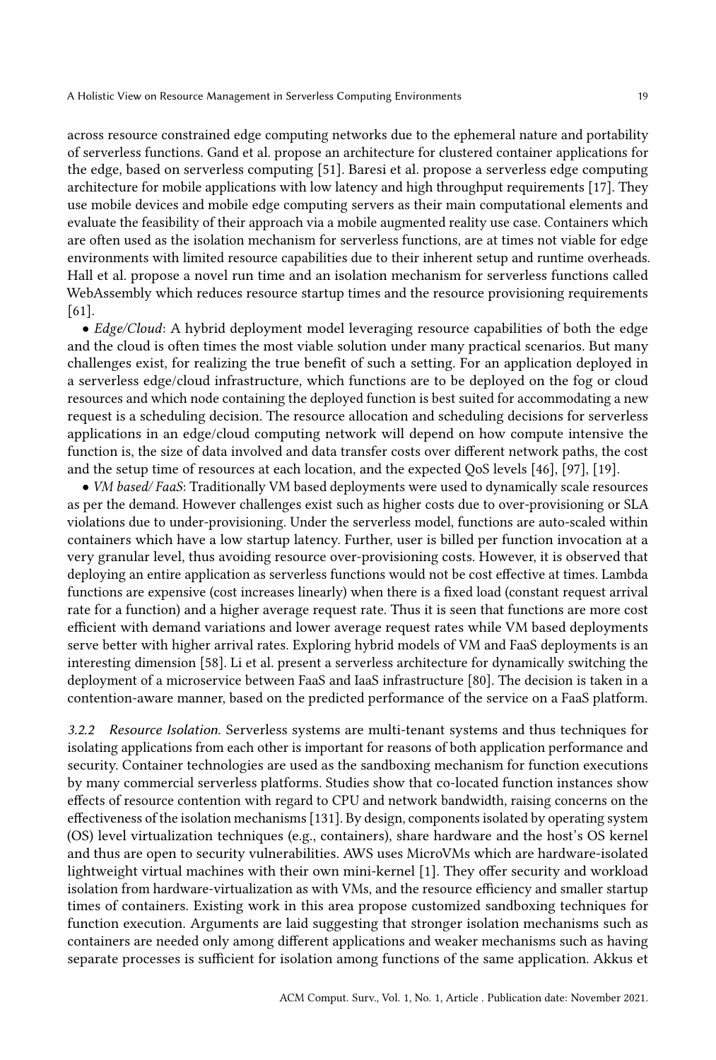across resource constrained edge computing networks due to the ephemeral nature and portability of serverless functions. Gand et al. propose an architecture for clustered container applications for the edge, based on serverless computing [51]. Baresi et al. propose a serverless edge computing architecture for mobile applications with low latency and high throughput requirements [17]. They use mobile devices and mobile edge computing servers as their main computational elements and evaluate the feasibility of their approach via a mobile augmented reality use case. Containers which are often used as the isolation mechanism for serverless functions, are at times not viable for edge environments with limited resource capabilities due to their inherent setup and runtime overheads. Hall et al. propose a novel run time and an isolation mechanism for serverless functions called WebAssembly which reduces resource startup times and the resource provisioning requirements [61].

• *Edge/Cloud*: A hybrid deployment model leveraging resource capabilities of both the edge and the cloud is often times the most viable solution under many practical scenarios. But many challenges exist, for realizing the true benefit of such a setting. For an application deployed in a serverless edge/cloud infrastructure, which functions are to be deployed on the fog or cloud resources and which node containing the deployed function is best suited for accommodating a new request is a scheduling decision. The resource allocation and scheduling decisions for serverless applications in an edge/cloud computing network will depend on how compute intensive the function is, the size of data involved and data transfer costs over different network paths, the cost and the setup time of resources at each location, and the expected QoS levels [46], [97], [19].

• *VM based/ FaaS*: Traditionally VM based deployments were used to dynamically scale resources as per the demand. However challenges exist such as higher costs due to over-provisioning or SLA violations due to under-provisioning. Under the serverless model, functions are auto-scaled within containers which have a low startup latency. Further, user is billed per function invocation at a very granular level, thus avoiding resource over-provisioning costs. However, it is observed that deploying an entire application as serverless functions would not be cost effective at times. Lambda functions are expensive (cost increases linearly) when there is a fixed load (constant request arrival rate for a function) and a higher average request rate. Thus it is seen that functions are more cost efficient with demand variations and lower average request rates while VM based deployments serve better with higher arrival rates. Exploring hybrid models of VM and FaaS deployments is an interesting dimension [58]. Li et al. present a serverless architecture for dynamically switching the deployment of a microservice between FaaS and IaaS infrastructure [80]. The decision is taken in a contention-aware manner, based on the predicted performance of the service on a FaaS platform.

#### 3.2.2 Resource Isolation.

Serverless systems are multi-tenant systems and thus techniques for isolating applications from each other is important for reasons of both application performance and security. Container technologies are used as the sandboxing mechanism for function executions by many commercial serverless platforms. Studies show that co-located function instances show effects of resource contention with regard to CPU and network bandwidth, raising concerns on the effectiveness of the isolation mechanisms [131]. By design, components isolated by operating system (OS) level virtualization techniques (e.g., containers), share hardware and the host's OS kernel and thus are open to security vulnerabilities. AWS uses MicroVMs which are hardware-isolated lightweight virtual machines with their own mini-kernel [1]. They offer security and workload isolation from hardware-virtualization as with VMs, and the resource efficiency and smaller startup times of containers. Existing work in this area propose customized sandboxing techniques for function execution. Arguments are laid suggesting that stronger isolation mechanisms such as containers are needed only among different applications and weaker mechanisms such as having separate processes is sufficient for isolation among functions of the same application. Akkus et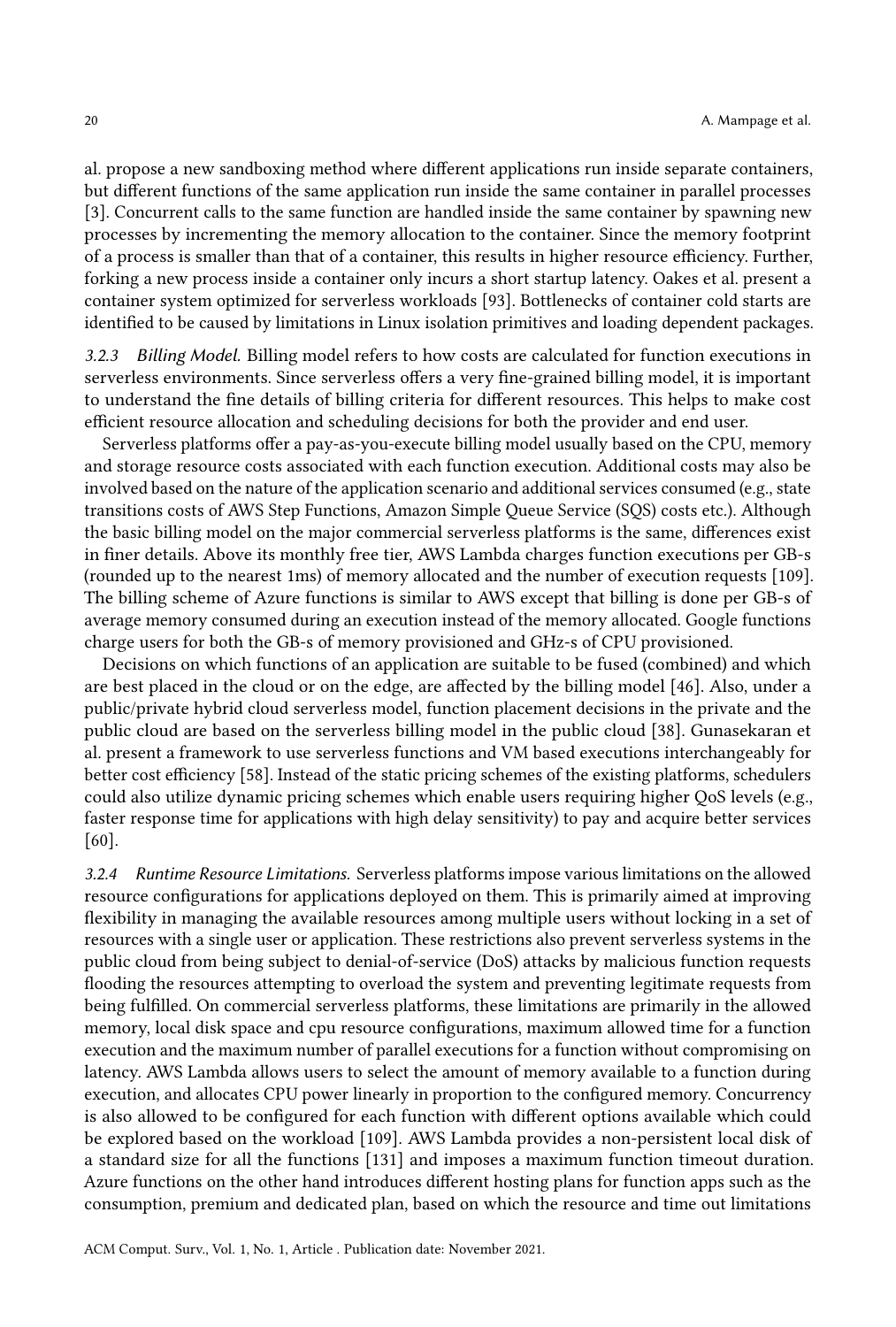al. propose a new sandboxing method where different applications run inside separate containers, but different functions of the same application run inside the same container in parallel processes [3]. Concurrent calls to the same function are handled inside the same container by spawning new processes by incrementing the memory allocation to the container. Since the memory footprint of a process is smaller than that of a container, this results in higher resource efficiency. Further, forking a new process inside a container only incurs a short startup latency. Oakes et al. present a container system optimized for serverless workloads [93]. Bottlenecks of container cold starts are identified to be caused by limitations in Linux isolation primitives and loading dependent packages.

#### 3.2.3 *Billing Model.*

Billing model refers to how costs are calculated for function executions in serverless environments. Since serverless offers a very fine-grained billing model, it is important to understand the fine details of billing criteria for different resources. This helps to make cost efficient resource allocation and scheduling decisions for both the provider and end user.

Serverless platforms offer a pay-as-you-execute billing model usually based on the CPU, memory and storage resource costs associated with each function execution. Additional costs may also be involved based on the nature of the application scenario and additional services consumed (e.g., state transitions costs of AWS Step Functions, Amazon Simple Queue Service (SQS) costs etc.). Although the basic billing model on the major commercial serverless platforms is the same, differences exist in finer details. Above its monthly free tier, AWS Lambda charges function executions per GB-s (rounded up to the nearest 1ms) of memory allocated and the number of execution requests [109]. The billing scheme of Azure functions is similar to AWS except that billing is done per GB-s of average memory consumed during an execution instead of the memory allocated. Google functions charge users for both the GB-s of memory provisioned and GHz-s of CPU provisioned.

Decisions on which functions of an application are suitable to be fused (combined) and which are best placed in the cloud or on the edge, are affected by the billing model [46]. Also, under a public/private hybrid cloud serverless model, function placement decisions in the private and the public cloud are based on the serverless billing model in the public cloud [38]. Gunasekaran et al. present a framework to use serverless functions and VM based executions interchangeably for better cost efficiency [58]. Instead of the static pricing schemes of the existing platforms, schedulers could also utilize dynamic pricing schemes which enable users requiring higher QoS levels (e.g., faster response time for applications with high delay sensitivity) to pay and acquire better services [60].

#### 3.2.4 *Runtime Resource Limitations.*

Serverless platforms impose various limitations on the allowed resource configurations for applications deployed on them. This is primarily aimed at improving flexibility in managing the available resources among multiple users without locking in a set of resources with a single user or application. These restrictions also prevent serverless systems in the public cloud from being subject to denial-of-service (DoS) attacks by malicious function requests flooding the resources attempting to overload the system and preventing legitimate requests from being fulfilled. On commercial serverless platforms, these limitations are primarily in the allowed memory, local disk space and cpu resource configurations, maximum allowed time for a function execution and the maximum number of parallel executions for a function without compromising on latency. AWS Lambda allows users to select the amount of memory available to a function during execution, and allocates CPU power linearly in proportion to the configured memory. Concurrency is also allowed to be configured for each function with different options available which could be explored based on the workload [109]. AWS Lambda provides a non-persistent local disk of a standard size for all the functions [131] and imposes a maximum function timeout duration. Azure functions on the other hand introduces different hosting plans for function apps such as the consumption, premium and dedicated plan, based on which the resource and time out limitations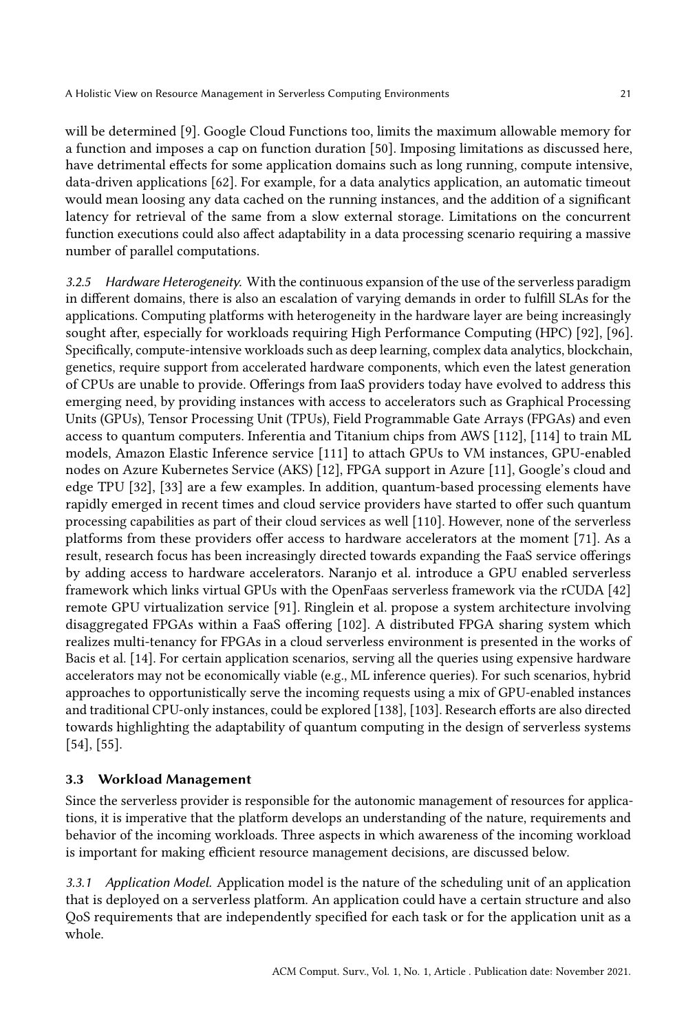will be determined [9]. Google Cloud Functions too, limits the maximum allowable memory for a function and imposes a cap on function duration [50]. Imposing limitations as discussed here, have detrimental effects for some application domains such as long running, compute intensive, data-driven applications [62]. For example, for a data analytics application, an automatic timeout would mean loosing any data cached on the running instances, and the addition of a significant latency for retrieval of the same from a slow external storage. Limitations on the concurrent function executions could also affect adaptability in a data processing scenario requiring a massive number of parallel computations.

*3.2.5 Hardware Heterogeneity.* With the continuous expansion of the use of the serverless paradigm in different domains, there is also an escalation of varying demands in order to fulfill SLAs for the applications. Computing platforms with heterogeneity in the hardware layer are being increasingly sought after, especially for workloads requiring High Performance Computing (HPC) [92], [96]. Specifically, compute-intensive workloads such as deep learning, complex data analytics, blockchain, genetics, require support from accelerated hardware components, which even the latest generation of CPUs are unable to provide. Offerings from IaaS providers today have evolved to address this emerging need, by providing instances with access to accelerators such as Graphical Processing Units (GPUs), Tensor Processing Unit (TPUs), Field Programmable Gate Arrays (FPGAs) and even access to quantum computers. Inferentia and Titanium chips from AWS [112], [114] to train ML models, Amazon Elastic Inference service [111] to attach GPUs to VM instances, GPU-enabled nodes on Azure Kubernetes Service (AKS) [12], FPGA support in Azure [11], Google's cloud and edge TPU [32], [33] are a few examples. In addition, quantum-based processing elements have rapidly emerged in recent times and cloud service providers have started to offer such quantum processing capabilities as part of their cloud services as well [110]. However, none of the serverless platforms from these providers offer access to hardware accelerators at the moment [71]. As a result, research focus has been increasingly directed towards expanding the FaaS service offerings by adding access to hardware accelerators. Naranjo et al. introduce a GPU enabled serverless framework which links virtual GPUs with the OpenFaas serverless framework via the rCUDA [42] remote GPU virtualization service [91]. Ringlein et al. propose a system architecture involving disaggregated FPGAs within a FaaS offering [102]. A distributed FPGA sharing system which realizes multi-tenancy for FPGAs in a cloud serverless environment is presented in the works of Bacis et al. [14]. For certain application scenarios, serving all the queries using expensive hardware accelerators may not be economically viable (e.g., ML inference queries). For such scenarios, hybrid approaches to opportunistically serve the incoming requests using a mix of GPU-enabled instances and traditional CPU-only instances, could be explored [138], [103]. Research efforts are also directed towards highlighting the adaptability of quantum computing in the design of serverless systems [54], [55].

### 3.3 Workload Management

Since the serverless provider is responsible for the autonomic management of resources for applications, it is imperative that the platform develops an understanding of the nature, requirements and behavior of the incoming workloads. Three aspects in which awareness of the incoming workload is important for making efficient resource management decisions, are discussed below.

*3.3.1 Application Model.* Application model is the nature of the scheduling unit of an application that is deployed on a serverless platform. An application could have a certain structure and also QoS requirements that are independently specified for each task or for the application unit as a whole.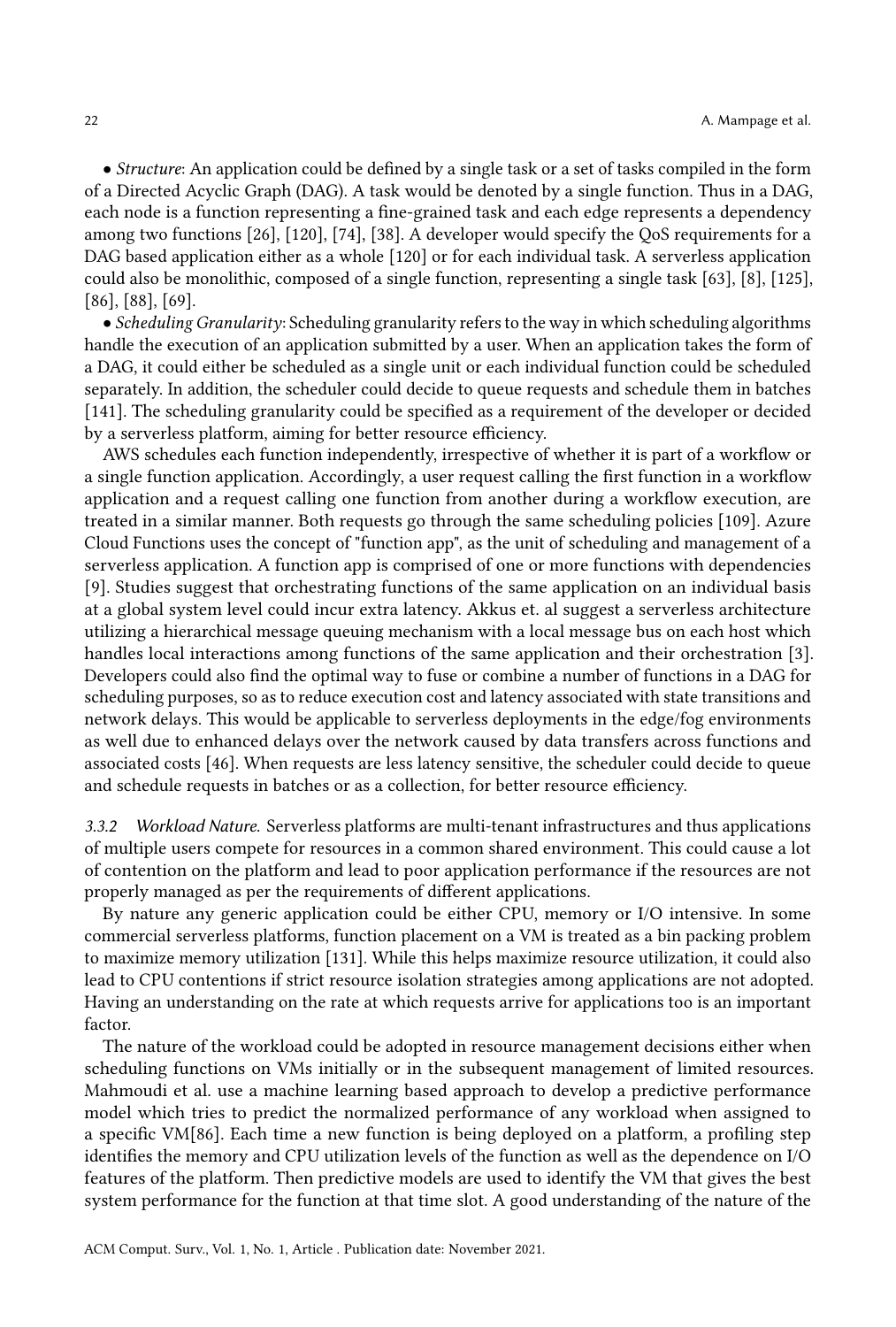• *Structure*: An application could be defined by a single task or a set of tasks compiled in the form of a Directed Acyclic Graph (DAG). A task would be denoted by a single function. Thus in a DAG, each node is a function representing a fine-grained task and each edge represents a dependency among two functions [26], [120], [74], [38]. A developer would specify the QoS requirements for a DAG based application either as a whole [120] or for each individual task. A serverless application could also be monolithic, composed of a single function, representing a single task [63], [8], [125], [86], [88], [69].

• *Scheduling Granularity*: Scheduling granularity refers to the way in which scheduling algorithms handle the execution of an application submitted by a user. When an application takes the form of a DAG, it could either be scheduled as a single unit or each individual function could be scheduled separately. In addition, the scheduler could decide to queue requests and schedule them in batches [141]. The scheduling granularity could be specified as a requirement of the developer or decided by a serverless platform, aiming for better resource efficiency.

AWS schedules each function independently, irrespective of whether it is part of a workflow or a single function application. Accordingly, a user request calling the first function in a workflow application and a request calling one function from another during a workflow execution, are treated in a similar manner. Both requests go through the same scheduling policies [109]. Azure Cloud Functions uses the concept of "function app", as the unit of scheduling and management of a serverless application. A function app is comprised of one or more functions with dependencies [9]. Studies suggest that orchestrating functions of the same application on an individual basis at a global system level could incur extra latency. Akkus et. al suggest a serverless architecture utilizing a hierarchical message queuing mechanism with a local message bus on each host which handles local interactions among functions of the same application and their orchestration [3]. Developers could also find the optimal way to fuse or combine a number of functions in a DAG for scheduling purposes, so as to reduce execution cost and latency associated with state transitions and network delays. This would be applicable to serverless deployments in the edge/fog environments as well due to enhanced delays over the network caused by data transfers across functions and associated costs [46]. When requests are less latency sensitive, the scheduler could decide to queue and schedule requests in batches or as a collection, for better resource efficiency.

*3.3.2 Workload Nature.* Serverless platforms are multi-tenant infrastructures and thus applications of multiple users compete for resources in a common shared environment. This could cause a lot of contention on the platform and lead to poor application performance if the resources are not properly managed as per the requirements of different applications.

By nature any generic application could be either CPU, memory or I/O intensive. In some commercial serverless platforms, function placement on a VM is treated as a bin packing problem to maximize memory utilization [131]. While this helps maximize resource utilization, it could also lead to CPU contentions if strict resource isolation strategies among applications are not adopted. Having an understanding on the rate at which requests arrive for applications too is an important factor.

The nature of the workload could be adopted in resource management decisions either when scheduling functions on VMs initially or in the subsequent management of limited resources. Mahmoudi et al. use a machine learning based approach to develop a predictive performance model which tries to predict the normalized performance of any workload when assigned to a specific VM[86]. Each time a new function is being deployed on a platform, a profiling step identifies the memory and CPU utilization levels of the function as well as the dependence on I/O features of the platform. Then predictive models are used to identify the VM that gives the best system performance for the function at that time slot. A good understanding of the nature of the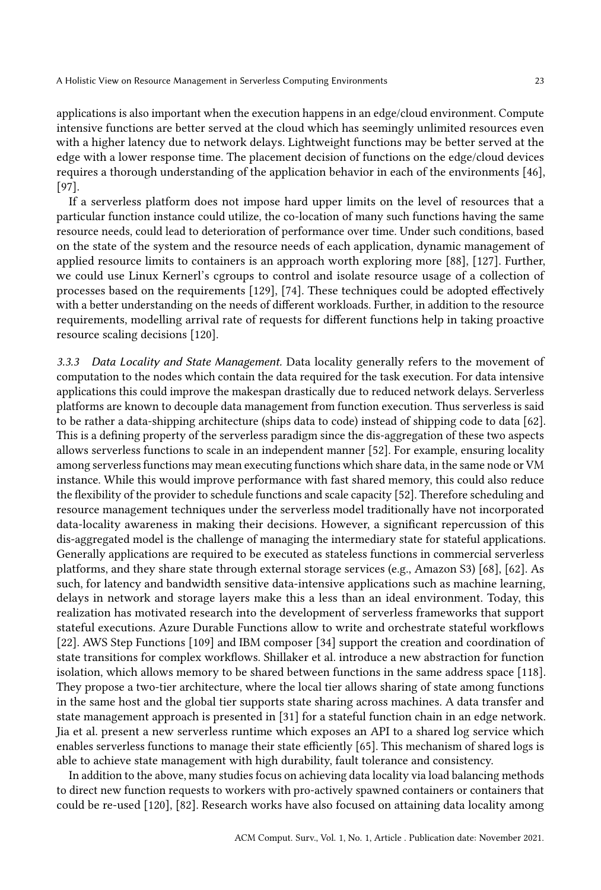applications is also important when the execution happens in an edge/cloud environment. Compute intensive functions are better served at the cloud which has seemingly unlimited resources even with a higher latency due to network delays. Lightweight functions may be better served at the edge with a lower response time. The placement decision of functions on the edge/cloud devices requires a thorough understanding of the application behavior in each of the environments [46], [97].

If a serverless platform does not impose hard upper limits on the level of resources that a particular function instance could utilize, the co-location of many such functions having the same resource needs, could lead to deterioration of performance over time. Under such conditions, based on the state of the system and the resource needs of each application, dynamic management of applied resource limits to containers is an approach worth exploring more [88], [127]. Further, we could use Linux Kernerl's cgroups to control and isolate resource usage of a collection of processes based on the requirements [129], [74]. These techniques could be adopted effectively with a better understanding on the needs of different workloads. Further, in addition to the resource requirements, modelling arrival rate of requests for different functions help in taking proactive resource scaling decisions [120].

*3.3.3 Data Locality and State Management.* Data locality generally refers to the movement of computation to the nodes which contain the data required for the task execution. For data intensive applications this could improve the makespan drastically due to reduced network delays. Serverless platforms are known to decouple data management from function execution. Thus serverless is said to be rather a data-shipping architecture (ships data to code) instead of shipping code to data [62]. This is a defining property of the serverless paradigm since the dis-aggregation of these two aspects allows serverless functions to scale in an independent manner [52]. For example, ensuring locality among serverless functions may mean executing functions which share data, in the same node or VM instance. While this would improve performance with fast shared memory, this could also reduce the flexibility of the provider to schedule functions and scale capacity [52]. Therefore scheduling and resource management techniques under the serverless model traditionally have not incorporated data-locality awareness in making their decisions. However, a significant repercussion of this dis-aggregated model is the challenge of managing the intermediary state for stateful applications. Generally applications are required to be executed as stateless functions in commercial serverless platforms, and they share state through external storage services (e.g., Amazon S3) [68], [62]. As such, for latency and bandwidth sensitive data-intensive applications such as machine learning, delays in network and storage layers make this a less than an ideal environment. Today, this realization has motivated research into the development of serverless frameworks that support stateful executions. Azure Durable Functions allow to write and orchestrate stateful workflows [22]. AWS Step Functions [109] and IBM composer [34] support the creation and coordination of state transitions for complex workflows. Shillaker et al. introduce a new abstraction for function isolation, which allows memory to be shared between functions in the same address space [118]. They propose a two-tier architecture, where the local tier allows sharing of state among functions in the same host and the global tier supports state sharing across machines. A data transfer and state management approach is presented in [31] for a stateful function chain in an edge network. Jia et al. present a new serverless runtime which exposes an API to a shared log service which enables serverless functions to manage their state efficiently [65]. This mechanism of shared logs is able to achieve state management with high durability, fault tolerance and consistency.

In addition to the above, many studies focus on achieving data locality via load balancing methods to direct new function requests to workers with pro-actively spawned containers or containers that could be re-used [120], [82]. Research works have also focused on attaining data locality among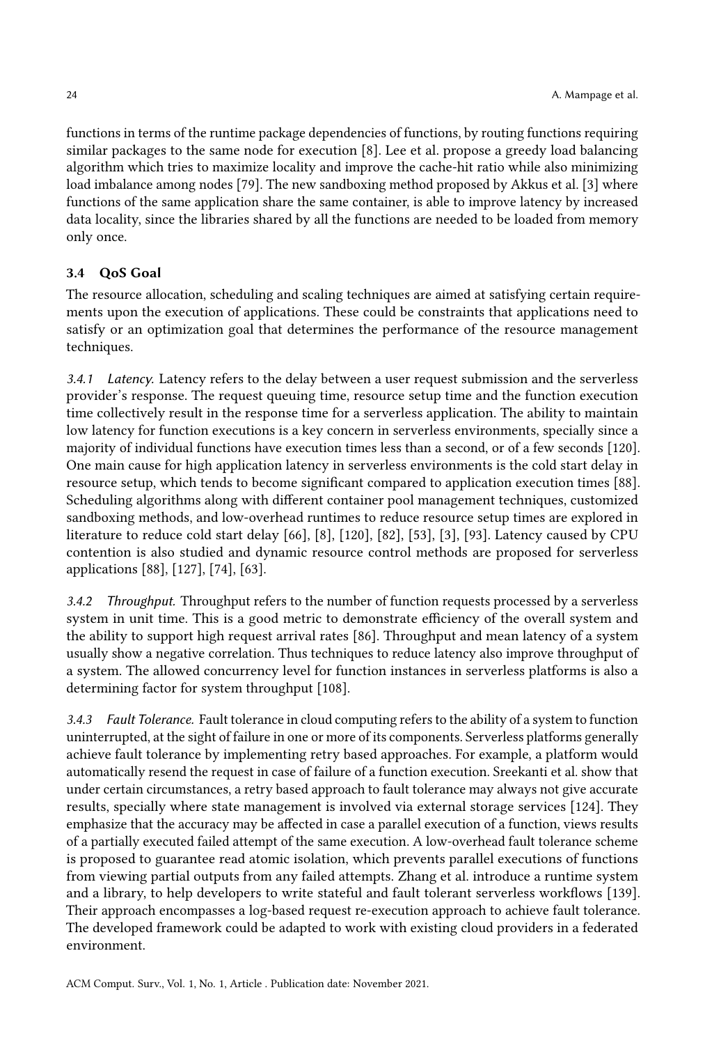functions in terms of the runtime package dependencies of functions, by routing functions requiring similar packages to the same node for execution [8]. Lee et al. propose a greedy load balancing algorithm which tries to maximize locality and improve the cache-hit ratio while also minimizing load imbalance among nodes [79]. The new sandboxing method proposed by Akkus et al. [3] where functions of the same application share the same container, is able to improve latency by increased data locality, since the libraries shared by all the functions are needed to be loaded from memory only once.

### 3.4 QoS Goal

The resource allocation, scheduling and scaling techniques are aimed at satisfying certain requirements upon the execution of applications. These could be constraints that applications need to satisfy or an optimization goal that determines the performance of the resource management techniques.

#### 3.4.1 Latency.

Latency refers to the delay between a user request submission and the serverless provider's response. The request queuing time, resource setup time and the function execution time collectively result in the response time for a serverless application. The ability to maintain low latency for function executions is a key concern in serverless environments, specially since a majority of individual functions have execution times less than a second, or of a few seconds [120]. One main cause for high application latency in serverless environments is the cold start delay in resource setup, which tends to become significant compared to application execution times [88]. Scheduling algorithms along with different container pool management techniques, customized sandboxing methods, and low-overhead runtimes to reduce resource setup times are explored in literature to reduce cold start delay [66], [8], [120], [82], [53], [3], [93]. Latency caused by CPU contention is also studied and dynamic resource control methods are proposed for serverless applications [88], [127], [74], [63].

#### 3.4.2 Throughput.

Throughput refers to the number of function requests processed by a serverless system in unit time. This is a good metric to demonstrate efficiency of the overall system and the ability to support high request arrival rates [86]. Throughput and mean latency of a system usually show a negative correlation. Thus techniques to reduce latency also improve throughput of a system. The allowed concurrency level for function instances in serverless platforms is also a determining factor for system throughput [108].

#### 3.4.3 Fault Tolerance.

Fault tolerance in cloud computing refers to the ability of a system to function uninterrupted, at the sight of failure in one or more of its components. Serverless platforms generally achieve fault tolerance by implementing retry based approaches. For example, a platform would automatically resend the request in case of failure of a function execution. Sreekanti et al. show that under certain circumstances, a retry based approach to fault tolerance may always not give accurate results, specially where state management is involved via external storage services [124]. They emphasize that the accuracy may be affected in case a parallel execution of a function, views results of a partially executed failed attempt of the same execution. A low-overhead fault tolerance scheme is proposed to guarantee read atomic isolation, which prevents parallel executions of functions from viewing partial outputs from any failed attempts. Zhang et al. introduce a runtime system and a library, to help developers to write stateful and fault tolerant serverless workflows [139]. Their approach encompasses a log-based request re-execution approach to achieve fault tolerance. The developed framework could be adapted to work with existing cloud providers in a federated environment.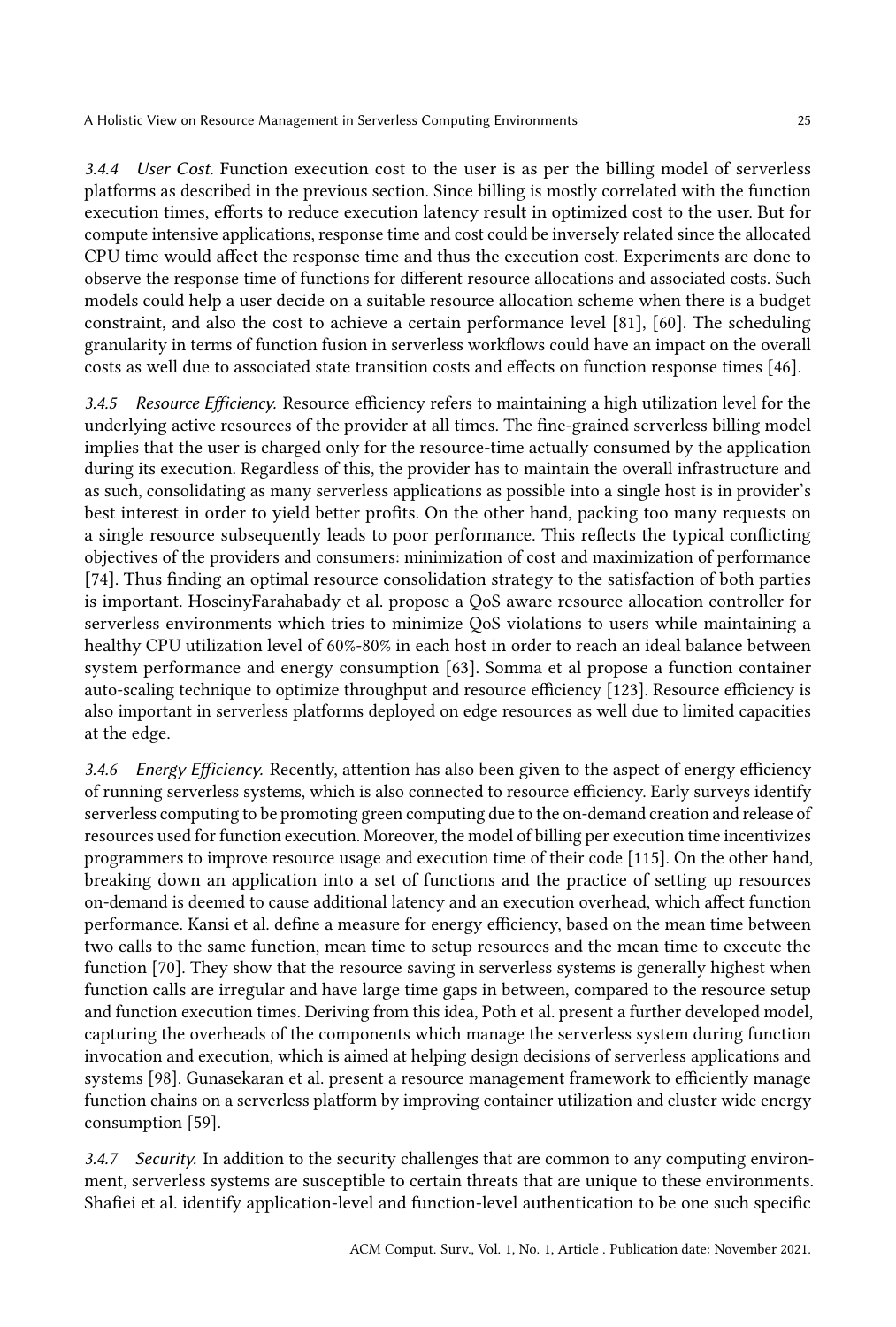#### 3.4.4 *User Cost.*

Function execution cost to the user is as per the billing model of serverless platforms as described in the previous section. Since billing is mostly correlated with the function execution times, efforts to reduce execution latency result in optimized cost to the user. But for compute intensive applications, response time and cost could be inversely related since the allocated CPU time would affect the response time and thus the execution cost. Experiments are done to observe the response time of functions for different resource allocations and associated costs. Such models could help a user decide on a suitable resource allocation scheme when there is a budget constraint, and also the cost to achieve a certain performance level [81], [60]. The scheduling granularity in terms of function fusion in serverless workflows could have an impact on the overall costs as well due to associated state transition costs and effects on function response times [46].

#### 3.4.5 *Resource Efficiency.*

Resource efficiency refers to maintaining a high utilization level for the underlying active resources of the provider at all times. The fine-grained serverless billing model implies that the user is charged only for the resource-time actually consumed by the application during its execution. Regardless of this, the provider has to maintain the overall infrastructure and as such, consolidating as many serverless applications as possible into a single host is in provider's best interest in order to yield better profits. On the other hand, packing too many requests on a single resource subsequently leads to poor performance. This reflects the typical conflicting objectives of the providers and consumers: minimization of cost and maximization of performance [74]. Thus finding an optimal resource consolidation strategy to the satisfaction of both parties is important. HoseinyFarahabady et al. propose a QoS aware resource allocation controller for serverless environments which tries to minimize QoS violations to users while maintaining a healthy CPU utilization level of 60%-80% in each host in order to reach an ideal balance between system performance and energy consumption [63]. Somma et al propose a function container auto-scaling technique to optimize throughput and resource efficiency [123]. Resource efficiency is also important in serverless platforms deployed on edge resources as well due to limited capacities at the edge.

#### 3.4.6 *Energy Efficiency.*

Recently, attention has also been given to the aspect of energy efficiency of running serverless systems, which is also connected to resource efficiency. Early surveys identify serverless computing to be promoting green computing due to the on-demand creation and release of resources used for function execution. Moreover, the model of billing per execution time incentivizes programmers to improve resource usage and execution time of their code [115]. On the other hand, breaking down an application into a set of functions and the practice of setting up resources on-demand is deemed to cause additional latency and an execution overhead, which affect function performance. Kansi et al. define a measure for energy efficiency, based on the mean time between two calls to the same function, mean time to setup resources and the mean time to execute the function [70]. They show that the resource saving in serverless systems is generally highest when function calls are irregular and have large time gaps in between, compared to the resource setup and function execution times. Deriving from this idea, Poth et al. present a further developed model, capturing the overheads of the components which manage the serverless system during function invocation and execution, which is aimed at helping design decisions of serverless applications and systems [98]. Gunasekaran et al. present a resource management framework to efficiently manage function chains on a serverless platform by improving container utilization and cluster wide energy consumption [59].

#### 3.4.7 *Security.*

In addition to the security challenges that are common to any computing environment, serverless systems are susceptible to certain threats that are unique to these environments. Shafiei et al. identify application-level and function-level authentication to be one such specific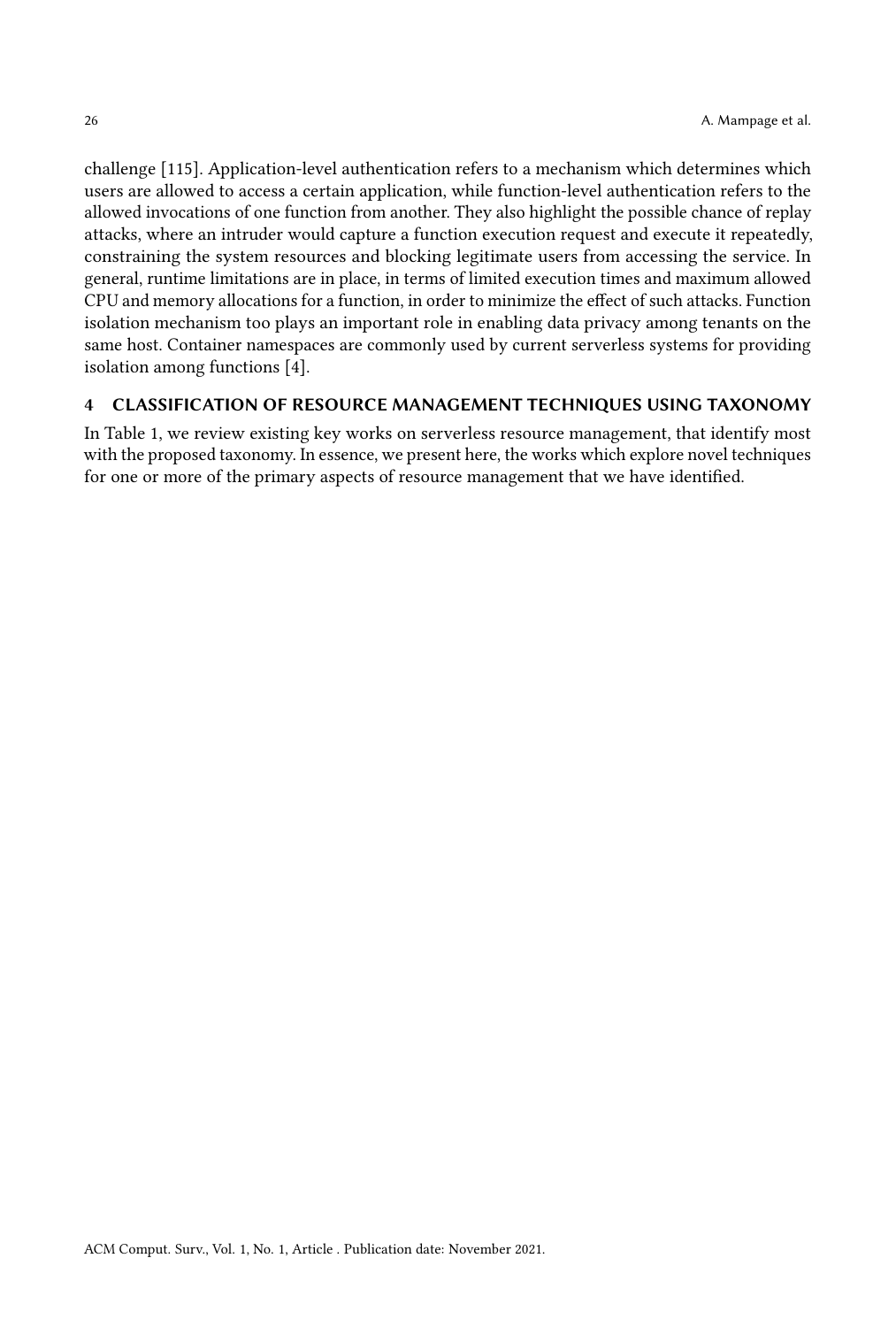challenge [115]. Application-level authentication refers to a mechanism which determines which users are allowed to access a certain application, while function-level authentication refers to the allowed invocations of one function from another. They also highlight the possible chance of replay attacks, where an intruder would capture a function execution request and execute it repeatedly, constraining the system resources and blocking legitimate users from accessing the service. In general, runtime limitations are in place, in terms of limited execution times and maximum allowed CPU and memory allocations for a function, in order to minimize the effect of such attacks. Function isolation mechanism too plays an important role in enabling data privacy among tenants on the same host. Container namespaces are commonly used by current serverless systems for providing isolation among functions [4].

## 4 CLASSIFICATION OF RESOURCE MANAGEMENT TECHNIQUES USING TAXONOMY

In Table 1, we review existing key works on serverless resource management, that identify most with the proposed taxonomy. In essence, we present here, the works which explore novel techniques for one or more of the primary aspects of resource management that we have identified.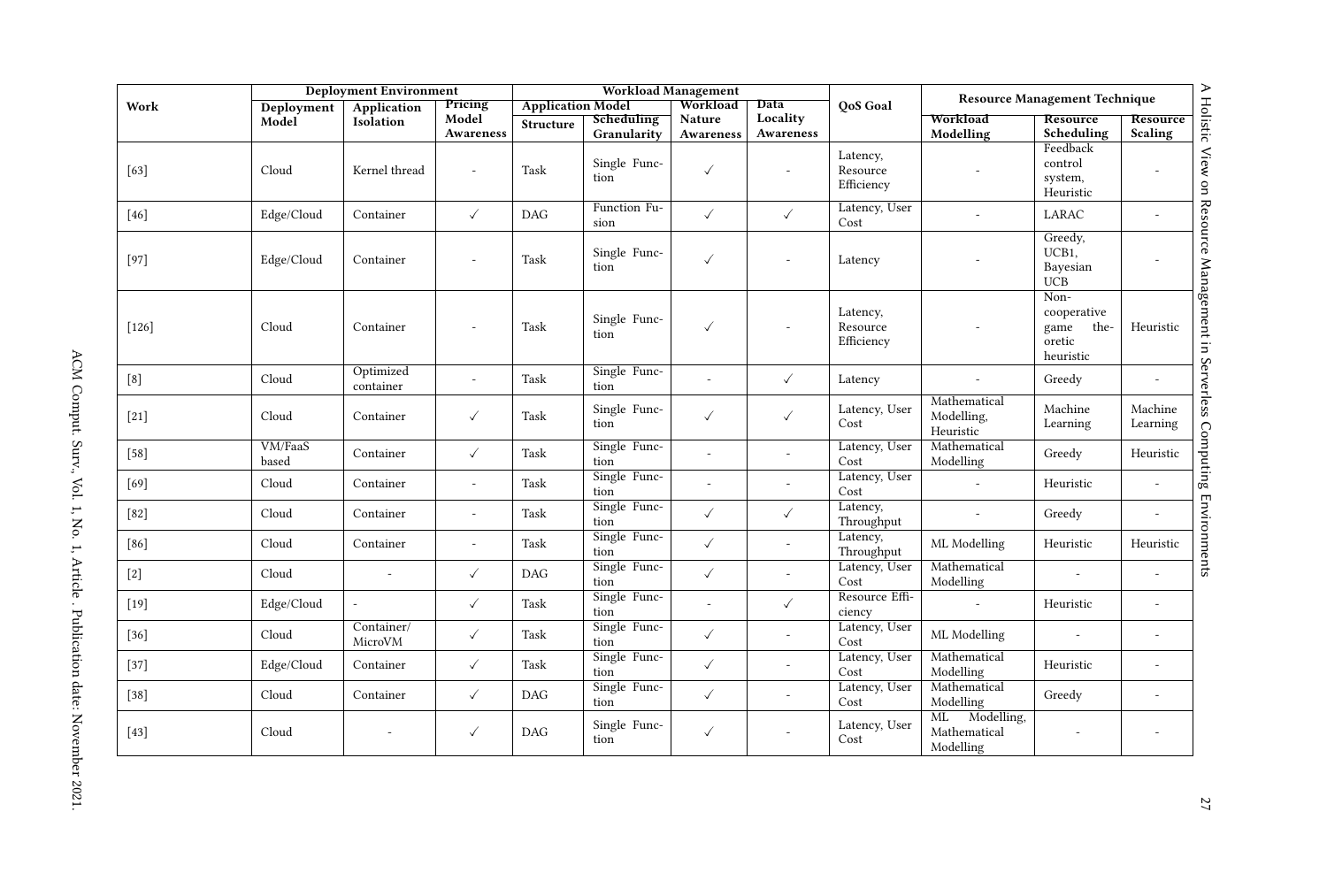| Work | Deployment Environment | | | Workload Management | | | | | QoS Goal | Resource Management Technique | | |
|---|---|---|---|---|---|---|---|---|---|---|---|---|
| | Deployment Model | Application Isolation | Pricing Model Awareness | Application Model | | Workload Nature Awareness | Data Locality Awareness | | | Workload Modelling | Resource Scheduling | Resource Scaling |
| | | | | Structure | Scheduling Granularity | | | | | | | |
| [63] | Cloud | Kernel thread | - | Task | Single Function | ✓ | - | | Latency, Resource Efficiency | - | Feedback control system, Heuristic | - |
| [46] | Edge/Cloud | Container | ✓ | DAG | Function Fusion | ✓ | ✓ | | Latency, User Cost | - | LARAC | - |
| [97] | Edge/Cloud | Container | - | Task | Single Function | ✓ | - | | Latency | - | Greedy, UCB1, Bayesian UCB | - |
| [126] | Cloud | Container | - | Task | Single Function | ✓ | - | | Latency, Resource Efficiency | - | Non-cooperative game theoretic heuristic | Heuristic |
| [8] | Cloud | Optimized container | - | Task | Single Function | - | ✓ | | Latency | - | Greedy | - |
| [21] | Cloud | Container | ✓ | Task | Single Function | ✓ | ✓ | | Latency, User Cost | Mathematical Modelling, Heuristic | Machine Learning | Machine Learning |
| [58] | VM/FaaS based | Container | ✓ | Task | Single Function | - | - | | Latency, User Cost | Mathematical Modelling | Greedy | Heuristic |
| [69] | Cloud | Container | - | Task | Single Function | - | - | | Latency, User Cost | - | Heuristic | - |
| [82] | Cloud | Container | - | Task | Single Function | ✓ | ✓ | | Latency, Throughput | - | Greedy | - |
| [86] | Cloud | Container | - | Task | Single Function | ✓ | - | | Latency, Throughput | ML Modelling | Heuristic | Heuristic |
| [2] | Cloud | - | ✓ | DAG | Single Function | ✓ | - | | Latency, User Cost | Mathematical Modelling | - | - |
| [19] | Edge/Cloud | - | ✓ | Task | Single Function | - | ✓ | | Resource Efficiency | - | Heuristic | - |
| [36] | Cloud | Container/ MicroVM | ✓ | Task | Single Function | ✓ | - | | Latency, User Cost | ML Modelling | - | - |
| [37] | Edge/Cloud | Container | ✓ | Task | Single Function | ✓ | - | | Latency, User Cost | Mathematical Modelling | Heuristic | - |
| [38] | Cloud | Container | ✓ | DAG | Single Function | ✓ | - | | Latency, User Cost | Mathematical Modelling | Greedy | - |
| [43] | Cloud | - | ✓ | DAG | Single Function | ✓ | - | | Latency, User Cost | ML Modelling, Mathematical Modelling | - | - |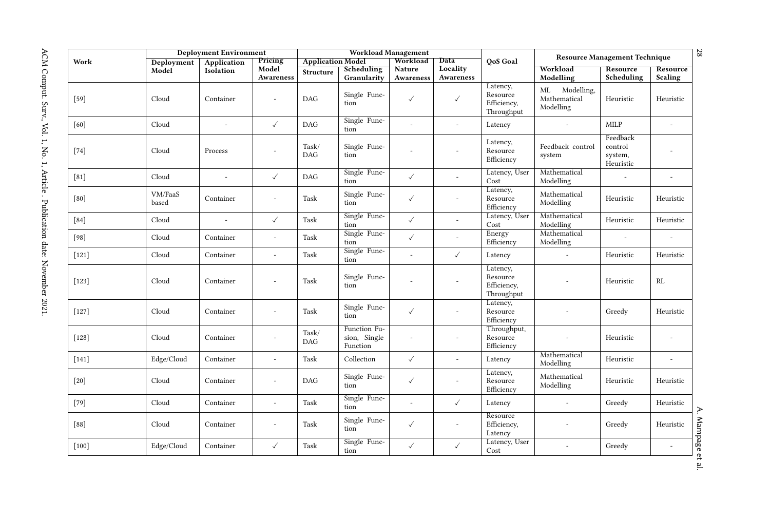| Work | Deployment Environment | | | Workload Management | | | | QoS Goal | Resource Management Technique | | |
|---|---|---|---|---|---|---|---|---|---|---|---|
| | Deployment Model | Application Isolation | Pricing Model Awareness | Application Model | | Workload Nature Awareness | Data Locality Awareness | | Workload Modelling | Resource Scheduling | Resource Scaling |
| | | | | Structure | Scheduling Granularity | | | | | | |
| [59] | Cloud | Container | - | DAG | Single Function | ✓ | ✓ | Latency, Resource Efficiency, Throughput | ML Modelling, Mathematical Modelling | Heuristic | Heuristic |
| [60] | Cloud | - | ✓ | DAG | Single Function | - | - | Latency | - | MILP | - |
| [74] | Cloud | Process | - | Task/ DAG | Single Function | - | - | Latency, Resource Efficiency | Feedback control system | Feedback control system, Heuristic | - |
| [81] | Cloud | - | ✓ | DAG | Single Function | ✓ | - | Latency, User Cost | Mathematical Modelling | - | - |
| [80] | VM/FaaS based | Container | - | Task | Single Function | ✓ | - | Latency, Resource Efficiency | Mathematical Modelling | Heuristic | Heuristic |
| [84] | Cloud | - | ✓ | Task | Single Function | ✓ | - | Latency, User Cost | Mathematical Modelling | Heuristic | Heuristic |
| [98] | Cloud | Container | - | Task | Single Function | ✓ | - | Energy Efficiency | Mathematical Modelling | - | - |
| [121] | Cloud | Container | - | Task | Single Function | - | ✓ | Latency | - | Heuristic | Heuristic |
| [123] | Cloud | Container | - | Task | Single Function | - | - | Latency, Resource Efficiency, Throughput | - | Heuristic | RL |
| [127] | Cloud | Container | - | Task | Single Function | ✓ | - | Latency, Resource Efficiency | - | Greedy | Heuristic |
| [128] | Cloud | Container | - | Task/ DAG | Function Fusion, Single Function | - | - | Throughput, Resource Efficiency | - | Heuristic | - |
| [141] | Edge/Cloud | Container | - | Task | Collection | ✓ | - | Latency | Mathematical Modelling | Heuristic | - |
| [20] | Cloud | Container | - | DAG | Single Function | ✓ | - | Latency, Resource Efficiency | Mathematical Modelling | Heuristic | Heuristic |
| [79] | Cloud | Container | - | Task | Single Function | - | ✓ | Latency | - | Greedy | Heuristic |
| [88] | Cloud | Container | - | Task | Single Function | ✓ | - | Resource Efficiency, Latency | - | Greedy | Heuristic |
| [100] | Edge/Cloud | Container | ✓ | Task | Single Function | ✓ | ✓ | Latency, User Cost | - | Greedy | - |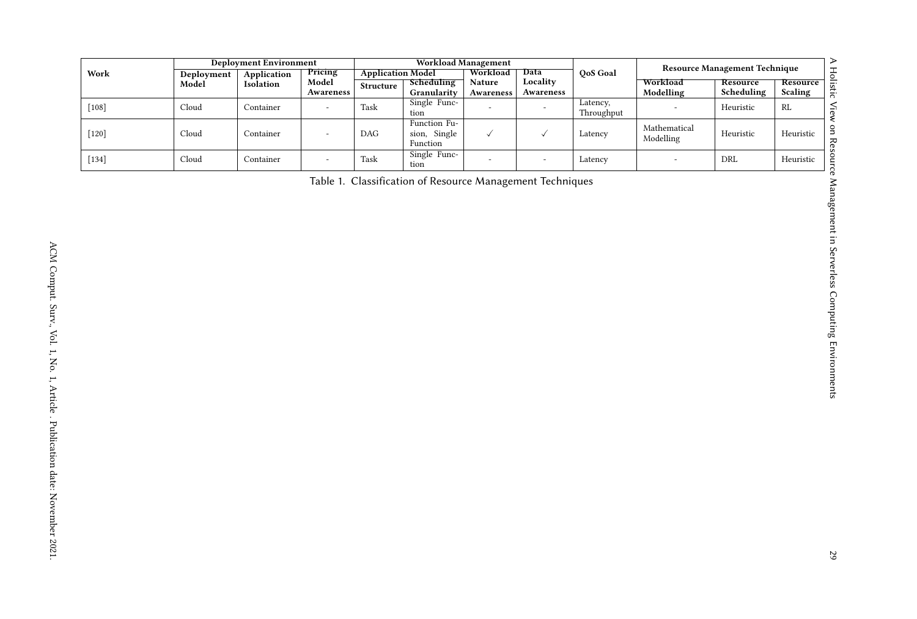| Work | Deployment Environment | | | Workload Management | | | | QoS Goal | Resource Management Technique | | |
|---|---|---|---|---|---|---|---|---|---|---|---|
| | Deployment Model | Application Isolation | Pricing Model Awareness | Application Model | | Workload Nature Awareness | Data Locality Awareness | | Workload Modelling | Resource Scheduling | Resource Scaling |
| | | | | Structure | Scheduling Granularity | | | | | | |
| [108] | Cloud | Container | - | Task | Single Function | - | - | Latency, Throughput | - | Heuristic | RL |
| [120] | Cloud | Container | - | DAG | Function Fusion, Single Function | ✓ | ✓ | Latency | Mathematical Modelling | Heuristic | Heuristic |
| [134] | Cloud | Container | - | Task | Single Function | - | - | Latency | - | DRL | Heuristic |

Table 1. Classification of Resource Management Techniques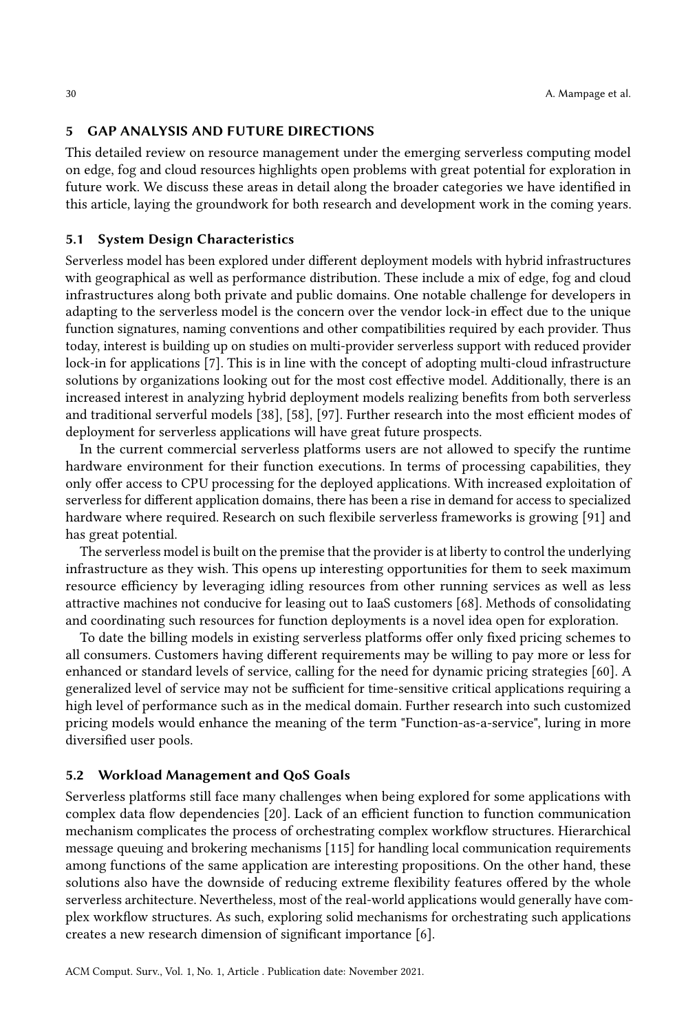## 5 GAP ANALYSIS AND FUTURE DIRECTIONS

This detailed review on resource management under the emerging serverless computing model on edge, fog and cloud resources highlights open problems with great potential for exploration in future work. We discuss these areas in detail along the broader categories we have identified in this article, laying the groundwork for both research and development work in the coming years.

### 5.1 System Design Characteristics

Serverless model has been explored under different deployment models with hybrid infrastructures with geographical as well as performance distribution. These include a mix of edge, fog and cloud infrastructures along both private and public domains. One notable challenge for developers in adapting to the serverless model is the concern over the vendor lock-in effect due to the unique function signatures, naming conventions and other compatibilities required by each provider. Thus today, interest is building up on studies on multi-provider serverless support with reduced provider lock-in for applications [7]. This is in line with the concept of adopting multi-cloud infrastructure solutions by organizations looking out for the most cost effective model. Additionally, there is an increased interest in analyzing hybrid deployment models realizing benefits from both serverless and traditional serverful models [38], [58], [97]. Further research into the most efficient modes of deployment for serverless applications will have great future prospects.

In the current commercial serverless platforms users are not allowed to specify the runtime hardware environment for their function executions. In terms of processing capabilities, they only offer access to CPU processing for the deployed applications. With increased exploitation of serverless for different application domains, there has been a rise in demand for access to specialized hardware where required. Research on such flexibile serverless frameworks is growing [91] and has great potential.

The serverless model is built on the premise that the provider is at liberty to control the underlying infrastructure as they wish. This opens up interesting opportunities for them to seek maximum resource efficiency by leveraging idling resources from other running services as well as less attractive machines not conducive for leasing out to IaaS customers [68]. Methods of consolidating and coordinating such resources for function deployments is a novel idea open for exploration.

To date the billing models in existing serverless platforms offer only fixed pricing schemes to all consumers. Customers having different requirements may be willing to pay more or less for enhanced or standard levels of service, calling for the need for dynamic pricing strategies [60]. A generalized level of service may not be sufficient for time-sensitive critical applications requiring a high level of performance such as in the medical domain. Further research into such customized pricing models would enhance the meaning of the term "Function-as-a-service", luring in more diversified user pools.

### 5.2 Workload Management and QoS Goals

Serverless platforms still face many challenges when being explored for some applications with complex data flow dependencies [20]. Lack of an efficient function to function communication mechanism complicates the process of orchestrating complex workflow structures. Hierarchical message queuing and brokering mechanisms [115] for handling local communication requirements among functions of the same application are interesting propositions. On the other hand, these solutions also have the downside of reducing extreme flexibility features offered by the whole serverless architecture. Nevertheless, most of the real-world applications would generally have complex workflow structures. As such, exploring solid mechanisms for orchestrating such applications creates a new research dimension of significant importance [6].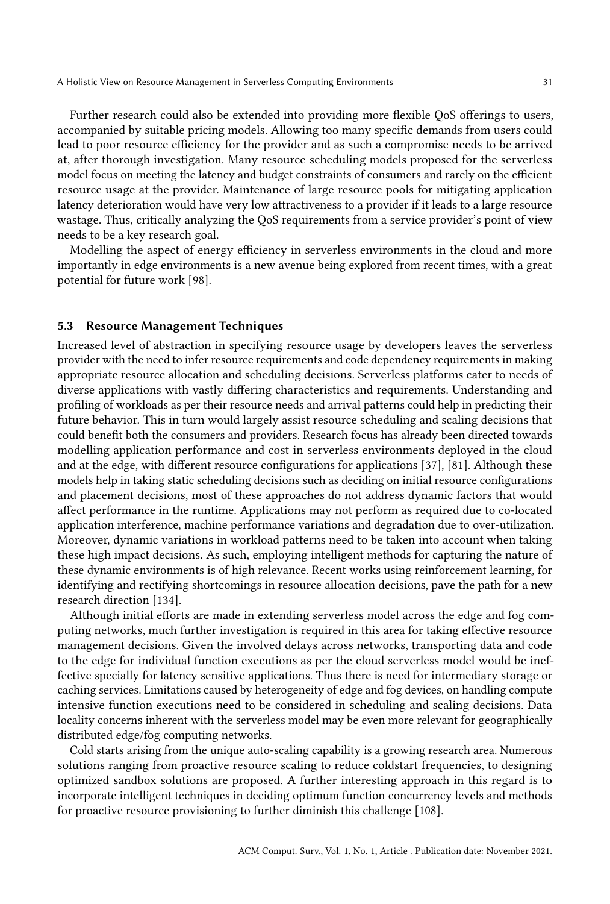Further research could also be extended into providing more flexible QoS offerings to users, accompanied by suitable pricing models. Allowing too many specific demands from users could lead to poor resource efficiency for the provider and as such a compromise needs to be arrived at, after thorough investigation. Many resource scheduling models proposed for the serverless model focus on meeting the latency and budget constraints of consumers and rarely on the efficient resource usage at the provider. Maintenance of large resource pools for mitigating application latency deterioration would have very low attractiveness to a provider if it leads to a large resource wastage. Thus, critically analyzing the QoS requirements from a service provider's point of view needs to be a key research goal.

Modelling the aspect of energy efficiency in serverless environments in the cloud and more importantly in edge environments is a new avenue being explored from recent times, with a great potential for future work [98].

### 5.3 Resource Management Techniques

Increased level of abstraction in specifying resource usage by developers leaves the serverless provider with the need to infer resource requirements and code dependency requirements in making appropriate resource allocation and scheduling decisions. Serverless platforms cater to needs of diverse applications with vastly differing characteristics and requirements. Understanding and profiling of workloads as per their resource needs and arrival patterns could help in predicting their future behavior. This in turn would largely assist resource scheduling and scaling decisions that could benefit both the consumers and providers. Research focus has already been directed towards modelling application performance and cost in serverless environments deployed in the cloud and at the edge, with different resource configurations for applications [37], [81]. Although these models help in taking static scheduling decisions such as deciding on initial resource configurations and placement decisions, most of these approaches do not address dynamic factors that would affect performance in the runtime. Applications may not perform as required due to co-located application interference, machine performance variations and degradation due to over-utilization. Moreover, dynamic variations in workload patterns need to be taken into account when taking these high impact decisions. As such, employing intelligent methods for capturing the nature of these dynamic environments is of high relevance. Recent works using reinforcement learning, for identifying and rectifying shortcomings in resource allocation decisions, pave the path for a new research direction [134].

Although initial efforts are made in extending serverless model across the edge and fog computing networks, much further investigation is required in this area for taking effective resource management decisions. Given the involved delays across networks, transporting data and code to the edge for individual function executions as per the cloud serverless model would be ineffective specially for latency sensitive applications. Thus there is need for intermediary storage or caching services. Limitations caused by heterogeneity of edge and fog devices, on handling compute intensive function executions need to be considered in scheduling and scaling decisions. Data locality concerns inherent with the serverless model may be even more relevant for geographically distributed edge/fog computing networks.

Cold starts arising from the unique auto-scaling capability is a growing research area. Numerous solutions ranging from proactive resource scaling to reduce coldstart frequencies, to designing optimized sandbox solutions are proposed. A further interesting approach in this regard is to incorporate intelligent techniques in deciding optimum function concurrency levels and methods for proactive resource provisioning to further diminish this challenge [108].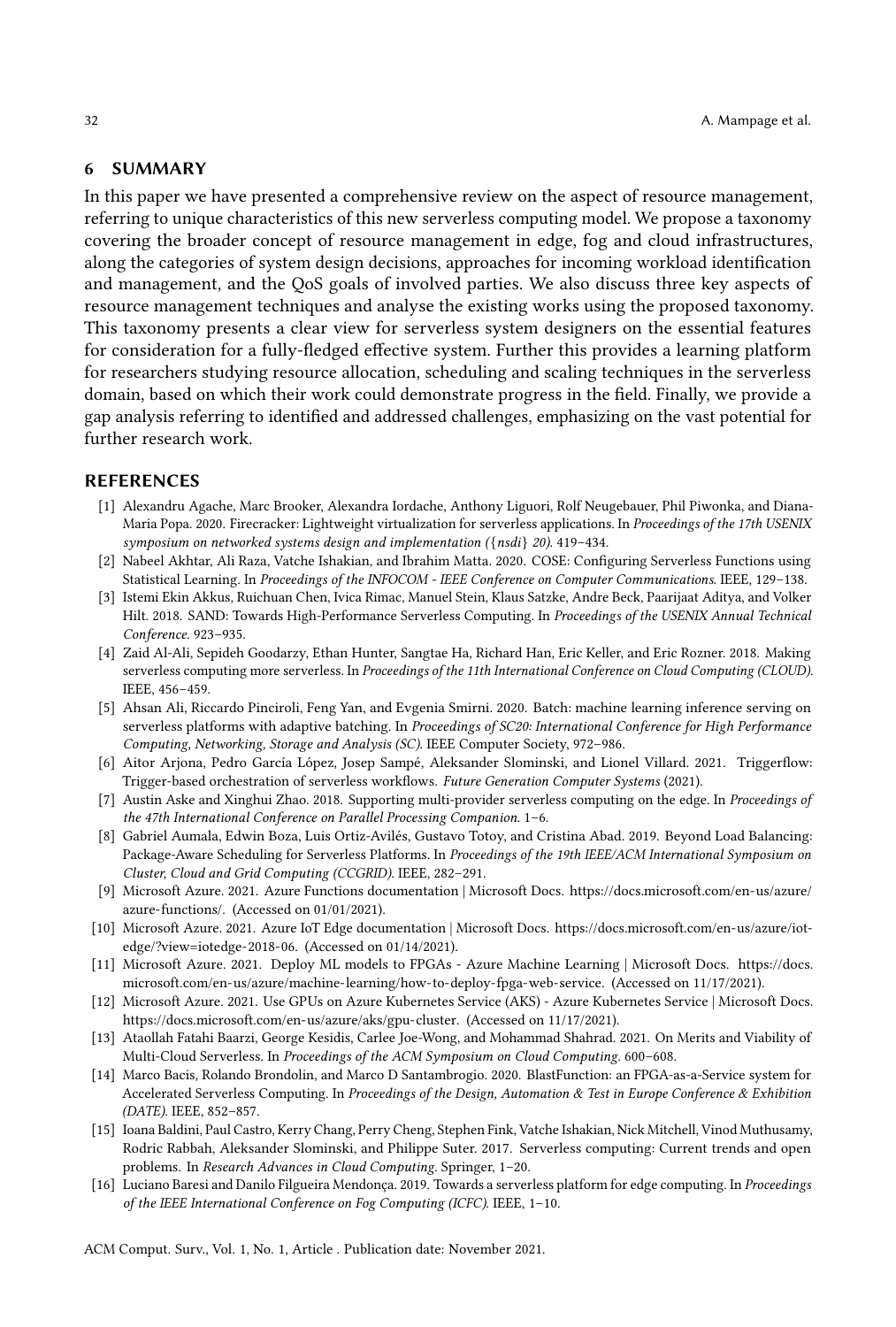## 6 SUMMARY

In this paper we have presented a comprehensive review on the aspect of resource management, referring to unique characteristics of this new serverless computing model. We propose a taxonomy covering the broader concept of resource management in edge, fog and cloud infrastructures, along the categories of system design decisions, approaches for incoming workload identification and management, and the QoS goals of involved parties. We also discuss three key aspects of resource management techniques and analyse the existing works using the proposed taxonomy. This taxonomy presents a clear view for serverless system designers on the essential features for consideration for a fully-fledged effective system. Further this provides a learning platform for researchers studying resource allocation, scheduling and scaling techniques in the serverless domain, based on which their work could demonstrate progress in the field. Finally, we provide a gap analysis referring to identified and addressed challenges, emphasizing on the vast potential for further research work.

## REFERENCES

- [1] Alexandru Agache, Marc Brooker, Alexandra Iordache, Anthony Liguori, Rolf Neugebauer, Phil Piwonka, and Diana-Maria Popa. 2020. Firecracker: Lightweight virtualization for serverless applications. In *Proceedings of the 17th USENIX symposium on networked systems design and implementation ({nsdi} 20)*. 419–434.
- [2] Nabeel Akhtar, Ali Raza, Vatche Ishakian, and Ibrahim Matta. 2020. COSE: Configuring Serverless Functions using Statistical Learning. In *Proceedings of the INFOCOM - IEEE Conference on Computer Communications*. IEEE, 129–138.
- [3] Istemi Ekin Akkus, Ruichuan Chen, Ivica Rimac, Manuel Stein, Klaus Satzke, Andre Beck, Paarijaat Aditya, and Volker Hilt. 2018. SAND: Towards High-Performance Serverless Computing. In *Proceedings of the USENIX Annual Technical Conference*. 923–935.
- [4] Zaid Al-Ali, Sepideh Goodarzy, Ethan Hunter, Sangtae Ha, Richard Han, Eric Keller, and Eric Rozner. 2018. Making serverless computing more serverless. In *Proceedings of the 11th International Conference on Cloud Computing (CLOUD)*. IEEE, 456–459.
- [5] Ahsan Ali, Riccardo Pinciroli, Feng Yan, and Evgenia Smirni. 2020. Batch: machine learning inference serving on serverless platforms with adaptive batching. In *Proceedings of SC20: International Conference for High Performance Computing, Networking, Storage and Analysis (SC)*. IEEE Computer Society, 972–986.
- [6] Aitor Arjona, Pedro García López, Josep Sampé, Aleksander Slominski, and Lionel Villard. 2021. Triggerflow: Trigger-based orchestration of serverless workflows. *Future Generation Computer Systems* (2021).
- [7] Austin Aske and Xinghui Zhao. 2018. Supporting multi-provider serverless computing on the edge. In *Proceedings of the 47th International Conference on Parallel Processing Companion*. 1–6.
- [8] Gabriel Aumala, Edwin Boza, Luis Ortiz-Avilés, Gustavo Totoy, and Cristina Abad. 2019. Beyond Load Balancing: Package-Aware Scheduling for Serverless Platforms. In *Proceedings of the 19th IEEE/ACM International Symposium on Cluster, Cloud and Grid Computing (CCGRID)*. IEEE, 282–291.
- [9] Microsoft Azure. 2021. Azure Functions documentation | Microsoft Docs. https://docs.microsoft.com/en-us/azure/azure-functions/. (Accessed on 01/01/2021).
- [10] Microsoft Azure. 2021. Azure IoT Edge documentation | Microsoft Docs. https://docs.microsoft.com/en-us/azure/iot-edge/?view=iotedge-2018-06. (Accessed on 01/14/2021).
- [11] Microsoft Azure. 2021. Deploy ML models to FPGAs - Azure Machine Learning | Microsoft Docs. https://docs.microsoft.com/en-us/azure/machine-learning/how-to-deploy-fpga-web-service. (Accessed on 11/17/2021).
- [12] Microsoft Azure. 2021. Use GPUs on Azure Kubernetes Service (AKS) - Azure Kubernetes Service | Microsoft Docs. https://docs.microsoft.com/en-us/azure/aks/gpu-cluster. (Accessed on 11/17/2021).
- [13] Ataollah Fatahi Baarzi, George Kesidis, Carlee Joe-Wong, and Mohammad Shahrad. 2021. On Merits and Viability of Multi-Cloud Serverless. In *Proceedings of the ACM Symposium on Cloud Computing*. 600–608.
- [14] Marco Bacis, Rolando Brondolin, and Marco D Santambrogio. 2020. BlastFunction: an FPGA-as-a-Service system for Accelerated Serverless Computing. In *Proceedings of the Design, Automation & Test in Europe Conference & Exhibition (DATE)*. IEEE, 852–857.
- [15] Ioana Baldini, Paul Castro, Kerry Chang, Perry Cheng, Stephen Fink, Vatche Ishakian, Nick Mitchell, Vinod Muthusamy, Rodric Rabbah, Aleksander Slominski, and Philippe Suter. 2017. Serverless computing: Current trends and open problems. In *Research Advances in Cloud Computing*. Springer, 1–20.
- [16] Luciano Baresi and Danilo Filgueira Mendonça. 2019. Towards a serverless platform for edge computing. In *Proceedings of the IEEE International Conference on Fog Computing (ICFC)*. IEEE, 1–10.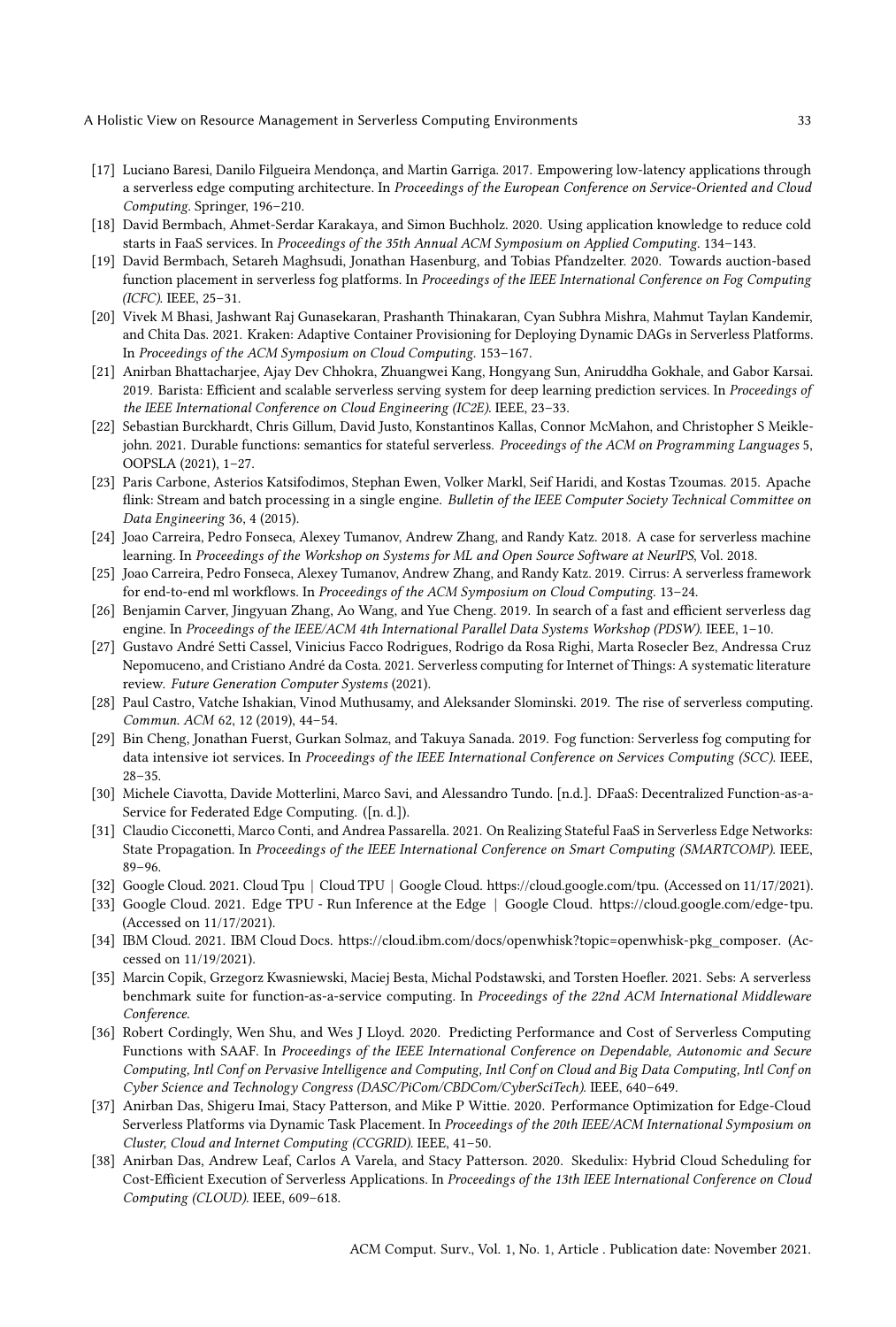[17] Luciano Baresi, Danilo Filgueira Mendonça, and Martin Garriga. 2017. Empowering low-latency applications through a serverless edge computing architecture. In *Proceedings of the European Conference on Service-Oriented and Cloud Computing*. Springer, 196–210.

[18] David Bermbach, Ahmet-Serdar Karakaya, and Simon Buchholz. 2020. Using application knowledge to reduce cold starts in FaaS services. In *Proceedings of the 35th Annual ACM Symposium on Applied Computing*. 134–143.

[19] David Bermbach, Setareh Maghsudi, Jonathan Hasenburg, and Tobias Pfandzelter. 2020. Towards auction-based function placement in serverless fog platforms. In *Proceedings of the IEEE International Conference on Fog Computing (ICFC)*. IEEE, 25–31.

[20] Vivek M Bhasi, Jashwant Raj Gunasekaran, Prashanth Thinakaran, Cyan Subhra Mishra, Mahmut Taylan Kandemir, and Chita Das. 2021. Kraken: Adaptive Container Provisioning for Deploying Dynamic DAGs in Serverless Platforms. In *Proceedings of the ACM Symposium on Cloud Computing*. 153–167.

[21] Anirban Bhattacharjee, Ajay Dev Chhokra, Zhuangwei Kang, Hongyang Sun, Aniruddha Gokhale, and Gabor Karsai. 2019. Barista: Efficient and scalable serverless serving system for deep learning prediction services. In *Proceedings of the IEEE International Conference on Cloud Engineering (IC2E)*. IEEE, 23–33.

[22] Sebastian Burckhardt, Chris Gillum, David Justo, Konstantinos Kallas, Connor McMahon, and Christopher S Meiklejohn. 2021. Durable functions: semantics for stateful serverless. *Proceedings of the ACM on Programming Languages* 5, OOPSLA (2021), 1–27.

[23] Paris Carbone, Asterios Katsifodimos, Stephan Ewen, Volker Markl, Seif Haridi, and Kostas Tzoumas. 2015. Apache flink: Stream and batch processing in a single engine. *Bulletin of the IEEE Computer Society Technical Committee on Data Engineering* 36, 4 (2015).

[24] Joao Carreira, Pedro Fonseca, Alexey Tumanov, Andrew Zhang, and Randy Katz. 2018. A case for serverless machine learning. In *Proceedings of the Workshop on Systems for ML and Open Source Software at NeurIPS*, Vol. 2018.

[25] Joao Carreira, Pedro Fonseca, Alexey Tumanov, Andrew Zhang, and Randy Katz. 2019. Cirrus: A serverless framework for end-to-end ml workflows. In *Proceedings of the ACM Symposium on Cloud Computing*. 13–24.

[26] Benjamin Carver, Jingyuan Zhang, Ao Wang, and Yue Cheng. 2019. In search of a fast and efficient serverless dag engine. In *Proceedings of the IEEE/ACM 4th International Parallel Data Systems Workshop (PDSW)*. IEEE, 1–10.

[27] Gustavo André Setti Cassel, Vinicius Facco Rodrigues, Rodrigo da Rosa Righi, Marta Rosecler Bez, Andressa Cruz Nepomuceno, and Cristiano André da Costa. 2021. Serverless computing for Internet of Things: A systematic literature review. *Future Generation Computer Systems* (2021).

[28] Paul Castro, Vatche Ishakian, Vinod Muthusamy, and Aleksander Slominski. 2019. The rise of serverless computing. *Commun. ACM* 62, 12 (2019), 44–54.

[29] Bin Cheng, Jonathan Fuerst, Gurkan Solmaz, and Takuya Sanada. 2019. Fog function: Serverless fog computing for data intensive iot services. In *Proceedings of the IEEE International Conference on Services Computing (SCC)*. IEEE, 28–35.

[30] Michele Ciavotta, Davide Motterlini, Marco Savi, and Alessandro Tundo. [n.d.]. DFaaS: Decentralized Function-as-a-Service for Federated Edge Computing. ([n. d.]).

[31] Claudio Cicconetti, Marco Conti, and Andrea Passarella. 2021. On Realizing Stateful FaaS in Serverless Edge Networks: State Propagation. In *Proceedings of the IEEE International Conference on Smart Computing (SMARTCOMP)*. IEEE, 89–96.

[32] Google Cloud. 2021. Cloud Tpu | Cloud TPU | Google Cloud. https://cloud.google.com/tpu. (Accessed on 11/17/2021).

[33] Google Cloud. 2021. Edge TPU - Run Inference at the Edge | Google Cloud. https://cloud.google.com/edge-tpu. (Accessed on 11/17/2021).

[34] IBM Cloud. 2021. IBM Cloud Docs. https://cloud.ibm.com/docs/openwhisk?topic=openwhisk-pkg_composer. (Accessed on 11/19/2021).

[35] Marcin Copik, Grzegorz Kwasniewski, Maciej Besta, Michal Podstawski, and Torsten Hoefler. 2021. Sebs: A serverless benchmark suite for function-as-a-service computing. In *Proceedings of the 22nd ACM International Middleware Conference*.

[36] Robert Cordingly, Wen Shu, and Wes J Lloyd. 2020. Predicting Performance and Cost of Serverless Computing Functions with SAAF. In *Proceedings of the IEEE International Conference on Dependable, Autonomic and Secure Computing, Intl Conf on Pervasive Intelligence and Computing, Intl Conf on Cloud and Big Data Computing, Intl Conf on Cyber Science and Technology Congress (DASC/PiCom/CBDCom/CyberSciTech)*. IEEE, 640–649.

[37] Anirban Das, Shigeru Imai, Stacy Patterson, and Mike P Wittie. 2020. Performance Optimization for Edge-Cloud Serverless Platforms via Dynamic Task Placement. In *Proceedings of the 20th IEEE/ACM International Symposium on Cluster, Cloud and Internet Computing (CCGRID)*. IEEE, 41–50.

[38] Anirban Das, Andrew Leaf, Carlos A Varela, and Stacy Patterson. 2020. Skedulix: Hybrid Cloud Scheduling for Cost-Efficient Execution of Serverless Applications. In *Proceedings of the 13th IEEE International Conference on Cloud Computing (CLOUD)*. IEEE, 609–618.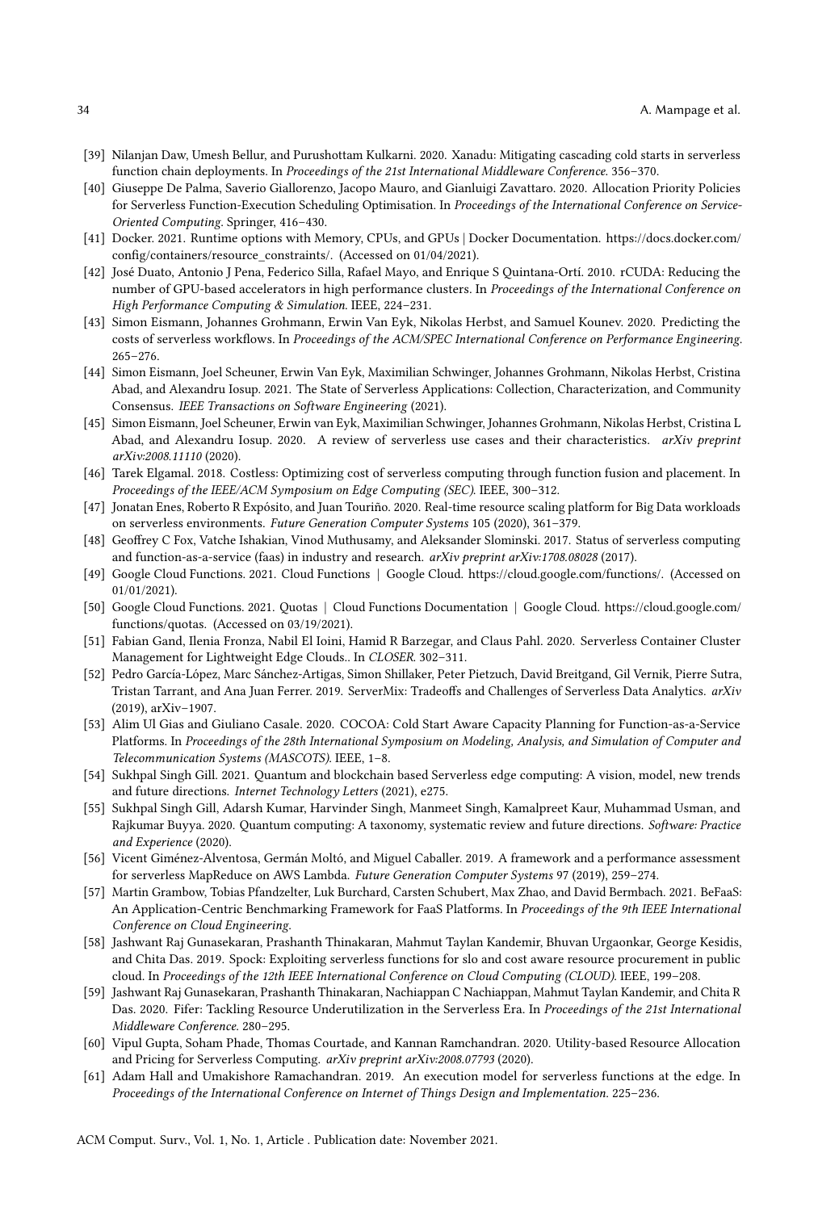- [39] Nilanjan Daw, Umesh Bellur, and Purushottam Kulkarni. 2020. Xanadu: Mitigating cascading cold starts in serverless function chain deployments. In *Proceedings of the 21st International Middleware Conference*. 356–370.
- [40] Giuseppe De Palma, Saverio Giallorenzo, Jacopo Mauro, and Gianluigi Zavattaro. 2020. Allocation Priority Policies for Serverless Function-Execution Scheduling Optimisation. In *Proceedings of the International Conference on Service-Oriented Computing*. Springer, 416–430.
- [41] Docker. 2021. Runtime options with Memory, CPUs, and GPUs | Docker Documentation. https://docs.docker.com/config/containers/resource_constraints/. (Accessed on 01/04/2021).
- [42] José Duato, Antonio J Pena, Federico Silla, Rafael Mayo, and Enrique S Quintana-Ortí. 2010. rCUDA: Reducing the number of GPU-based accelerators in high performance clusters. In *Proceedings of the International Conference on High Performance Computing & Simulation*. IEEE, 224–231.
- [43] Simon Eismann, Johannes Grohmann, Erwin Van Eyk, Nikolas Herbst, and Samuel Kounev. 2020. Predicting the costs of serverless workflows. In *Proceedings of the ACM/SPEC International Conference on Performance Engineering*. 265–276.
- [44] Simon Eismann, Joel Scheuner, Erwin Van Eyk, Maximilian Schwinger, Johannes Grohmann, Nikolas Herbst, Cristina Abad, and Alexandru Iosup. 2021. The State of Serverless Applications: Collection, Characterization, and Community Consensus. *IEEE Transactions on Software Engineering* (2021).
- [45] Simon Eismann, Joel Scheuner, Erwin van Eyk, Maximilian Schwinger, Johannes Grohmann, Nikolas Herbst, Cristina L Abad, and Alexandru Iosup. 2020. A review of serverless use cases and their characteristics. *arXiv preprint arXiv:2008.11110* (2020).
- [46] Tarek Elgamal. 2018. Costless: Optimizing cost of serverless computing through function fusion and placement. In *Proceedings of the IEEE/ACM Symposium on Edge Computing (SEC)*. IEEE, 300–312.
- [47] Jonatan Enes, Roberto R Expósito, and Juan Touriño. 2020. Real-time resource scaling platform for Big Data workloads on serverless environments. *Future Generation Computer Systems* 105 (2020), 361–379.
- [48] Geoffrey C Fox, Vatche Ishakian, Vinod Muthusamy, and Aleksander Slominski. 2017. Status of serverless computing and function-as-a-service (faas) in industry and research. *arXiv preprint arXiv:1708.08028* (2017).
- [49] Google Cloud Functions. 2021. Cloud Functions | Google Cloud. https://cloud.google.com/functions/. (Accessed on 01/01/2021).
- [50] Google Cloud Functions. 2021. Quotas | Cloud Functions Documentation | Google Cloud. https://cloud.google.com/functions/quotas. (Accessed on 03/19/2021).
- [51] Fabian Gand, Ilenia Fronza, Nabil El Ioini, Hamid R Barzegar, and Claus Pahl. 2020. Serverless Container Cluster Management for Lightweight Edge Clouds.. In *CLOSER*. 302–311.
- [52] Pedro García-López, Marc Sánchez-Artigas, Simon Shillaker, Peter Pietzuch, David Breitgand, Gil Vernik, Pierre Sutra, Tristan Tarrant, and Ana Juan Ferrer. 2019. ServerMix: Tradeoffs and Challenges of Serverless Data Analytics. *arXiv* (2019), arXiv–1907.
- [53] Alim Ul Gias and Giuliano Casale. 2020. COCOA: Cold Start Aware Capacity Planning for Function-as-a-Service Platforms. In *Proceedings of the 28th International Symposium on Modeling, Analysis, and Simulation of Computer and Telecommunication Systems (MASCOTS)*. IEEE, 1–8.
- [54] Sukhpal Singh Gill. 2021. Quantum and blockchain based Serverless edge computing: A vision, model, new trends and future directions. *Internet Technology Letters* (2021), e275.
- [55] Sukhpal Singh Gill, Adarsh Kumar, Harvinder Singh, Manmeet Singh, Kamalpreet Kaur, Muhammad Usman, and Rajkumar Buyya. 2020. Quantum computing: A taxonomy, systematic review and future directions. *Software: Practice and Experience* (2020).
- [56] Vicent Giménez-Alventosa, Germán Moltó, and Miguel Caballer. 2019. A framework and a performance assessment for serverless MapReduce on AWS Lambda. *Future Generation Computer Systems* 97 (2019), 259–274.
- [57] Martin Grambow, Tobias Pfandzelter, Luk Burchard, Carsten Schubert, Max Zhao, and David Bermbach. 2021. BeFaaS: An Application-Centric Benchmarking Framework for FaaS Platforms. In *Proceedings of the 9th IEEE International Conference on Cloud Engineering*.
- [58] Jashwant Raj Gunasekaran, Prashanth Thinakaran, Mahmut Taylan Kandemir, Bhuvan Urgaonkar, George Kesidis, and Chita Das. 2019. Spock: Exploiting serverless functions for slo and cost aware resource procurement in public cloud. In *Proceedings of the 12th IEEE International Conference on Cloud Computing (CLOUD)*. IEEE, 199–208.
- [59] Jashwant Raj Gunasekaran, Prashanth Thinakaran, Nachiappan C Nachiappan, Mahmut Taylan Kandemir, and Chita R Das. 2020. Fifer: Tackling Resource Underutilization in the Serverless Era. In *Proceedings of the 21st International Middleware Conference*. 280–295.
- [60] Vipul Gupta, Soham Phade, Thomas Courtade, and Kannan Ramchandran. 2020. Utility-based Resource Allocation and Pricing for Serverless Computing. *arXiv preprint arXiv:2008.07793* (2020).
- [61] Adam Hall and Umakishore Ramachandran. 2019. An execution model for serverless functions at the edge. In *Proceedings of the International Conference on Internet of Things Design and Implementation*. 225–236.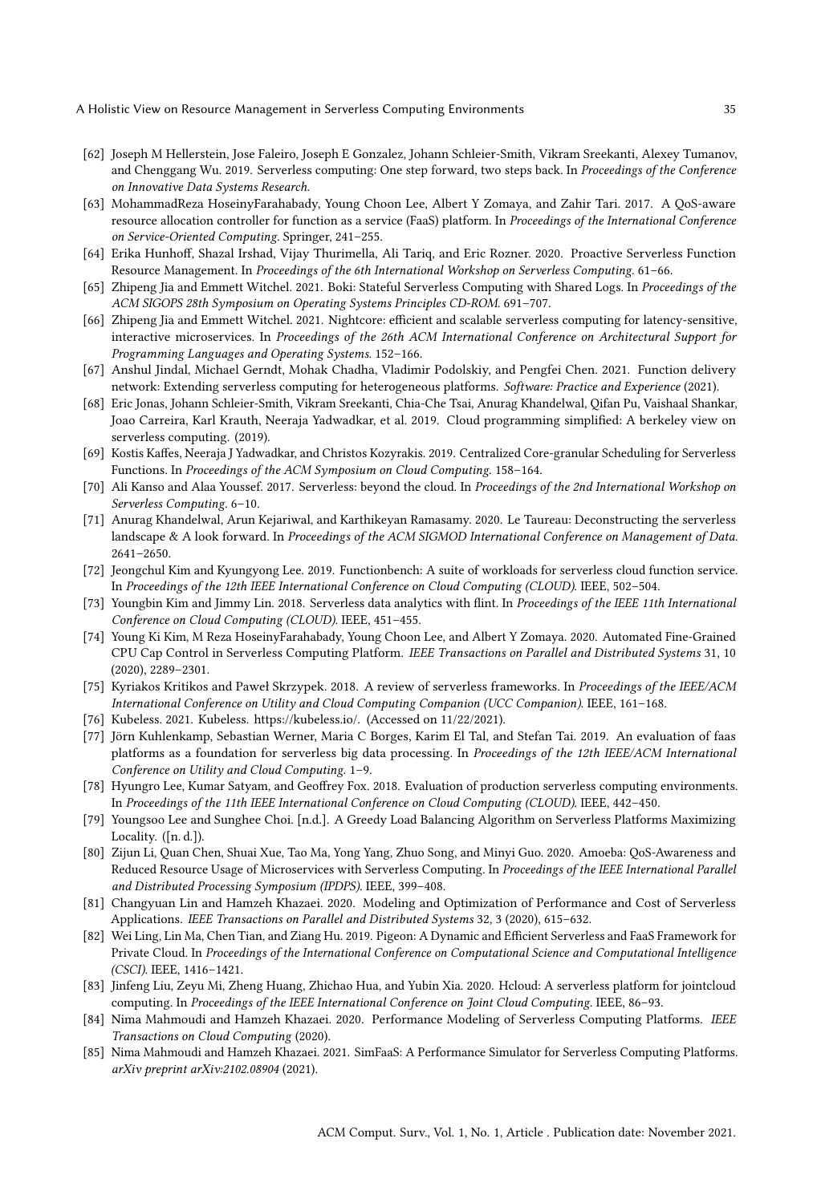[62] Joseph M Hellerstein, Jose Faleiro, Joseph E Gonzalez, Johann Schleier-Smith, Vikram Sreekanti, Alexey Tumanov, and Chenggang Wu. 2019. Serverless computing: One step forward, two steps back. In *Proceedings of the Conference on Innovative Data Systems Research*.

[63] MohammadReza HoseinyFarahabady, Young Choon Lee, Albert Y Zomaya, and Zahir Tari. 2017. A QoS-aware resource allocation controller for function as a service (FaaS) platform. In *Proceedings of the International Conference on Service-Oriented Computing*. Springer, 241–255.

[64] Erika Hunhoff, Shazal Irshad, Vijay Thurimella, Ali Tariq, and Eric Rozner. 2020. Proactive Serverless Function Resource Management. In *Proceedings of the 6th International Workshop on Serverless Computing*. 61–66.

[65] Zhipeng Jia and Emmett Witchel. 2021. Boki: Stateful Serverless Computing with Shared Logs. In *Proceedings of the ACM SIGOPS 28th Symposium on Operating Systems Principles CD-ROM*. 691–707.

[66] Zhipeng Jia and Emmett Witchel. 2021. Nightcore: efficient and scalable serverless computing for latency-sensitive, interactive microservices. In *Proceedings of the 26th ACM International Conference on Architectural Support for Programming Languages and Operating Systems*. 152–166.

[67] Anshul Jindal, Michael Gerndt, Mohak Chadha, Vladimir Podolskiy, and Pengfei Chen. 2021. Function delivery network: Extending serverless computing for heterogeneous platforms. *Software: Practice and Experience* (2021).

[68] Eric Jonas, Johann Schleier-Smith, Vikram Sreekanti, Chia-Che Tsai, Anurag Khandelwal, Qifan Pu, Vaishaal Shankar, Joao Carreira, Karl Krauth, Neeraja Yadwadkar, et al. 2019. Cloud programming simplified: A berkeley view on serverless computing. (2019).

[69] Kostis Kaffes, Neeraja J Yadwadkar, and Christos Kozyrakis. 2019. Centralized Core-granular Scheduling for Serverless Functions. In *Proceedings of the ACM Symposium on Cloud Computing*. 158–164.

[70] Ali Kanso and Alaa Youssef. 2017. Serverless: beyond the cloud. In *Proceedings of the 2nd International Workshop on Serverless Computing*. 6–10.

[71] Anurag Khandelwal, Arun Kejariwal, and Karthikeyan Ramasamy. 2020. Le Taureau: Deconstructing the serverless landscape & A look forward. In *Proceedings of the ACM SIGMOD International Conference on Management of Data*. 2641–2650.

[72] Jeongchul Kim and Kyungyong Lee. 2019. Functionbench: A suite of workloads for serverless cloud function service. In *Proceedings of the 12th IEEE International Conference on Cloud Computing (CLOUD)*. IEEE, 502–504.

[73] Youngbin Kim and Jimmy Lin. 2018. Serverless data analytics with flint. In *Proceedings of the IEEE 11th International Conference on Cloud Computing (CLOUD)*. IEEE, 451–455.

[74] Young Ki Kim, M Reza HoseinyFarahabady, Young Choon Lee, and Albert Y Zomaya. 2020. Automated Fine-Grained CPU Cap Control in Serverless Computing Platform. *IEEE Transactions on Parallel and Distributed Systems* 31, 10 (2020), 2289–2301.

[75] Kyriakos Kritikos and Paweł Skrzypek. 2018. A review of serverless frameworks. In *Proceedings of the IEEE/ACM International Conference on Utility and Cloud Computing Companion (UCC Companion)*. IEEE, 161–168.

[76] Kubeless. 2021. Kubeless. https://kubeless.io/. (Accessed on 11/22/2021).

[77] Jörn Kuhlenkamp, Sebastian Werner, Maria C Borges, Karim El Tal, and Stefan Tai. 2019. An evaluation of faas platforms as a foundation for serverless big data processing. In *Proceedings of the 12th IEEE/ACM International Conference on Utility and Cloud Computing*. 1–9.

[78] Hyungro Lee, Kumar Satyam, and Geoffrey Fox. 2018. Evaluation of production serverless computing environments. In *Proceedings of the 11th IEEE International Conference on Cloud Computing (CLOUD)*. IEEE, 442–450.

[79] Youngsoo Lee and Sunghee Choi. [n.d.]. A Greedy Load Balancing Algorithm on Serverless Platforms Maximizing Locality. ([n. d.]).

[80] Zijun Li, Quan Chen, Shuai Xue, Tao Ma, Yong Yang, Zhuo Song, and Minyi Guo. 2020. Amoeba: QoS-Awareness and Reduced Resource Usage of Microservices with Serverless Computing. In *Proceedings of the IEEE International Parallel and Distributed Processing Symposium (IPDPS)*. IEEE, 399–408.

[81] Changyuan Lin and Hamzeh Khazaei. 2020. Modeling and Optimization of Performance and Cost of Serverless Applications. *IEEE Transactions on Parallel and Distributed Systems* 32, 3 (2020), 615–632.

[82] Wei Ling, Lin Ma, Chen Tian, and Ziang Hu. 2019. Pigeon: A Dynamic and Efficient Serverless and FaaS Framework for Private Cloud. In *Proceedings of the International Conference on Computational Science and Computational Intelligence (CSCI)*. IEEE, 1416–1421.

[83] Jinfeng Liu, Zeyu Mi, Zheng Huang, Zhichao Hua, and Yubin Xia. 2020. Hcloud: A serverless platform for jointcloud computing. In *Proceedings of the IEEE International Conference on Joint Cloud Computing*. IEEE, 86–93.

[84] Nima Mahmoudi and Hamzeh Khazaei. 2020. Performance Modeling of Serverless Computing Platforms. *IEEE Transactions on Cloud Computing* (2020).

[85] Nima Mahmoudi and Hamzeh Khazaei. 2021. SimFaaS: A Performance Simulator for Serverless Computing Platforms. *arXiv preprint arXiv:2102.08904* (2021).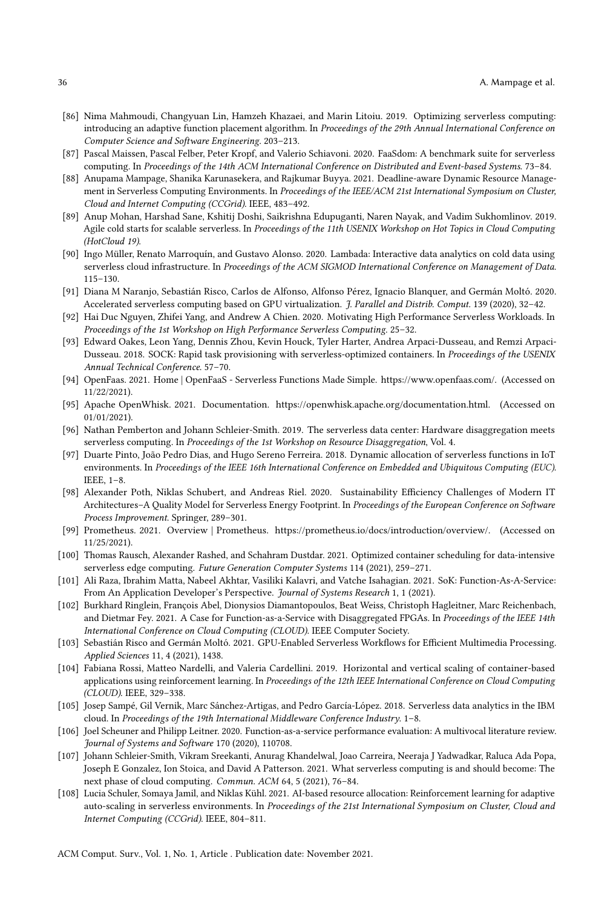[86] Nima Mahmoudi, Changyuan Lin, Hamzeh Khazaei, and Marin Litoiu. 2019. Optimizing serverless computing: introducing an adaptive function placement algorithm. In *Proceedings of the 29th Annual International Conference on Computer Science and Software Engineering*. 203–213.

[87] Pascal Maissen, Pascal Felber, Peter Kropf, and Valerio Schiavoni. 2020. FaaSdom: A benchmark suite for serverless computing. In *Proceedings of the 14th ACM International Conference on Distributed and Event-based Systems*. 73–84.

[88] Anupama Mampage, Shanika Karunasekera, and Rajkumar Buyya. 2021. Deadline-aware Dynamic Resource Management in Serverless Computing Environments. In *Proceedings of the IEEE/ACM 21st International Symposium on Cluster, Cloud and Internet Computing (CCGrid)*. IEEE, 483–492.

[89] Anup Mohan, Harshad Sane, Kshitij Doshi, Saikrishna Edupuganti, Naren Nayak, and Vadim Sukhomlinov. 2019. Agile cold starts for scalable serverless. In *Proceedings of the 11th USENIX Workshop on Hot Topics in Cloud Computing (HotCloud 19)*.

[90] Ingo Müller, Renato Marroquín, and Gustavo Alonso. 2020. Lambada: Interactive data analytics on cold data using serverless cloud infrastructure. In *Proceedings of the ACM SIGMOD International Conference on Management of Data*. 115–130.

[91] Diana M Naranjo, Sebastián Risco, Carlos de Alfonso, Alfonso Pérez, Ignacio Blanquer, and Germán Moltó. 2020. Accelerated serverless computing based on GPU virtualization. *J. Parallel and Distrib. Comput.* 139 (2020), 32–42.

[92] Hai Duc Nguyen, Zhifei Yang, and Andrew A Chien. 2020. Motivating High Performance Serverless Workloads. In *Proceedings of the 1st Workshop on High Performance Serverless Computing*. 25–32.

[93] Edward Oakes, Leon Yang, Dennis Zhou, Kevin Houck, Tyler Harter, Andrea Arpaci-Dusseau, and Remzi Arpaci-Dusseau. 2018. SOCK: Rapid task provisioning with serverless-optimized containers. In *Proceedings of the USENIX Annual Technical Conference*. 57–70.

[94] OpenFaas. 2021. Home | OpenFaaS - Serverless Functions Made Simple. https://www.openfaas.com/. (Accessed on 11/22/2021).

[95] Apache OpenWhisk. 2021. Documentation. https://openwhisk.apache.org/documentation.html. (Accessed on 01/01/2021).

[96] Nathan Pemberton and Johann Schleier-Smith. 2019. The serverless data center: Hardware disaggregation meets serverless computing. In *Proceedings of the 1st Workshop on Resource Disaggregation*, Vol. 4.

[97] Duarte Pinto, João Pedro Dias, and Hugo Sereno Ferreira. 2018. Dynamic allocation of serverless functions in IoT environments. In *Proceedings of the IEEE 16th International Conference on Embedded and Ubiquitous Computing (EUC)*. IEEE, 1–8.

[98] Alexander Poth, Niklas Schubert, and Andreas Riel. 2020. Sustainability Efficiency Challenges of Modern IT Architectures–A Quality Model for Serverless Energy Footprint. In *Proceedings of the European Conference on Software Process Improvement*. Springer, 289–301.

[99] Prometheus. 2021. Overview | Prometheus. https://prometheus.io/docs/introduction/overview/. (Accessed on 11/25/2021).

[100] Thomas Rausch, Alexander Rashed, and Schahram Dustdar. 2021. Optimized container scheduling for data-intensive serverless edge computing. *Future Generation Computer Systems* 114 (2021), 259–271.

[101] Ali Raza, Ibrahim Matta, Nabeel Akhtar, Vasiliki Kalavri, and Vatche Isahagian. 2021. SoK: Function-As-A-Service: From An Application Developer's Perspective. *Journal of Systems Research* 1, 1 (2021).

[102] Burkhard Ringlein, François Abel, Dionysios Diamantopoulos, Beat Weiss, Christoph Hagleitner, Marc Reichenbach, and Dietmar Fey. 2021. A Case for Function-as-a-Service with Disaggregated FPGAs. In *Proceedings of the IEEE 14th International Conference on Cloud Computing (CLOUD)*. IEEE Computer Society.

[103] Sebastián Risco and Germán Moltó. 2021. GPU-Enabled Serverless Workflows for Efficient Multimedia Processing. *Applied Sciences* 11, 4 (2021), 1438.

[104] Fabiana Rossi, Matteo Nardelli, and Valeria Cardellini. 2019. Horizontal and vertical scaling of container-based applications using reinforcement learning. In *Proceedings of the 12th IEEE International Conference on Cloud Computing (CLOUD)*. IEEE, 329–338.

[105] Josep Sampé, Gil Vernik, Marc Sánchez-Artigas, and Pedro García-López. 2018. Serverless data analytics in the IBM cloud. In *Proceedings of the 19th International Middleware Conference Industry*. 1–8.

[106] Joel Scheuner and Philipp Leitner. 2020. Function-as-a-service performance evaluation: A multivocal literature review. *Journal of Systems and Software* 170 (2020), 110708.

[107] Johann Schleier-Smith, Vikram Sreekanti, Anurag Khandelwal, Joao Carreira, Neeraja J Yadwadkar, Raluca Ada Popa, Joseph E Gonzalez, Ion Stoica, and David A Patterson. 2021. What serverless computing is and should become: The next phase of cloud computing. *Commun. ACM* 64, 5 (2021), 76–84.

[108] Lucia Schuler, Somaya Jamil, and Niklas Kühl. 2021. AI-based resource allocation: Reinforcement learning for adaptive auto-scaling in serverless environments. In *Proceedings of the 21st International Symposium on Cluster, Cloud and Internet Computing (CCGrid)*. IEEE, 804–811.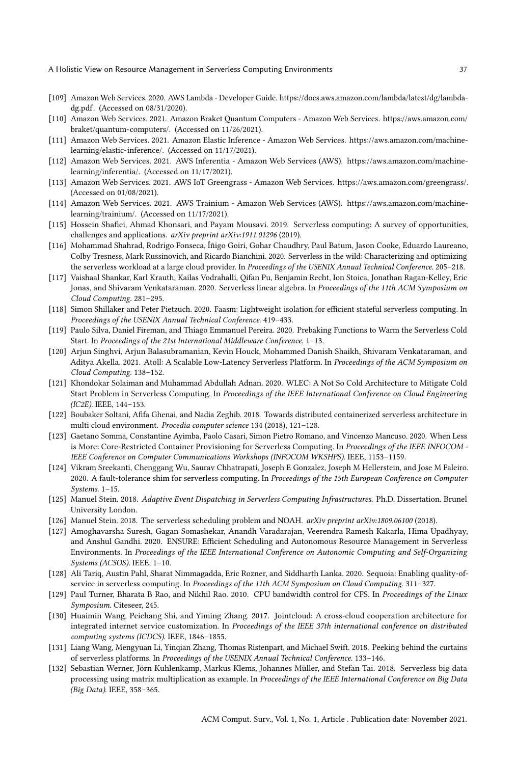- [109] Amazon Web Services. 2020. AWS Lambda - Developer Guide. https://docs.aws.amazon.com/lambda/latest/dg/lambda-dg.pdf. (Accessed on 08/31/2020).
- [110] Amazon Web Services. 2021. Amazon Braket Quantum Computers - Amazon Web Services. https://aws.amazon.com/braket/quantum-computers/. (Accessed on 11/26/2021).
- [111] Amazon Web Services. 2021. Amazon Elastic Inference - Amazon Web Services. https://aws.amazon.com/machine-learning/elastic-inference/. (Accessed on 11/17/2021).
- [112] Amazon Web Services. 2021. AWS Inferentia - Amazon Web Services (AWS). https://aws.amazon.com/machine-learning/inferentia/. (Accessed on 11/17/2021).
- [113] Amazon Web Services. 2021. AWS IoT Greengrass - Amazon Web Services. https://aws.amazon.com/greengrass/. (Accessed on 01/08/2021).
- [114] Amazon Web Services. 2021. AWS Trainium - Amazon Web Services (AWS). https://aws.amazon.com/machine-learning/trainium/. (Accessed on 11/17/2021).
- [115] Hossein Shafiei, Ahmad Khonsari, and Payam Mousavi. 2019. Serverless computing: A survey of opportunities, challenges and applications. *arXiv preprint arXiv:1911.01296* (2019).
- [116] Mohammad Shahrad, Rodrigo Fonseca, Íñigo Goiri, Gohar Chaudhry, Paul Batum, Jason Cooke, Eduardo Laureano, Colby Tresness, Mark Russinovich, and Ricardo Bianchini. 2020. Serverless in the wild: Characterizing and optimizing the serverless workload at a large cloud provider. In *Proceedings of the USENIX Annual Technical Conference*. 205–218.
- [117] Vaishaal Shankar, Karl Krauth, Kailas Vodrahalli, Qifan Pu, Benjamin Recht, Ion Stoica, Jonathan Ragan-Kelley, Eric Jonas, and Shivaram Venkataraman. 2020. Serverless linear algebra. In *Proceedings of the 11th ACM Symposium on Cloud Computing*. 281–295.
- [118] Simon Shillaker and Peter Pietzuch. 2020. Faasm: Lightweight isolation for efficient stateful serverless computing. In *Proceedings of the USENIX Annual Technical Conference*. 419–433.
- [119] Paulo Silva, Daniel Fireman, and Thiago Emmanuel Pereira. 2020. Prebaking Functions to Warm the Serverless Cold Start. In *Proceedings of the 21st International Middleware Conference*. 1–13.
- [120] Arjun Singhvi, Arjun Balasubramanian, Kevin Houck, Mohammed Danish Shaikh, Shivaram Venkataraman, and Aditya Akella. 2021. Atoll: A Scalable Low-Latency Serverless Platform. In *Proceedings of the ACM Symposium on Cloud Computing*. 138–152.
- [121] Khondokar Solaiman and Muhammad Abdullah Adnan. 2020. WLEC: A Not So Cold Architecture to Mitigate Cold Start Problem in Serverless Computing. In *Proceedings of the IEEE International Conference on Cloud Engineering (IC2E)*. IEEE, 144–153.
- [122] Boubaker Soltani, Afifa Ghenai, and Nadia Zeghib. 2018. Towards distributed containerized serverless architecture in multi cloud environment. *Procedia computer science* 134 (2018), 121–128.
- [123] Gaetano Somma, Constantine Ayimba, Paolo Casari, Simon Pietro Romano, and Vincenzo Mancuso. 2020. When Less is More: Core-Restricted Container Provisioning for Serverless Computing. In *Proceedings of the IEEE INFOCOM - IEEE Conference on Computer Communications Workshops (INFOCOM WKSHPS)*. IEEE, 1153–1159.
- [124] Vikram Sreekanti, Chenggang Wu, Saurav Chhatrapati, Joseph E Gonzalez, Joseph M Hellerstein, and Jose M Faleiro. 2020. A fault-tolerance shim for serverless computing. In *Proceedings of the 15th European Conference on Computer Systems*. 1–15.
- [125] Manuel Stein. 2018. *Adaptive Event Dispatching in Serverless Computing Infrastructures*. Ph.D. Dissertation. Brunel University London.
- [126] Manuel Stein. 2018. The serverless scheduling problem and NOAH. *arXiv preprint arXiv:1809.06100* (2018).
- [127] Amoghavarsha Suresh, Gagan Somashekar, Anandh Varadarajan, Veerendra Ramesh Kakarla, Hima Upadhyay, and Anshul Gandhi. 2020. ENSURE: Efficient Scheduling and Autonomous Resource Management in Serverless Environments. In *Proceedings of the IEEE International Conference on Autonomic Computing and Self-Organizing Systems (ACSOS)*. IEEE, 1–10.
- [128] Ali Tariq, Austin Pahl, Sharat Nimmagadda, Eric Rozner, and Siddharth Lanka. 2020. Sequoia: Enabling quality-of-service in serverless computing. In *Proceedings of the 11th ACM Symposium on Cloud Computing*. 311–327.
- [129] Paul Turner, Bharata B Rao, and Nikhil Rao. 2010. CPU bandwidth control for CFS. In *Proceedings of the Linux Symposium*. Citeseer, 245.
- [130] Huaimin Wang, Peichang Shi, and Yiming Zhang. 2017. Jointcloud: A cross-cloud cooperation architecture for integrated internet service customization. In *Proceedings of the IEEE 37th international conference on distributed computing systems (ICDCS)*. IEEE, 1846–1855.
- [131] Liang Wang, Mengyuan Li, Yinqian Zhang, Thomas Ristenpart, and Michael Swift. 2018. Peeking behind the curtains of serverless platforms. In *Proceedings of the USENIX Annual Technical Conference*. 133–146.
- [132] Sebastian Werner, Jörn Kuhlenkamp, Markus Klems, Johannes Müller, and Stefan Tai. 2018. Serverless big data processing using matrix multiplication as example. In *Proceedings of the IEEE International Conference on Big Data (Big Data)*. IEEE, 358–365.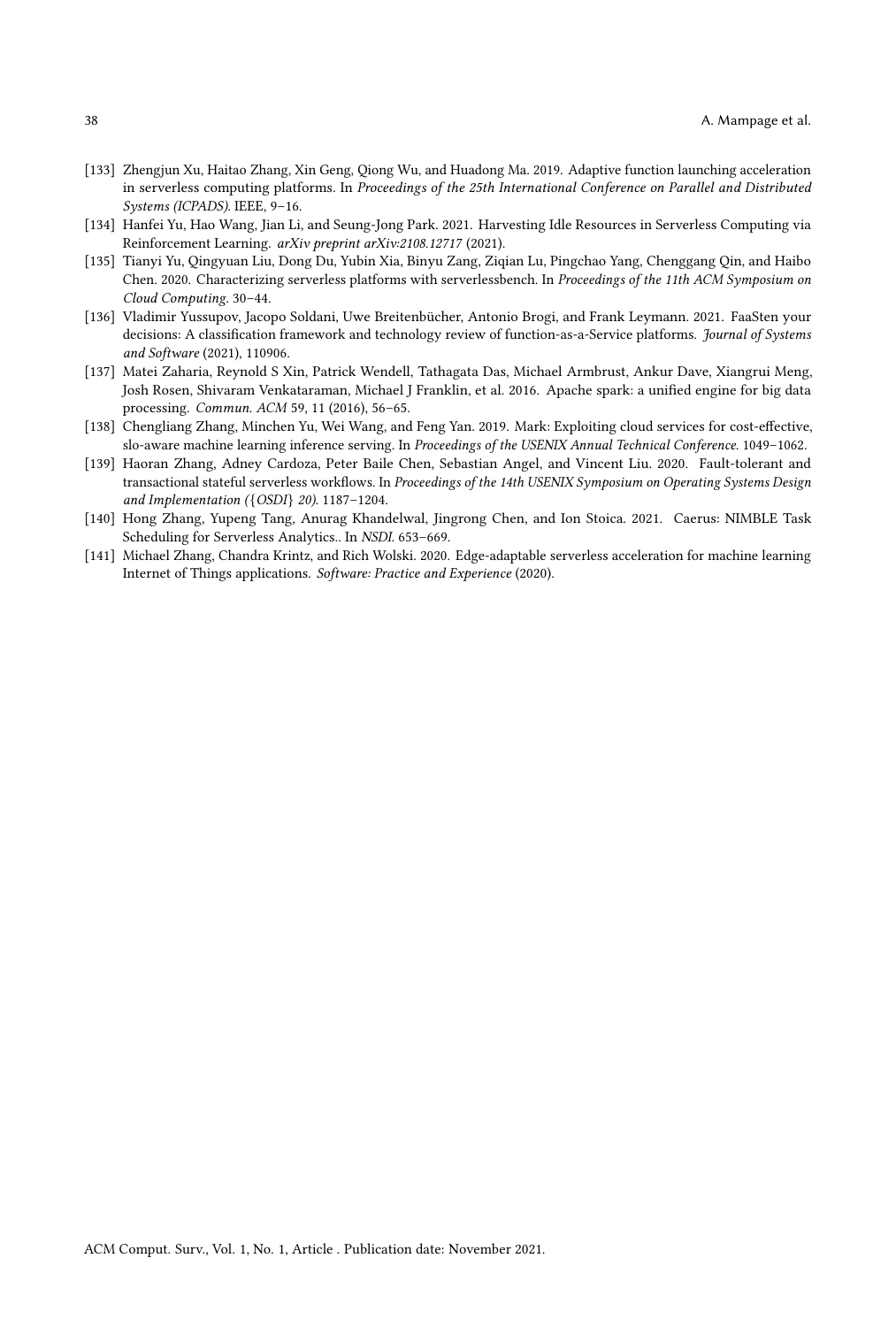- [133] Zhengjun Xu, Haitao Zhang, Xin Geng, Qiong Wu, and Huadong Ma. 2019. Adaptive function launching acceleration in serverless computing platforms. In *Proceedings of the 25th International Conference on Parallel and Distributed Systems (ICPADS)*. IEEE, 9–16.
- [134] Hanfei Yu, Hao Wang, Jian Li, and Seung-Jong Park. 2021. Harvesting Idle Resources in Serverless Computing via Reinforcement Learning. *arXiv preprint arXiv:2108.12717* (2021).
- [135] Tianyi Yu, Qingyuan Liu, Dong Du, Yubin Xia, Binyu Zang, Ziqian Lu, Pingchao Yang, Chenggang Qin, and Haibo Chen. 2020. Characterizing serverless platforms with serverlessbench. In *Proceedings of the 11th ACM Symposium on Cloud Computing*. 30–44.
- [136] Vladimir Yussupov, Jacopo Soldani, Uwe Breitenbücher, Antonio Brogi, and Frank Leymann. 2021. FaaSten your decisions: A classification framework and technology review of function-as-a-Service platforms. *Journal of Systems and Software* (2021), 110906.
- [137] Matei Zaharia, Reynold S Xin, Patrick Wendell, Tathagata Das, Michael Armbrust, Ankur Dave, Xiangrui Meng, Josh Rosen, Shivaram Venkataraman, Michael J Franklin, et al. 2016. Apache spark: a unified engine for big data processing. *Commun. ACM* 59, 11 (2016), 56–65.
- [138] Chengliang Zhang, Minchen Yu, Wei Wang, and Feng Yan. 2019. Mark: Exploiting cloud services for cost-effective, slo-aware machine learning inference serving. In *Proceedings of the USENIX Annual Technical Conference*. 1049–1062.
- [139] Haoran Zhang, Adney Cardoza, Peter Baile Chen, Sebastian Angel, and Vincent Liu. 2020. Fault-tolerant and transactional stateful serverless workflows. In *Proceedings of the 14th USENIX Symposium on Operating Systems Design and Implementation ({OSDI} 20)*. 1187–1204.
- [140] Hong Zhang, Yupeng Tang, Anurag Khandelwal, Jingrong Chen, and Ion Stoica. 2021. Caerus: NIMBLE Task Scheduling for Serverless Analytics.. In *NSDI*. 653–669.
- [141] Michael Zhang, Chandra Krintz, and Rich Wolski. 2020. Edge-adaptable serverless acceleration for machine learning Internet of Things applications. *Software: Practice and Experience* (2020).